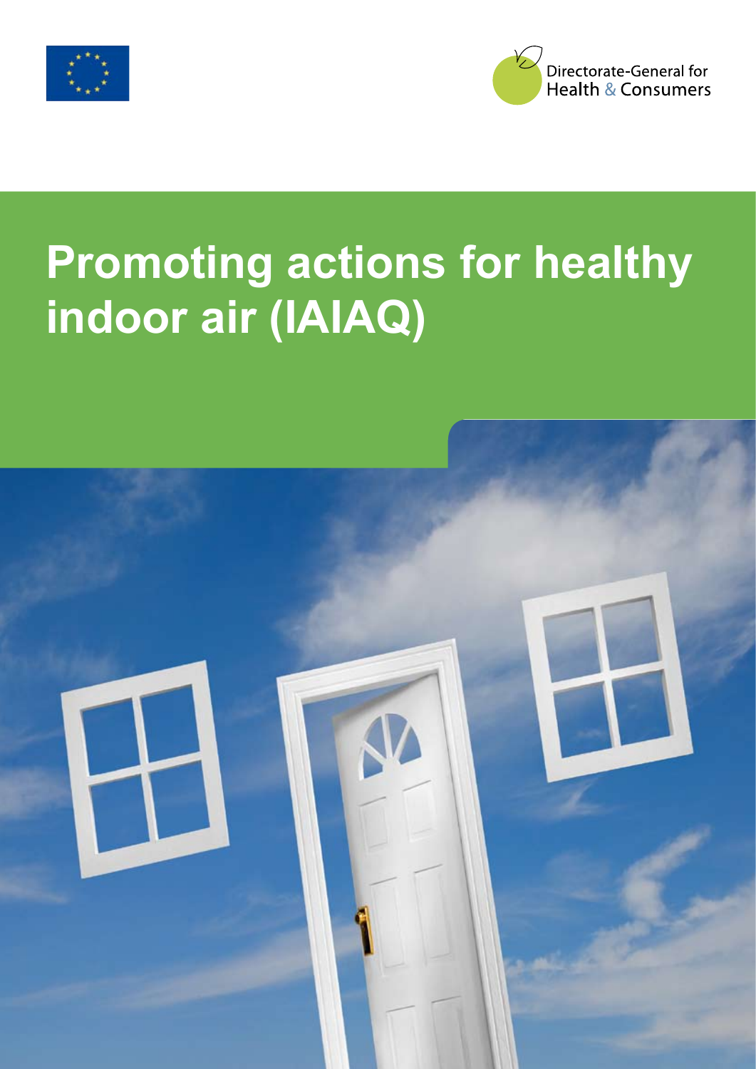Directorate-General for Health & Consumers

# Promoting actions for healthy indoor air (IAIAQ)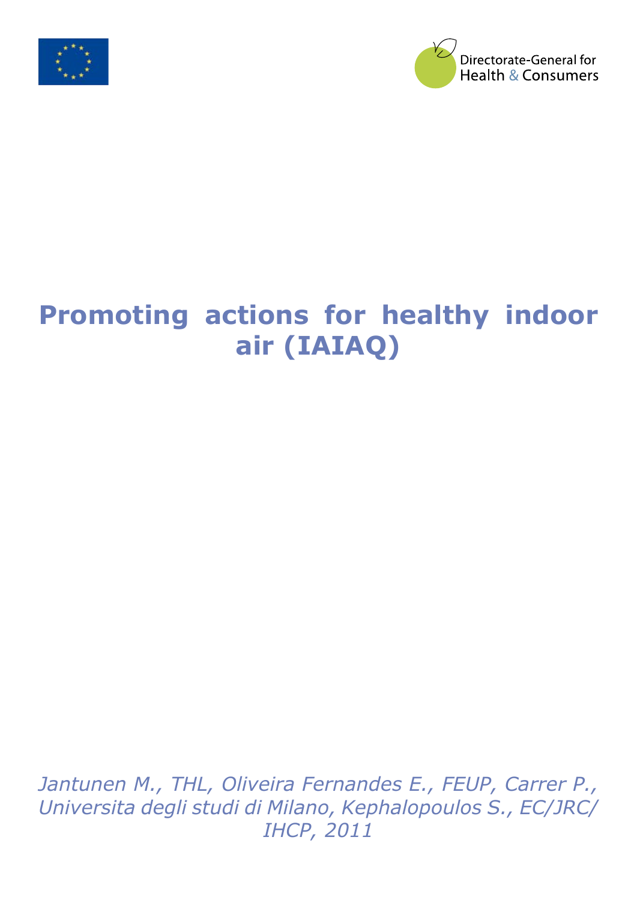Directorate-General for Health & Consumers

# Promoting actions for healthy indoor air (IAIAQ)

*Jantunen M., THL, Oliveira Fernandes E., FEUP, Carrer P., Universita degli studi di Milano, Kephalopoulos S., EC/JRC/ IHCP, 2011*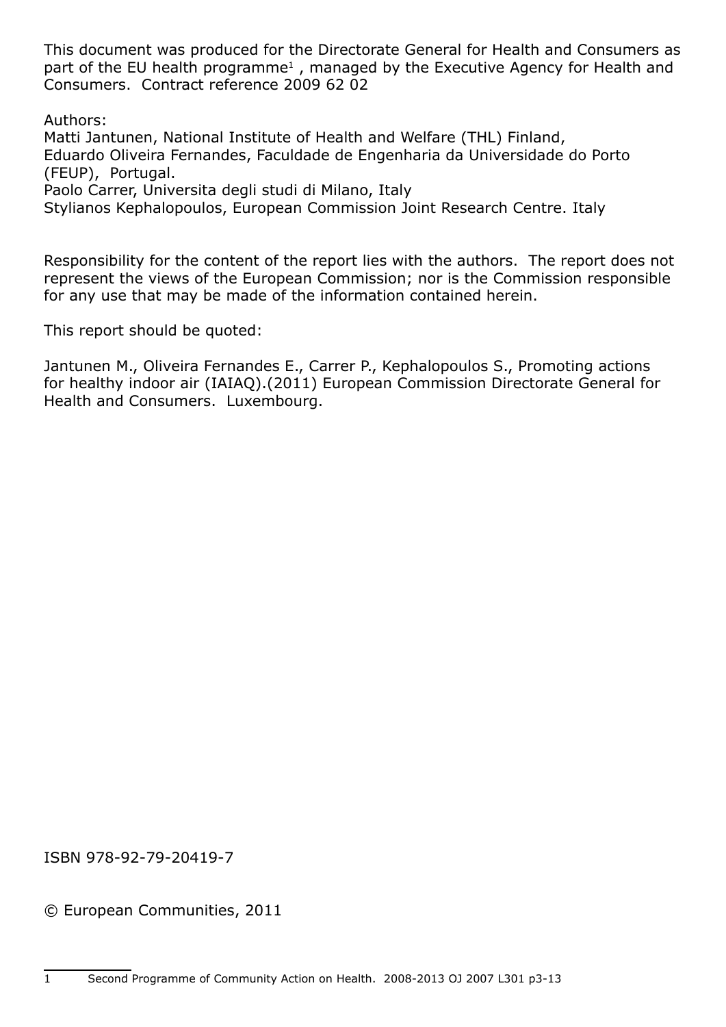This document was produced for the Directorate General for Health and Consumers as part of the EU health programme[1] , managed by the Executive Agency for Health and Consumers. Contract reference 2009 62 02

Authors:
Matti Jantunen, National Institute of Health and Welfare (THL) Finland,
Eduardo Oliveira Fernandes, Faculdade de Engenharia da Universidade do Porto (FEUP), Portugal.
Paolo Carrer, Universita degli studi di Milano, Italy
Stylianos Kephalopoulos, European Commission Joint Research Centre. Italy

Responsibility for the content of the report lies with the authors. The report does not represent the views of the European Commission; nor is the Commission responsible for any use that may be made of the information contained herein.

This report should be quoted:

Jantunen M., Oliveira Fernandes E., Carrer P., Kephalopoulos S., Promoting actions for healthy indoor air (IAIAQ).(2011) European Commission Directorate General for Health and Consumers. Luxembourg.

ISBN 978-92-79-20419-7

© European Communities, 2011

---

1 Second Programme of Community Action on Health. 2008-2013 OJ 2007 L301 p3-13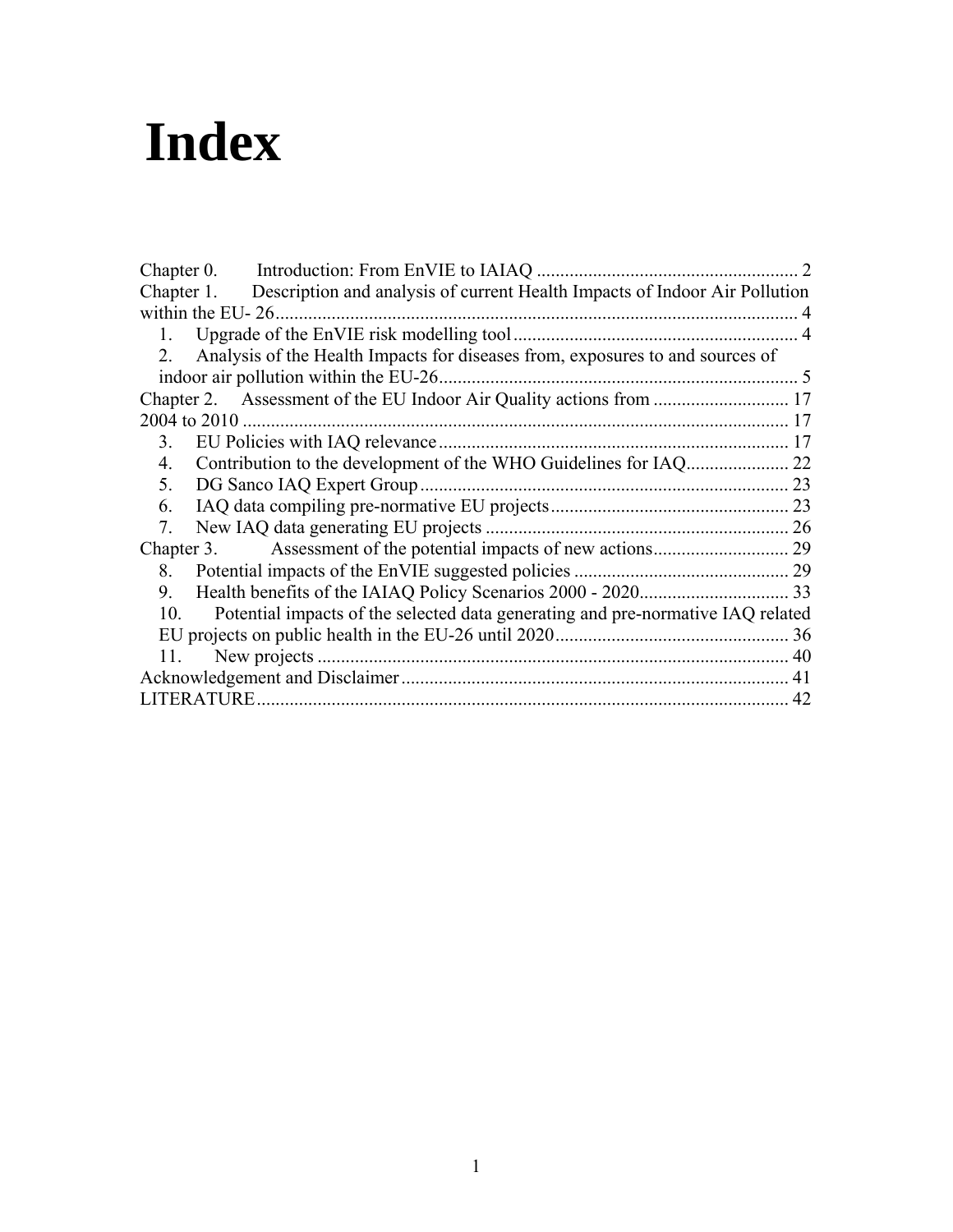# Index

Chapter 0. Introduction: From EnVIE to IAIAQ ........................................................ 2
Chapter 1. Description and analysis of current Health Impacts of Indoor Air Pollution within the EU- 26.............................................................................................................. 4
  1. Upgrade of the EnVIE risk modelling tool............................................................. 4
  2. Analysis of the Health Impacts for diseases from, exposures to and sources of indoor air pollution within the EU-26............................................................................ 5
Chapter 2. Assessment of the EU Indoor Air Quality actions from ............................. 17
2004 to 2010 ..................................................................................................................... 17
  3. EU Policies with IAQ relevance ........................................................................... 17
  4. Contribution to the development of the WHO Guidelines for IAQ...................... 22
  5. DG Sanco IAQ Expert Group ............................................................................... 23
  6. IAQ data compiling pre-normative EU projects................................................... 23
  7. New IAQ data generating EU projects ................................................................. 26
Chapter 3. Assessment of the potential impacts of new actions............................. 29
  8. Potential impacts of the EnVIE suggested policies .............................................. 29
  9. Health benefits of the IAIAQ Policy Scenarios 2000 - 2020................................ 33
  10. Potential impacts of the selected data generating and pre-normative IAQ related EU projects on public health in the EU-26 until 2020.................................................. 36
  11. New projects ..................................................................................................... 40
Acknowledgement and Disclaimer.................................................................................. 41
LITERATURE.................................................................................................................. 42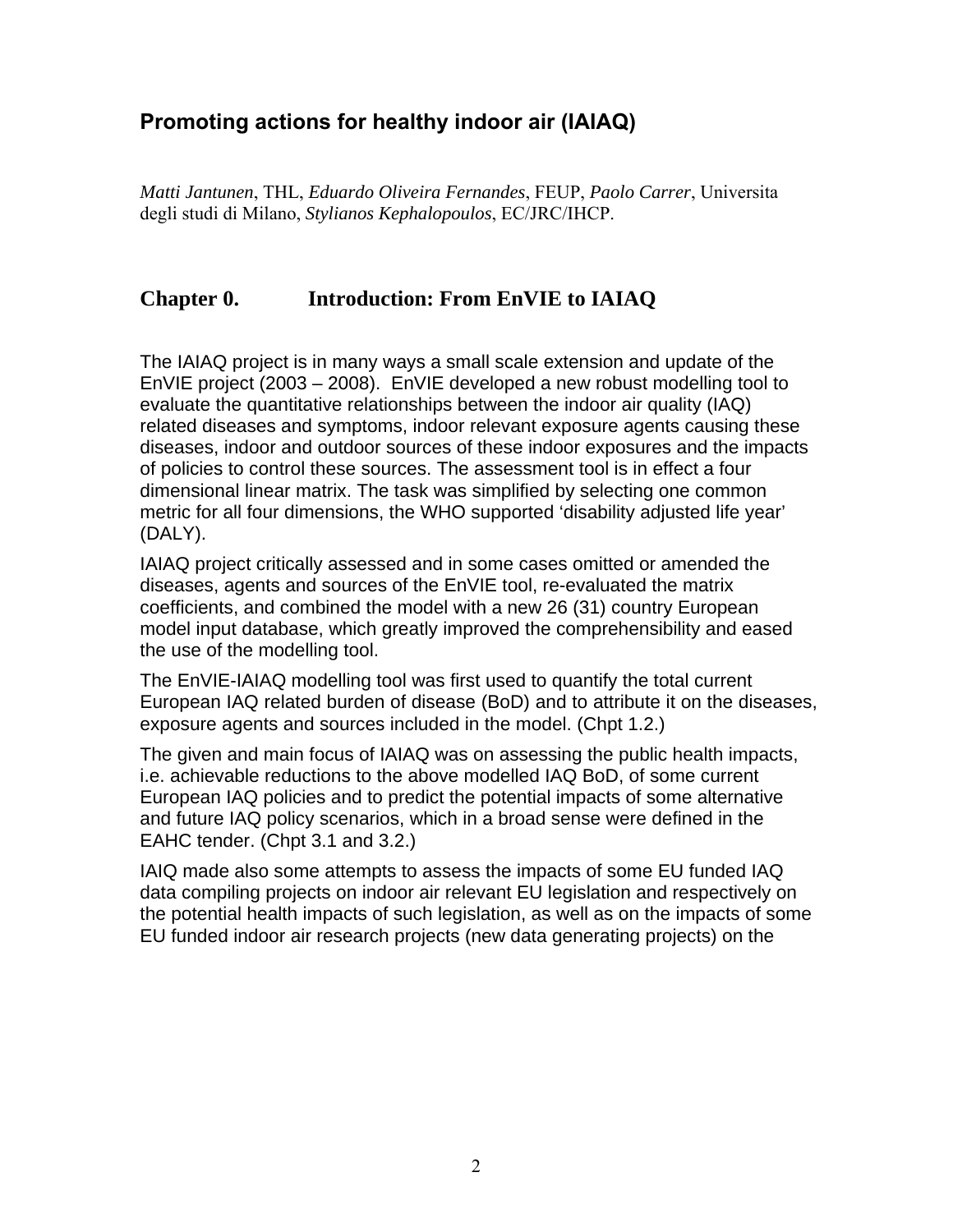# Promoting actions for healthy indoor air (IAIAQ)

*Matti Jantunen*, THL, *Eduardo Oliveira Fernandes*, FEUP, *Paolo Carrer*, Universita degli studi di Milano, *Stylianos Kephalopoulos*, EC/JRC/IHCP.

## Chapter 0. Introduction: From EnVIE to IAIAQ

The IAIAQ project is in many ways a small scale extension and update of the EnVIE project (2003 – 2008). EnVIE developed a new robust modelling tool to evaluate the quantitative relationships between the indoor air quality (IAQ) related diseases and symptoms, indoor relevant exposure agents causing these diseases, indoor and outdoor sources of these indoor exposures and the impacts of policies to control these sources. The assessment tool is in effect a four dimensional linear matrix. The task was simplified by selecting one common metric for all four dimensions, the WHO supported 'disability adjusted life year' (DALY).

IAIAQ project critically assessed and in some cases omitted or amended the diseases, agents and sources of the EnVIE tool, re-evaluated the matrix coefficients, and combined the model with a new 26 (31) country European model input database, which greatly improved the comprehensibility and eased the use of the modelling tool.

The EnVIE-IAIAQ modelling tool was first used to quantify the total current European IAQ related burden of disease (BoD) and to attribute it on the diseases, exposure agents and sources included in the model. (Chpt 1.2.)

The given and main focus of IAIAQ was on assessing the public health impacts, i.e. achievable reductions to the above modelled IAQ BoD, of some current European IAQ policies and to predict the potential impacts of some alternative and future IAQ policy scenarios, which in a broad sense were defined in the EAHC tender. (Chpt 3.1 and 3.2.)

IAIQ made also some attempts to assess the impacts of some EU funded IAQ data compiling projects on indoor air relevant EU legislation and respectively on the potential health impacts of such legislation, as well as on the impacts of some EU funded indoor air research projects (new data generating projects) on the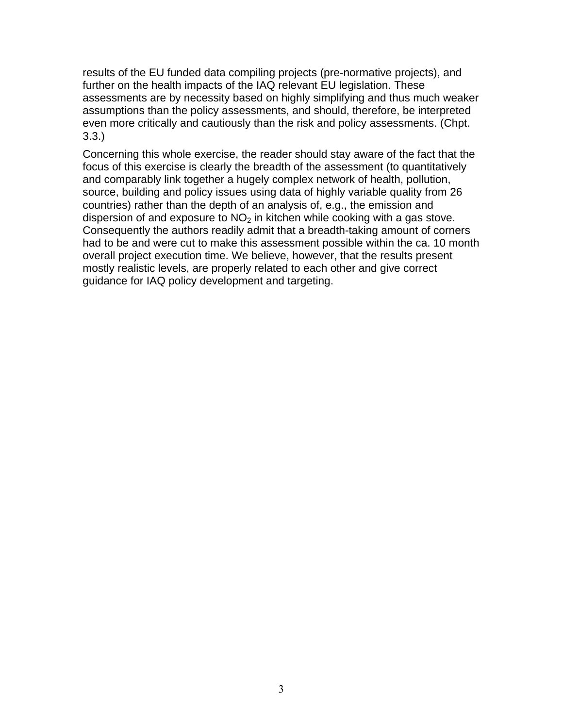results of the EU funded data compiling projects (pre-normative projects), and further on the health impacts of the IAQ relevant EU legislation. These assessments are by necessity based on highly simplifying and thus much weaker assumptions than the policy assessments, and should, therefore, be interpreted even more critically and cautiously than the risk and policy assessments. (Chpt. 3.3.)

Concerning this whole exercise, the reader should stay aware of the fact that the focus of this exercise is clearly the breadth of the assessment (to quantitatively and comparably link together a hugely complex network of health, pollution, source, building and policy issues using data of highly variable quality from 26 countries) rather than the depth of an analysis of, e.g., the emission and dispersion of and exposure to $NO_2$ in kitchen while cooking with a gas stove. Consequently the authors readily admit that a breadth-taking amount of corners had to be and were cut to make this assessment possible within the ca. 10 month overall project execution time. We believe, however, that the results present mostly realistic levels, are properly related to each other and give correct guidance for IAQ policy development and targeting.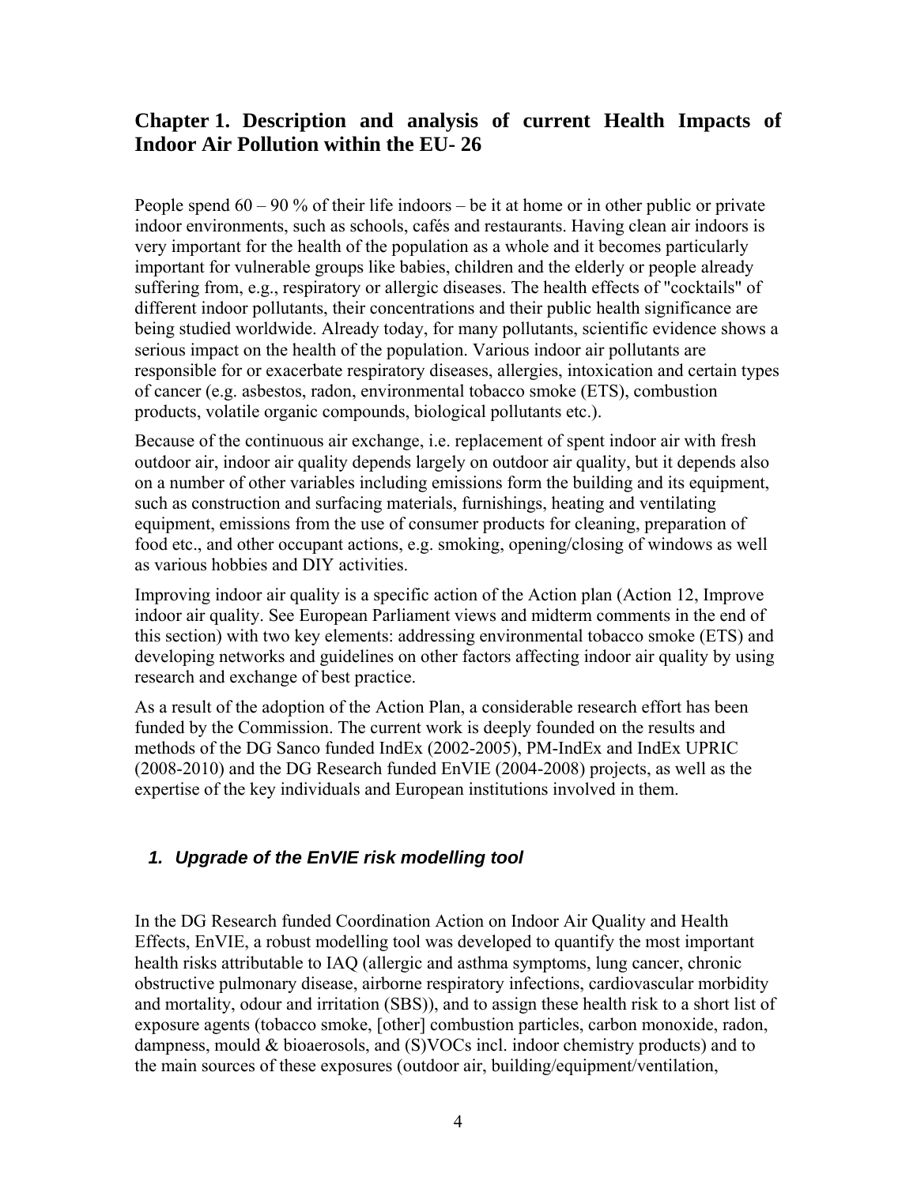## Chapter 1. Description and analysis of current Health Impacts of Indoor Air Pollution within the EU- 26

People spend 60 – 90 % of their life indoors – be it at home or in other public or private indoor environments, such as schools, cafés and restaurants. Having clean air indoors is very important for the health of the population as a whole and it becomes particularly important for vulnerable groups like babies, children and the elderly or people already suffering from, e.g., respiratory or allergic diseases. The health effects of "cocktails" of different indoor pollutants, their concentrations and their public health significance are being studied worldwide. Already today, for many pollutants, scientific evidence shows a serious impact on the health of the population. Various indoor air pollutants are responsible for or exacerbate respiratory diseases, allergies, intoxication and certain types of cancer (e.g. asbestos, radon, environmental tobacco smoke (ETS), combustion products, volatile organic compounds, biological pollutants etc.).

Because of the continuous air exchange, i.e. replacement of spent indoor air with fresh outdoor air, indoor air quality depends largely on outdoor air quality, but it depends also on a number of other variables including emissions form the building and its equipment, such as construction and surfacing materials, furnishings, heating and ventilating equipment, emissions from the use of consumer products for cleaning, preparation of food etc., and other occupant actions, e.g. smoking, opening/closing of windows as well as various hobbies and DIY activities.

Improving indoor air quality is a specific action of the Action plan (Action 12, Improve indoor air quality. See European Parliament views and midterm comments in the end of this section) with two key elements: addressing environmental tobacco smoke (ETS) and developing networks and guidelines on other factors affecting indoor air quality by using research and exchange of best practice.

As a result of the adoption of the Action Plan, a considerable research effort has been funded by the Commission. The current work is deeply founded on the results and methods of the DG Sanco funded IndEx (2002-2005), PM-IndEx and IndEx UPRIC (2008-2010) and the DG Research funded EnVIE (2004-2008) projects, as well as the expertise of the key individuals and European institutions involved in them.

### *1. Upgrade of the EnVIE risk modelling tool*

In the DG Research funded Coordination Action on Indoor Air Quality and Health Effects, EnVIE, a robust modelling tool was developed to quantify the most important health risks attributable to IAQ (allergic and asthma symptoms, lung cancer, chronic obstructive pulmonary disease, airborne respiratory infections, cardiovascular morbidity and mortality, odour and irritation (SBS)), and to assign these health risk to a short list of exposure agents (tobacco smoke, [other] combustion particles, carbon monoxide, radon, dampness, mould & bioaerosols, and (S)VOCs incl. indoor chemistry products) and to the main sources of these exposures (outdoor air, building/equipment/ventilation,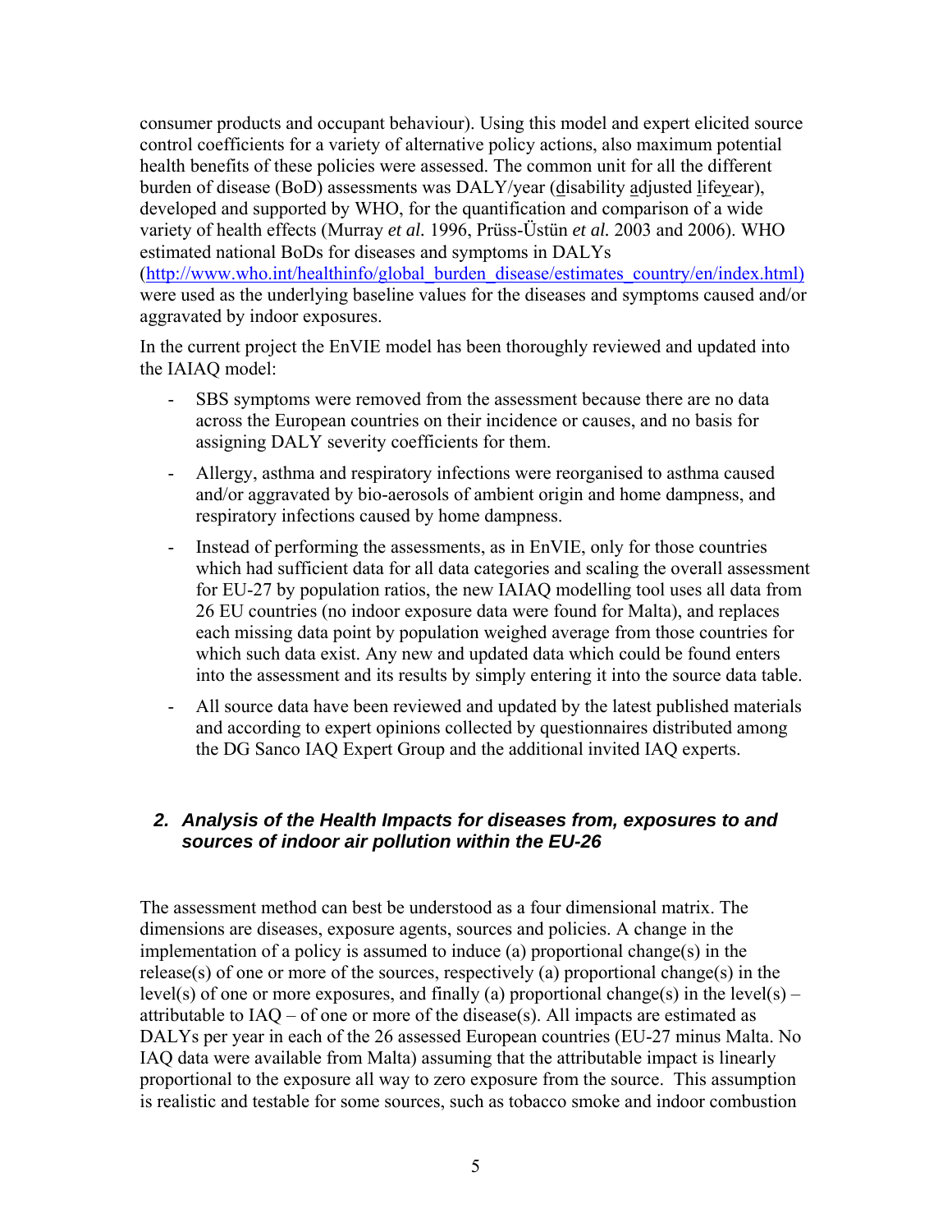consumer products and occupant behaviour). Using this model and expert elicited source control coefficients for a variety of alternative policy actions, also maximum potential health benefits of these policies were assessed. The common unit for all the different burden of disease (BoD) assessments was DALY/year (disability adjusted lifeyear), developed and supported by WHO, for the quantification and comparison of a wide variety of health effects (Murray *et al.* 1996, Prüss-Üstün *et al.* 2003 and 2006). WHO estimated national BoDs for diseases and symptoms in DALYs ([http://www.who.int/healthinfo/global_burden_disease/estimates_country/en/index.html)](http://www.who.int/healthinfo/global_burden_disease/estimates_country/en/index.html) were used as the underlying baseline values for the diseases and symptoms caused and/or aggravated by indoor exposures.

In the current project the EnVIE model has been thoroughly reviewed and updated into the IAIAQ model:

- SBS symptoms were removed from the assessment because there are no data across the European countries on their incidence or causes, and no basis for assigning DALY severity coefficients for them.
- Allergy, asthma and respiratory infections were reorganised to asthma caused and/or aggravated by bio-aerosols of ambient origin and home dampness, and respiratory infections caused by home dampness.
- Instead of performing the assessments, as in EnVIE, only for those countries which had sufficient data for all data categories and scaling the overall assessment for EU-27 by population ratios, the new IAIAQ modelling tool uses all data from 26 EU countries (no indoor exposure data were found for Malta), and replaces each missing data point by population weighed average from those countries for which such data exist. Any new and updated data which could be found enters into the assessment and its results by simply entering it into the source data table.
- All source data have been reviewed and updated by the latest published materials and according to expert opinions collected by questionnaires distributed among the DG Sanco IAQ Expert Group and the additional invited IAQ experts.

## 2. Analysis of the Health Impacts for diseases from, exposures to and sources of indoor air pollution within the EU-26

The assessment method can best be understood as a four dimensional matrix. The dimensions are diseases, exposure agents, sources and policies. A change in the implementation of a policy is assumed to induce (a) proportional change(s) in the release(s) of one or more of the sources, respectively (a) proportional change(s) in the level(s) of one or more exposures, and finally (a) proportional change(s) in the level(s) – attributable to IAQ – of one or more of the disease(s). All impacts are estimated as DALYs per year in each of the 26 assessed European countries (EU-27 minus Malta. No IAQ data were available from Malta) assuming that the attributable impact is linearly proportional to the exposure all way to zero exposure from the source. This assumption is realistic and testable for some sources, such as tobacco smoke and indoor combustion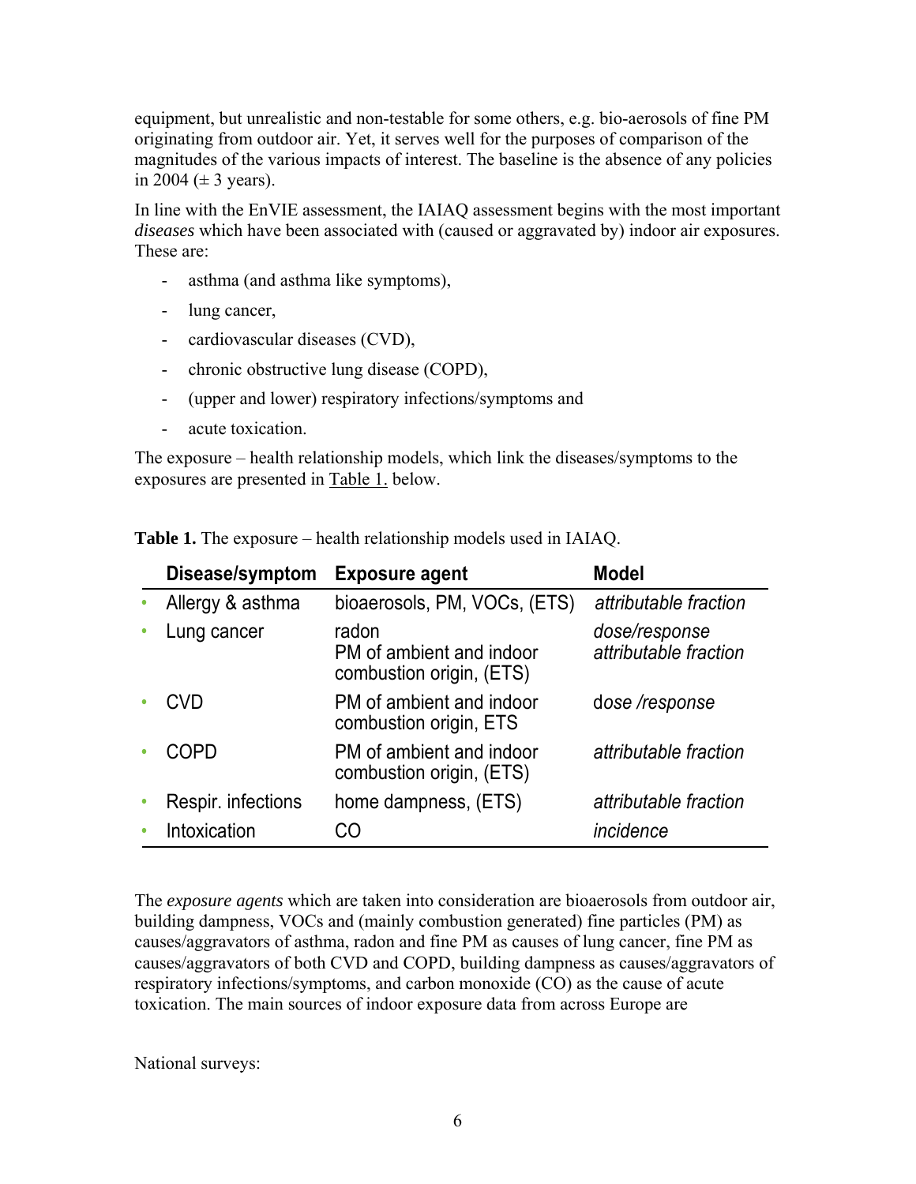equipment, but unrealistic and non-testable for some others, e.g. bio-aerosols of fine PM originating from outdoor air. Yet, it serves well for the purposes of comparison of the magnitudes of the various impacts of interest. The baseline is the absence of any policies in 2004 (± 3 years).

In line with the EnVIE assessment, the IAIAQ assessment begins with the most important *diseases* which have been associated with (caused or aggravated by) indoor air exposures. These are:

- asthma (and asthma like symptoms),
- lung cancer,
- cardiovascular diseases (CVD),
- chronic obstructive lung disease (COPD),
- (upper and lower) respiratory infections/symptoms and
- acute toxication.

The exposure – health relationship models, which link the diseases/symptoms to the exposures are presented in Table 1. below.

**Table 1.** The exposure – health relationship models used in IAIAQ.

| Disease/symptom | Exposure agent | Model |
|---|---|---|
| • Allergy & asthma | bioaerosols, PM, VOCs, (ETS) | *attributable fraction* |
| • Lung cancer | radon<br>PM of ambient and indoor combustion origin, (ETS) | *dose/response*<br>*attributable fraction* |
| • CVD | PM of ambient and indoor combustion origin, ETS | *dose /response* |
| • COPD | PM of ambient and indoor combustion origin, (ETS) | *attributable fraction* |
| • Respir. infections | home dampness, (ETS) | *attributable fraction* |
| • Intoxication | CO | *incidence* |

The *exposure agents* which are taken into consideration are bioaerosols from outdoor air, building dampness, VOCs and (mainly combustion generated) fine particles (PM) as causes/aggravators of asthma, radon and fine PM as causes of lung cancer, fine PM as causes/aggravators of both CVD and COPD, building dampness as causes/aggravators of respiratory infections/symptoms, and carbon monoxide (CO) as the cause of acute toxication. The main sources of indoor exposure data from across Europe are

National surveys: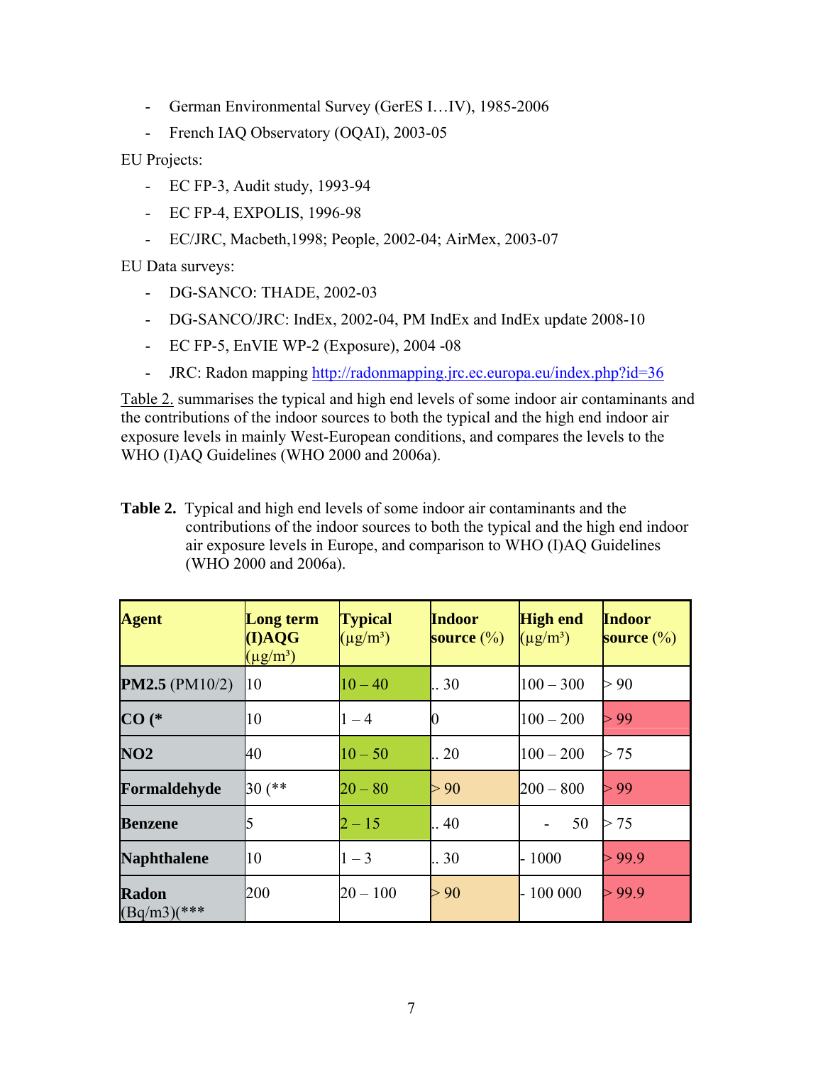- German Environmental Survey (GerES I…IV), 1985-2006
- French IAQ Observatory (OQAI), 2003-05

EU Projects:

- EC FP-3, Audit study, 1993-94
- EC FP-4, EXPOLIS, 1996-98
- EC/JRC, Macbeth,1998; People, 2002-04; AirMex, 2003-07

EU Data surveys:

- DG-SANCO: THADE, 2002-03
- DG-SANCO/JRC: IndEx, 2002-04, PM IndEx and IndEx update 2008-10
- EC FP-5, EnVIE WP-2 (Exposure), 2004 -08
- JRC: Radon mapping http://radonmapping.jrc.ec.europa.eu/index.php?id=36

Table 2. summarises the typical and high end levels of some indoor air contaminants and the contributions of the indoor sources to both the typical and the high end indoor air exposure levels in mainly West-European conditions, and compares the levels to the WHO (I)AQ Guidelines (WHO 2000 and 2006a).

**Table 2.** Typical and high end levels of some indoor air contaminants and the contributions of the indoor sources to both the typical and the high end indoor air exposure levels in Europe, and comparison to WHO (I)AQ Guidelines (WHO 2000 and 2006a).

| **Agent** | **Long term (I)AQG** (µg/m³) | **Typical** (µg/m³) | **Indoor source** (%) | **High end** (µg/m³) | **Indoor source** (%) |
|---|---|---|---|---|---|
| **PM2.5** (PM10/2) | 10 | 10 – 40 | .. 30 | 100 – 300 | > 90 |
| **CO (*** | 10 | 1 – 4 | 0 | 100 – 200 | > 99 |
| **NO2** | 40 | 10 – 50 | .. 20 | 100 – 200 | > 75 |
| **Formaldehyde** | 30 (** | 20 – 80 | > 90 | 200 – 800 | > 99 |
| **Benzene** | 5 | 2 – 15 | .. 40 | - 50 | > 75 |
| **Naphthalene** | 10 | 1 – 3 | .. 30 | - 1000 | > 99.9 |
| **Radon** (Bq/m3)(*** | 200 | 20 – 100 | > 90 | - 100 000 | > 99.9 |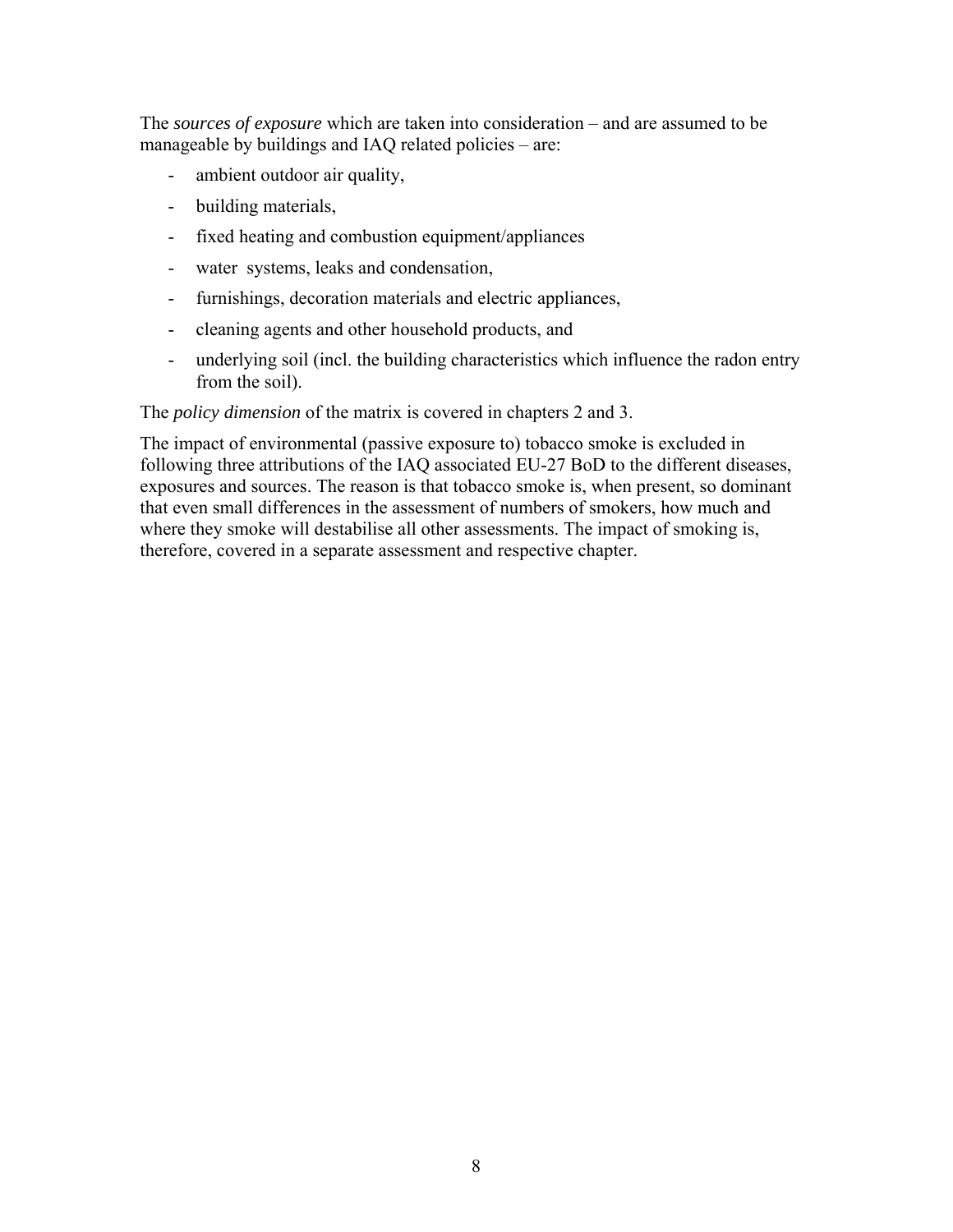The *sources of exposure* which are taken into consideration – and are assumed to be manageable by buildings and IAQ related policies – are:

- ambient outdoor air quality,
- building materials,
- fixed heating and combustion equipment/appliances
- water systems, leaks and condensation,
- furnishings, decoration materials and electric appliances,
- cleaning agents and other household products, and
- underlying soil (incl. the building characteristics which influence the radon entry from the soil).

The *policy dimension* of the matrix is covered in chapters 2 and 3.

The impact of environmental (passive exposure to) tobacco smoke is excluded in following three attributions of the IAQ associated EU-27 BoD to the different diseases, exposures and sources. The reason is that tobacco smoke is, when present, so dominant that even small differences in the assessment of numbers of smokers, how much and where they smoke will destabilise all other assessments. The impact of smoking is, therefore, covered in a separate assessment and respective chapter.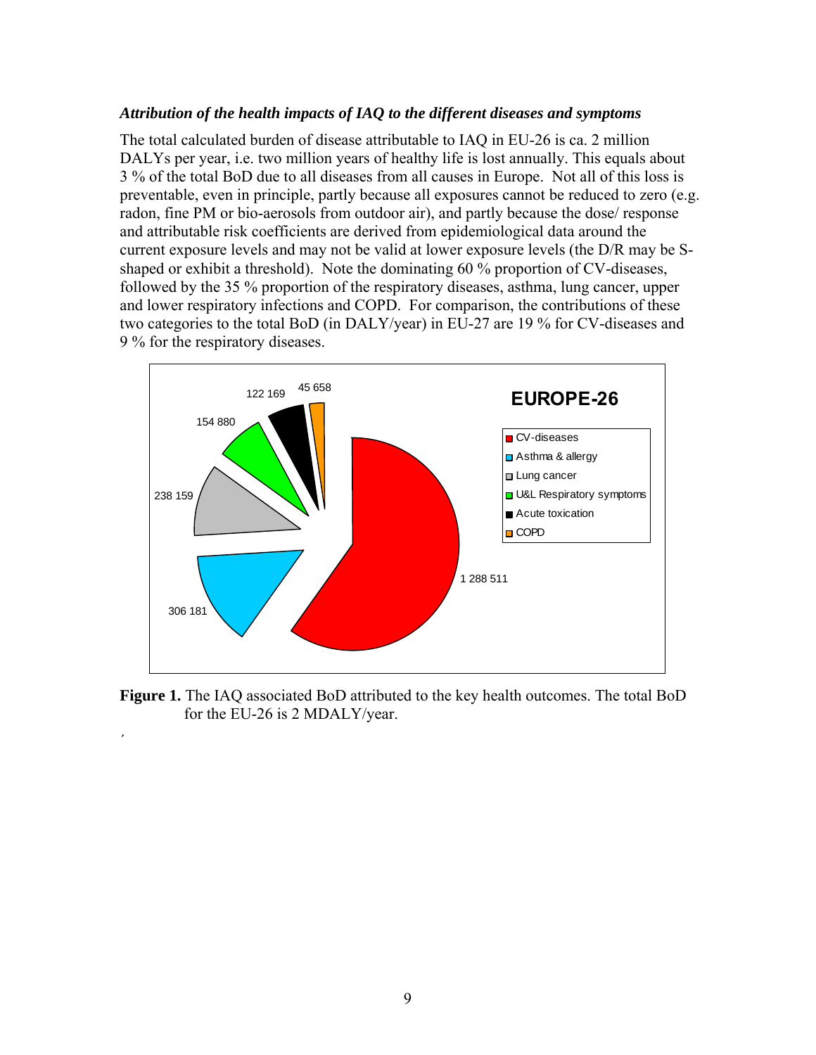***Attribution of the health impacts of IAQ to the different diseases and symptoms***

The total calculated burden of disease attributable to IAQ in EU-26 is ca. 2 million DALYs per year, i.e. two million years of healthy life is lost annually. This equals about 3 % of the total BoD due to all diseases from all causes in Europe. Not all of this loss is preventable, even in principle, partly because all exposures cannot be reduced to zero (e.g. radon, fine PM or bio-aerosols from outdoor air), and partly because the dose/ response and attributable risk coefficients are derived from epidemiological data around the current exposure levels and may not be valid at lower exposure levels (the D/R may be S-shaped or exhibit a threshold). Note the dominating 60 % proportion of CV-diseases, followed by the 35 % proportion of the respiratory diseases, asthma, lung cancer, upper and lower respiratory infections and COPD. For comparison, the contributions of these two categories to the total BoD (in DALY/year) in EU-27 are 19 % for CV-diseases and 9 % for the respiratory diseases.

EUROPE-26

CV-diseases
Asthma & allergy
Lung cancer
U&L Respiratory symptoms
Acute toxication
COPD

1 288 511
306 181
238 159
154 880
122 169
45 658

**Figure 1.** The IAQ associated BoD attributed to the key health outcomes. The total BoD for the EU-26 is 2 MDALY/year.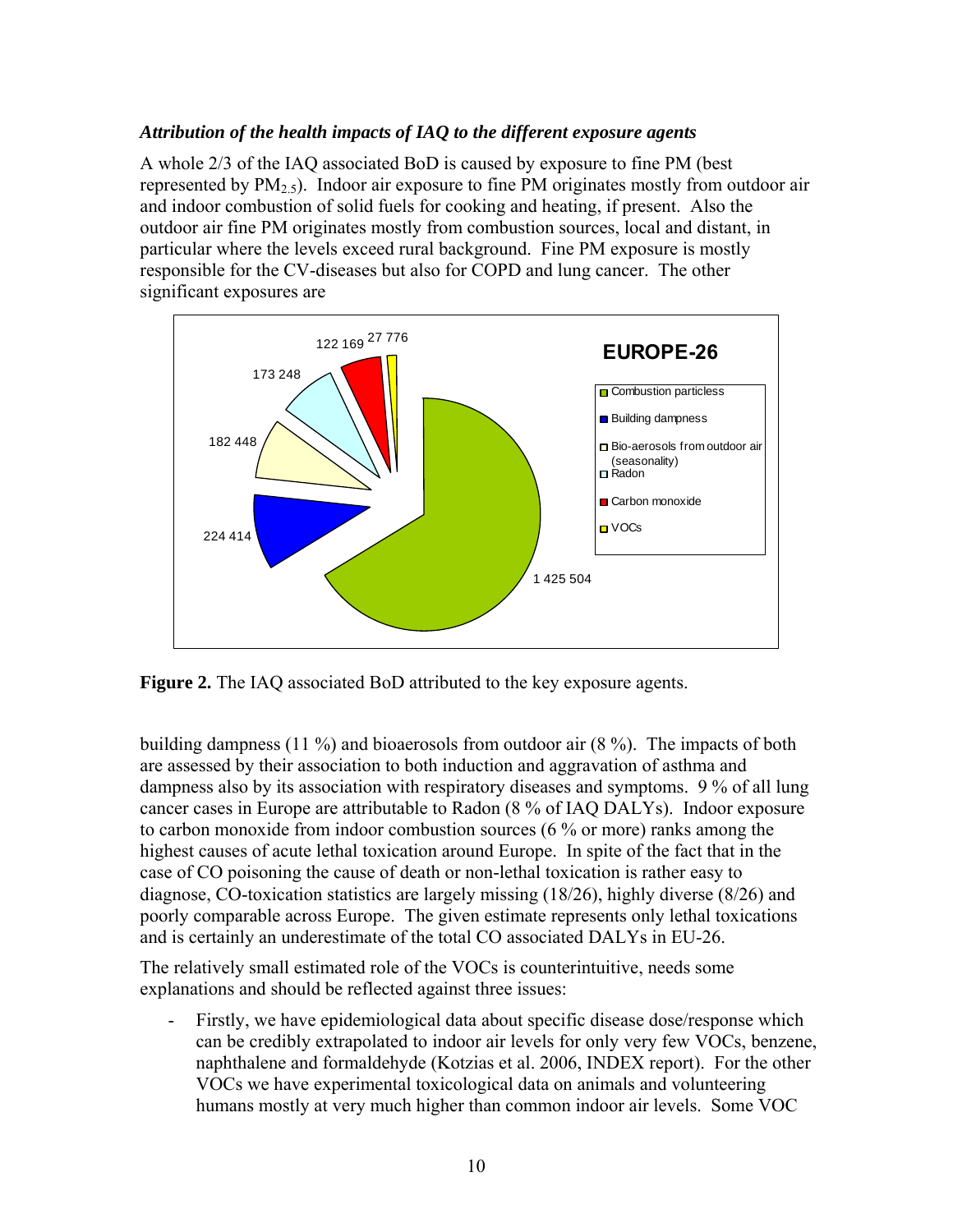### *Attribution of the health impacts of IAQ to the different exposure agents*

A whole 2/3 of the IAQ associated BoD is caused by exposure to fine PM (best represented by $PM_{2.5}$). Indoor air exposure to fine PM originates mostly from outdoor air and indoor combustion of solid fuels for cooking and heating, if present. Also the outdoor air fine PM originates mostly from combustion sources, local and distant, in particular where the levels exceed rural background. Fine PM exposure is mostly responsible for the CV-diseases but also for COPD and lung cancer. The other significant exposures are

EUROPE-26

Combustion particless

Building dampness

Bio-aerosols from outdoor air (seasonality)

Radon

Carbon monoxide

VOCs

1 425 504

224 414

182 448

173 248

122 169

27 776

**Figure 2.** The IAQ associated BoD attributed to the key exposure agents.

building dampness (11 %) and bioaerosols from outdoor air (8 %). The impacts of both are assessed by their association to both induction and aggravation of asthma and dampness also by its association with respiratory diseases and symptoms. 9 % of all lung cancer cases in Europe are attributable to Radon (8 % of IAQ DALYs). Indoor exposure to carbon monoxide from indoor combustion sources (6 % or more) ranks among the highest causes of acute lethal toxication around Europe. In spite of the fact that in the case of CO poisoning the cause of death or non-lethal toxication is rather easy to diagnose, CO-toxication statistics are largely missing (18/26), highly diverse (8/26) and poorly comparable across Europe. The given estimate represents only lethal toxications and is certainly an underestimate of the total CO associated DALYs in EU-26.

The relatively small estimated role of the VOCs is counterintuitive, needs some explanations and should be reflected against three issues:

- Firstly, we have epidemiological data about specific disease dose/response which can be credibly extrapolated to indoor air levels for only very few VOCs, benzene, naphthalene and formaldehyde (Kotzias et al. 2006, INDEX report). For the other VOCs we have experimental toxicological data on animals and volunteering humans mostly at very much higher than common indoor air levels. Some VOC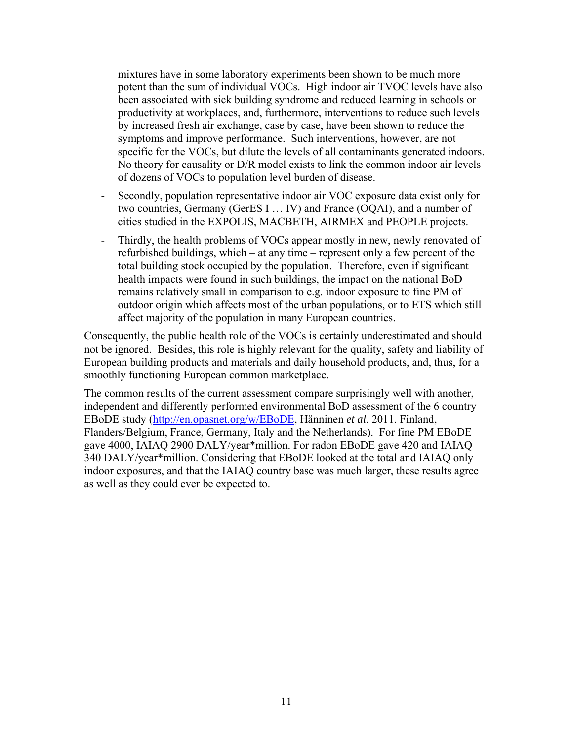mixtures have in some laboratory experiments been shown to be much more potent than the sum of individual VOCs. High indoor air TVOC levels have also been associated with sick building syndrome and reduced learning in schools or productivity at workplaces, and, furthermore, interventions to reduce such levels by increased fresh air exchange, case by case, have been shown to reduce the symptoms and improve performance. Such interventions, however, are not specific for the VOCs, but dilute the levels of all contaminants generated indoors. No theory for causality or D/R model exists to link the common indoor air levels of dozens of VOCs to population level burden of disease.

- Secondly, population representative indoor air VOC exposure data exist only for two countries, Germany (GerES I … IV) and France (OQAI), and a number of cities studied in the EXPOLIS, MACBETH, AIRMEX and PEOPLE projects.
- Thirdly, the health problems of VOCs appear mostly in new, newly renovated of refurbished buildings, which – at any time – represent only a few percent of the total building stock occupied by the population. Therefore, even if significant health impacts were found in such buildings, the impact on the national BoD remains relatively small in comparison to e.g. indoor exposure to fine PM of outdoor origin which affects most of the urban populations, or to ETS which still affect majority of the population in many European countries.

Consequently, the public health role of the VOCs is certainly underestimated and should not be ignored. Besides, this role is highly relevant for the quality, safety and liability of European building products and materials and daily household products, and, thus, for a smoothly functioning European common marketplace.

The common results of the current assessment compare surprisingly well with another, independent and differently performed environmental BoD assessment of the 6 country EBoDE study (http://en.opasnet.org/w/EBoDE, Hänninen *et al*. 2011. Finland, Flanders/Belgium, France, Germany, Italy and the Netherlands). For fine PM EBoDE gave 4000, IAIAQ 2900 DALY/year*million. For radon EBoDE gave 420 and IAIAQ 340 DALY/year*million. Considering that EBoDE looked at the total and IAIAQ only indoor exposures, and that the IAIAQ country base was much larger, these results agree as well as they could ever be expected to.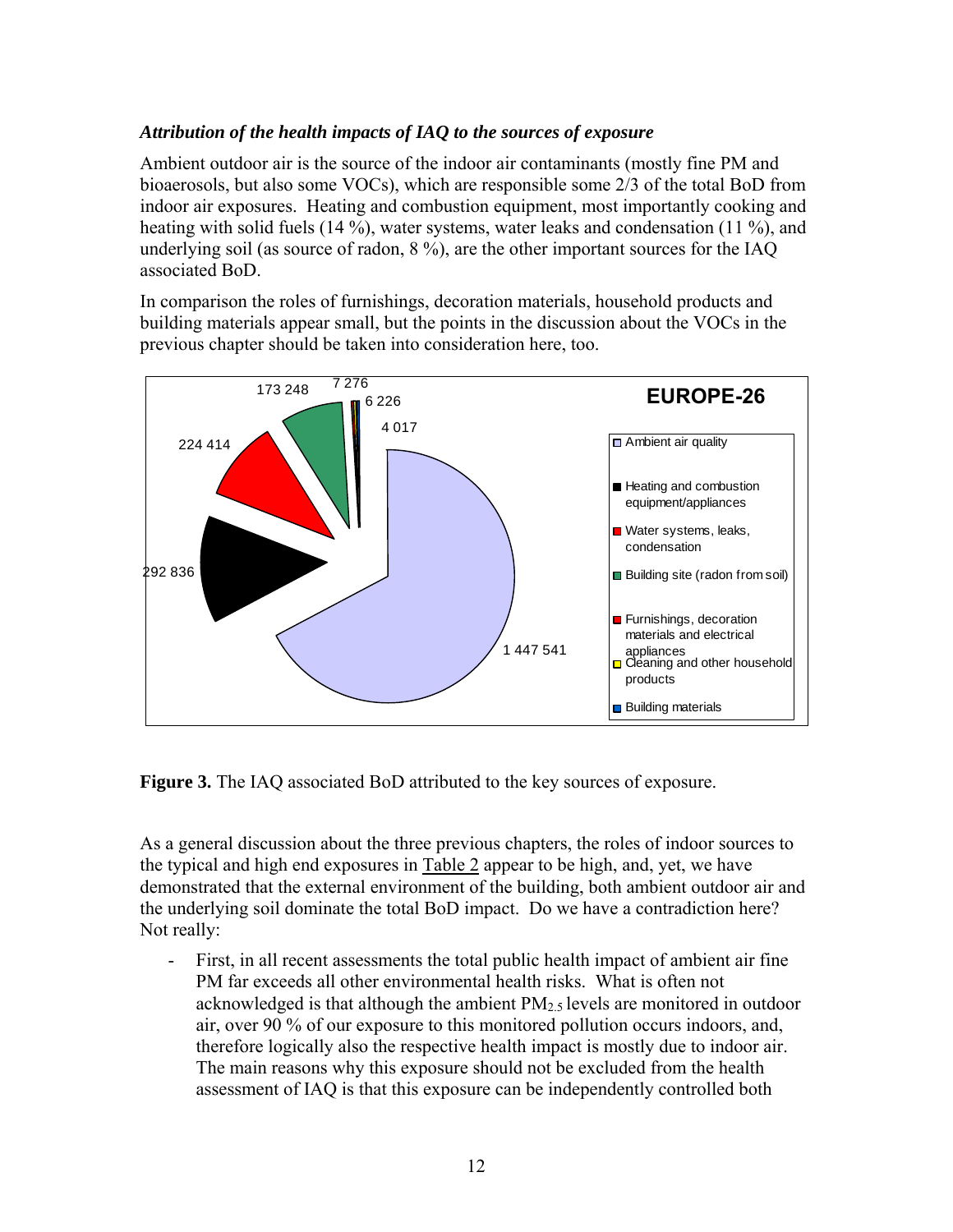***Attribution of the health impacts of IAQ to the sources of exposure***

Ambient outdoor air is the source of the indoor air contaminants (mostly fine PM and bioaerosols, but also some VOCs), which are responsible some 2/3 of the total BoD from indoor air exposures. Heating and combustion equipment, most importantly cooking and heating with solid fuels (14 %), water systems, water leaks and condensation (11 %), and underlying soil (as source of radon, 8 %), are the other important sources for the IAQ associated BoD.

In comparison the roles of furnishings, decoration materials, household products and building materials appear small, but the points in the discussion about the VOCs in the previous chapter should be taken into consideration here, too.

EUROPE-26

173 248
7 276
6 226
4 017
224 414
292 836
1 447 541

Ambient air quality
Heating and combustion equipment/appliances
Water systems, leaks, condensation
Building site (radon from soil)
Furnishings, decoration materials and electrical appliances
Cleaning and other household products
Building materials

**Figure 3.** The IAQ associated BoD attributed to the key sources of exposure.

As a general discussion about the three previous chapters, the roles of indoor sources to the typical and high end exposures in Table 2 appear to be high, and, yet, we have demonstrated that the external environment of the building, both ambient outdoor air and the underlying soil dominate the total BoD impact. Do we have a contradiction here? Not really:

- First, in all recent assessments the total public health impact of ambient air fine PM far exceeds all other environmental health risks. What is often not acknowledged is that although the ambient $PM_{2.5}$ levels are monitored in outdoor air, over 90 % of our exposure to this monitored pollution occurs indoors, and, therefore logically also the respective health impact is mostly due to indoor air. The main reasons why this exposure should not be excluded from the health assessment of IAQ is that this exposure can be independently controlled both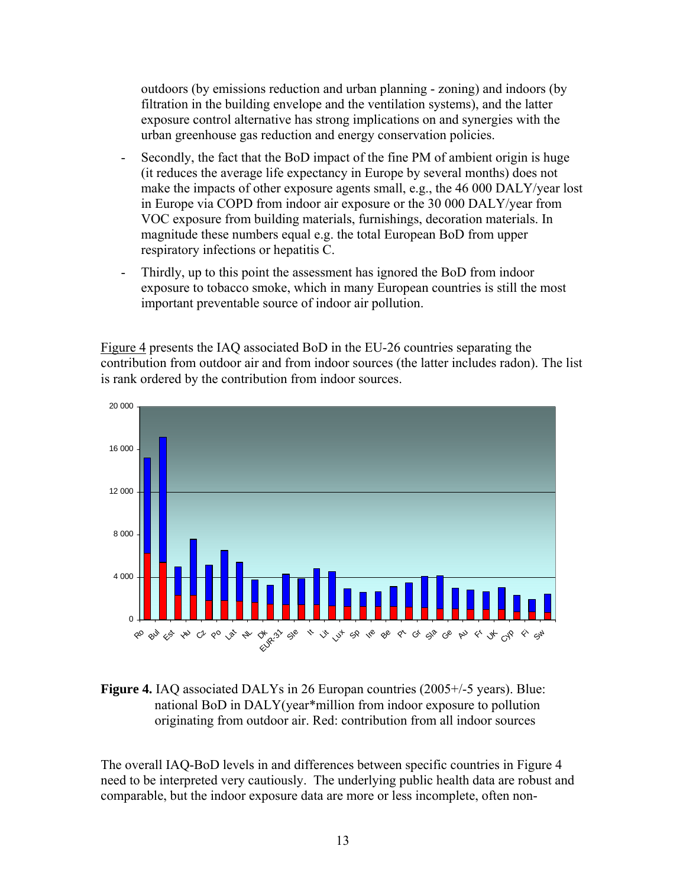outdoors (by emissions reduction and urban planning - zoning) and indoors (by filtration in the building envelope and the ventilation systems), and the latter exposure control alternative has strong implications on and synergies with the urban greenhouse gas reduction and energy conservation policies.

- Secondly, the fact that the BoD impact of the fine PM of ambient origin is huge (it reduces the average life expectancy in Europe by several months) does not make the impacts of other exposure agents small, e.g., the 46 000 DALY/year lost in Europe via COPD from indoor air exposure or the 30 000 DALY/year from VOC exposure from building materials, furnishings, decoration materials. In magnitude these numbers equal e.g. the total European BoD from upper respiratory infections or hepatitis C.
- Thirdly, up to this point the assessment has ignored the BoD from indoor exposure to tobacco smoke, which in many European countries is still the most important preventable source of indoor air pollution.

Figure 4 presents the IAQ associated BoD in the EU-26 countries separating the contribution from outdoor air and from indoor sources (the latter includes radon). The list is rank ordered by the contribution from indoor sources.

20 000
16 000
12 000
8 000
4 000
0

Ro Bul Est Hu Cz Po Lat NL Dk EUR-31 Sle It Lit Lux Sp Ire Be Pt Gr Sla Ge Au Fr UK Cyp Fi Sw

**Figure 4.** IAQ associated DALYs in 26 Europan countries (2005+/-5 years). Blue: national BoD in DALY(year*million from indoor exposure to pollution originating from outdoor air. Red: contribution from all indoor sources

The overall IAQ-BoD levels in and differences between specific countries in Figure 4 need to be interpreted very cautiously. The underlying public health data are robust and comparable, but the indoor exposure data are more or less incomplete, often non-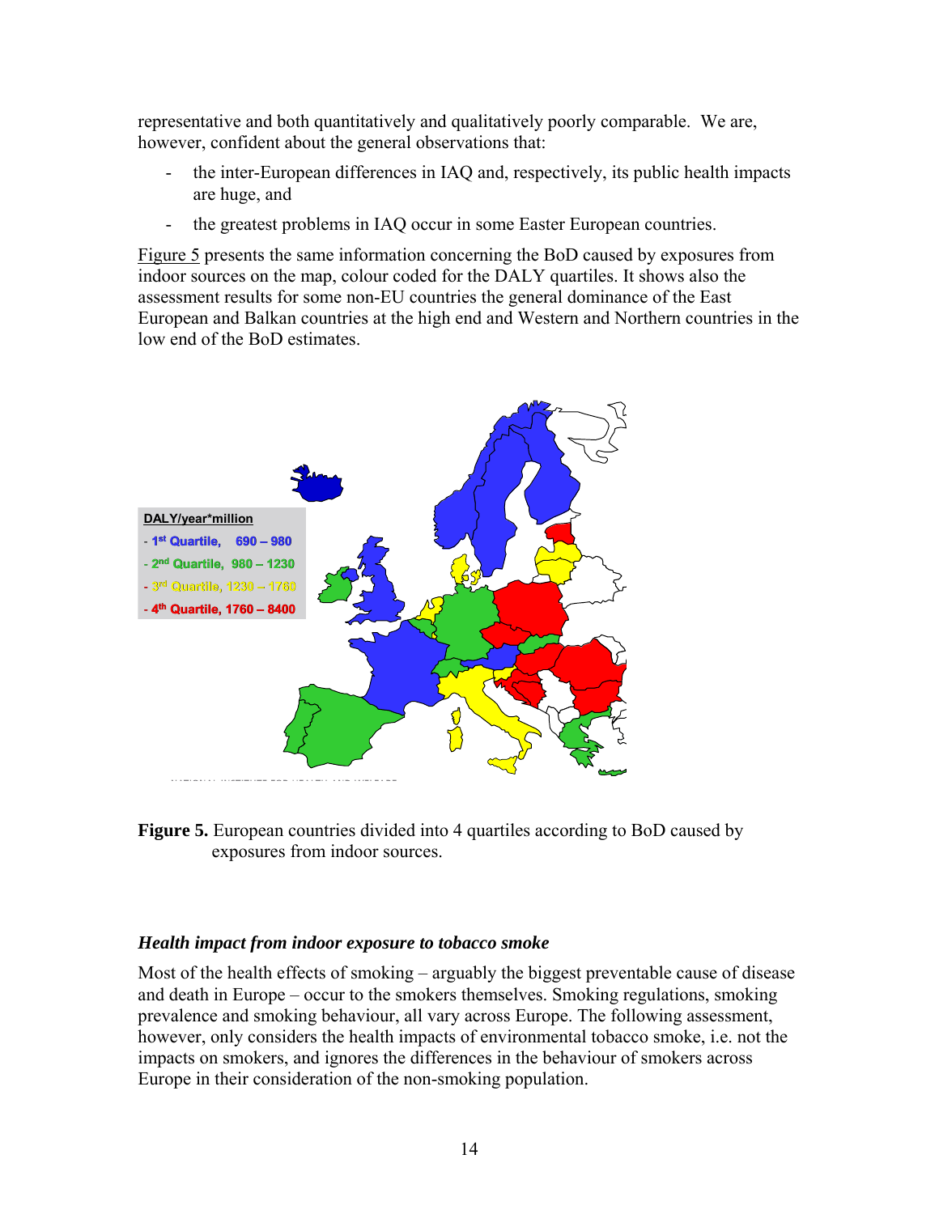representative and both quantitatively and qualitatively poorly comparable. We are, however, confident about the general observations that:

- the inter-European differences in IAQ and, respectively, its public health impacts are huge, and
- the greatest problems in IAQ occur in some Easter European countries.

Figure 5 presents the same information concerning the BoD caused by exposures from indoor sources on the map, colour coded for the DALY quartiles. It shows also the assessment results for some non-EU countries the general dominance of the East European and Balkan countries at the high end and Western and Northern countries in the low end of the BoD estimates.

DALY/year*million
- 1st Quartile, 690 – 980
- 2nd Quartile, 980 – 1230
- 3rd Quartile, 1230 – 1760
- 4th Quartile, 1760 – 8400

**Figure 5.** European countries divided into 4 quartiles according to BoD caused by exposures from indoor sources.

### *Health impact from indoor exposure to tobacco smoke*

Most of the health effects of smoking – arguably the biggest preventable cause of disease and death in Europe – occur to the smokers themselves. Smoking regulations, smoking prevalence and smoking behaviour, all vary across Europe. The following assessment, however, only considers the health impacts of environmental tobacco smoke, i.e. not the impacts on smokers, and ignores the differences in the behaviour of smokers across Europe in their consideration of the non-smoking population.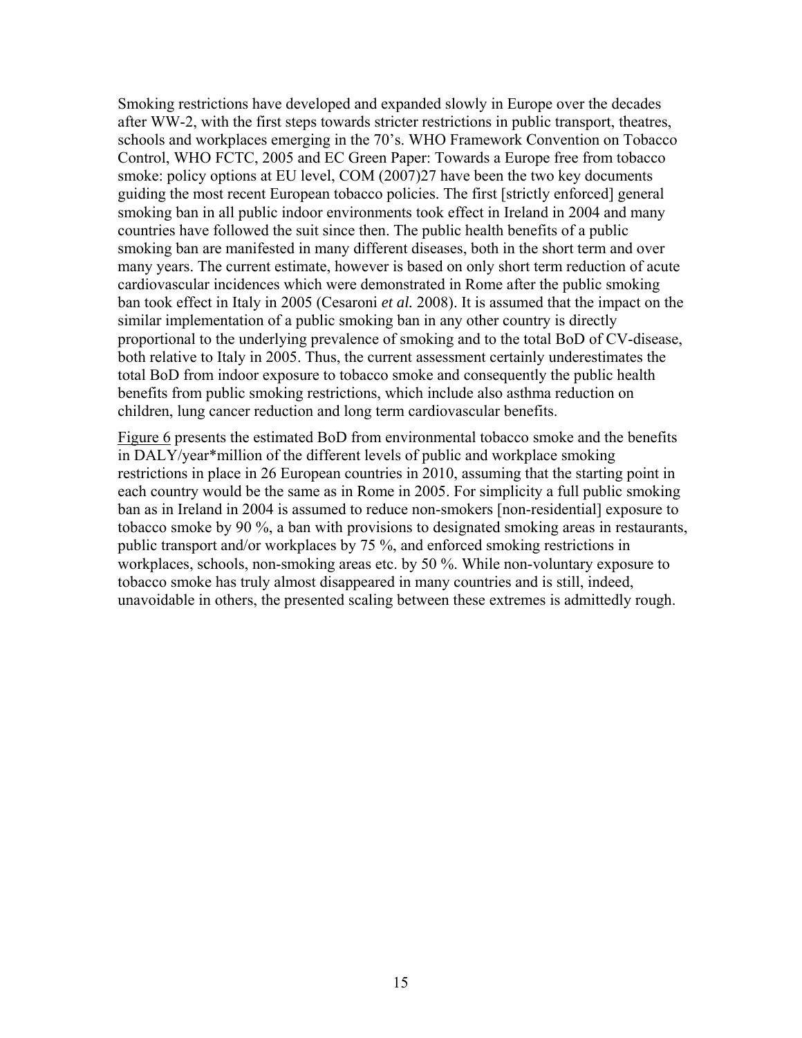Smoking restrictions have developed and expanded slowly in Europe over the decades after WW-2, with the first steps towards stricter restrictions in public transport, theatres, schools and workplaces emerging in the 70's. WHO Framework Convention on Tobacco Control, WHO FCTC, 2005 and EC Green Paper: Towards a Europe free from tobacco smoke: policy options at EU level, COM (2007)27 have been the two key documents guiding the most recent European tobacco policies. The first [strictly enforced] general smoking ban in all public indoor environments took effect in Ireland in 2004 and many countries have followed the suit since then. The public health benefits of a public smoking ban are manifested in many different diseases, both in the short term and over many years. The current estimate, however is based on only short term reduction of acute cardiovascular incidences which were demonstrated in Rome after the public smoking ban took effect in Italy in 2005 (Cesaroni *et al.* 2008). It is assumed that the impact on the similar implementation of a public smoking ban in any other country is directly proportional to the underlying prevalence of smoking and to the total BoD of CV-disease, both relative to Italy in 2005. Thus, the current assessment certainly underestimates the total BoD from indoor exposure to tobacco smoke and consequently the public health benefits from public smoking restrictions, which include also asthma reduction on children, lung cancer reduction and long term cardiovascular benefits.

Figure 6 presents the estimated BoD from environmental tobacco smoke and the benefits in DALY/year*million of the different levels of public and workplace smoking restrictions in place in 26 European countries in 2010, assuming that the starting point in each country would be the same as in Rome in 2005. For simplicity a full public smoking ban as in Ireland in 2004 is assumed to reduce non-smokers [non-residential] exposure to tobacco smoke by 90 %, a ban with provisions to designated smoking areas in restaurants, public transport and/or workplaces by 75 %, and enforced smoking restrictions in workplaces, schools, non-smoking areas etc. by 50 %. While non-voluntary exposure to tobacco smoke has truly almost disappeared in many countries and is still, indeed, unavoidable in others, the presented scaling between these extremes is admittedly rough.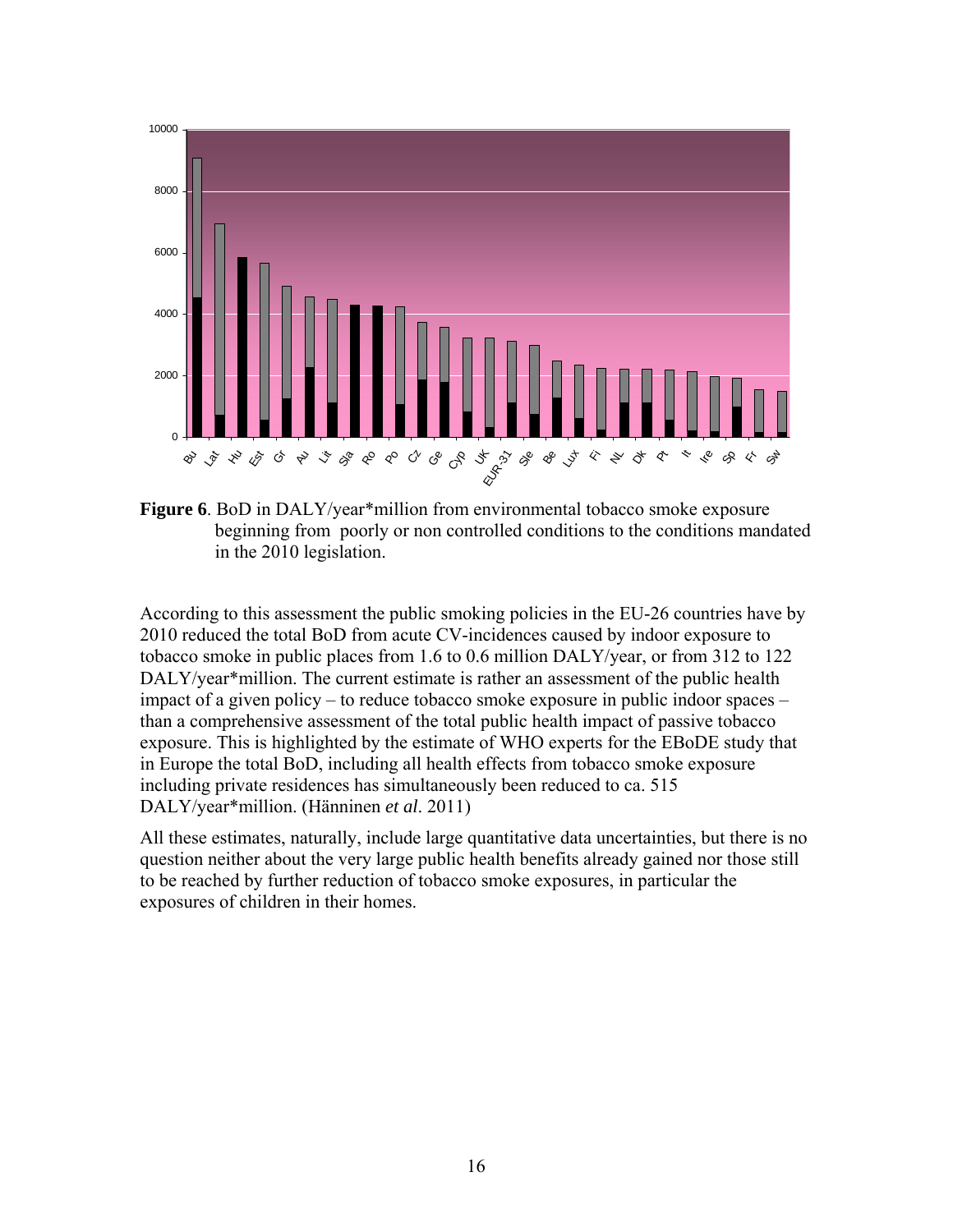10000
8000
6000
4000
2000
0

Bu Lat Hu Est Gr Au Lit Sla Ro Po Cz Ge Cyp UK EUR-31 Sle Be Lux Fi NL Dk Pt It Ire Sp Fr Sw

**Figure 6**. BoD in DALY/year*million from environmental tobacco smoke exposure beginning from poorly or non controlled conditions to the conditions mandated in the 2010 legislation.

According to this assessment the public smoking policies in the EU-26 countries have by 2010 reduced the total BoD from acute CV-incidences caused by indoor exposure to tobacco smoke in public places from 1.6 to 0.6 million DALY/year, or from 312 to 122 DALY/year*million. The current estimate is rather an assessment of the public health impact of a given policy – to reduce tobacco smoke exposure in public indoor spaces – than a comprehensive assessment of the total public health impact of passive tobacco exposure. This is highlighted by the estimate of WHO experts for the EBoDE study that in Europe the total BoD, including all health effects from tobacco smoke exposure including private residences has simultaneously been reduced to ca. 515 DALY/year*million. (Hänninen *et al*. 2011)

All these estimates, naturally, include large quantitative data uncertainties, but there is no question neither about the very large public health benefits already gained nor those still to be reached by further reduction of tobacco smoke exposures, in particular the exposures of children in their homes.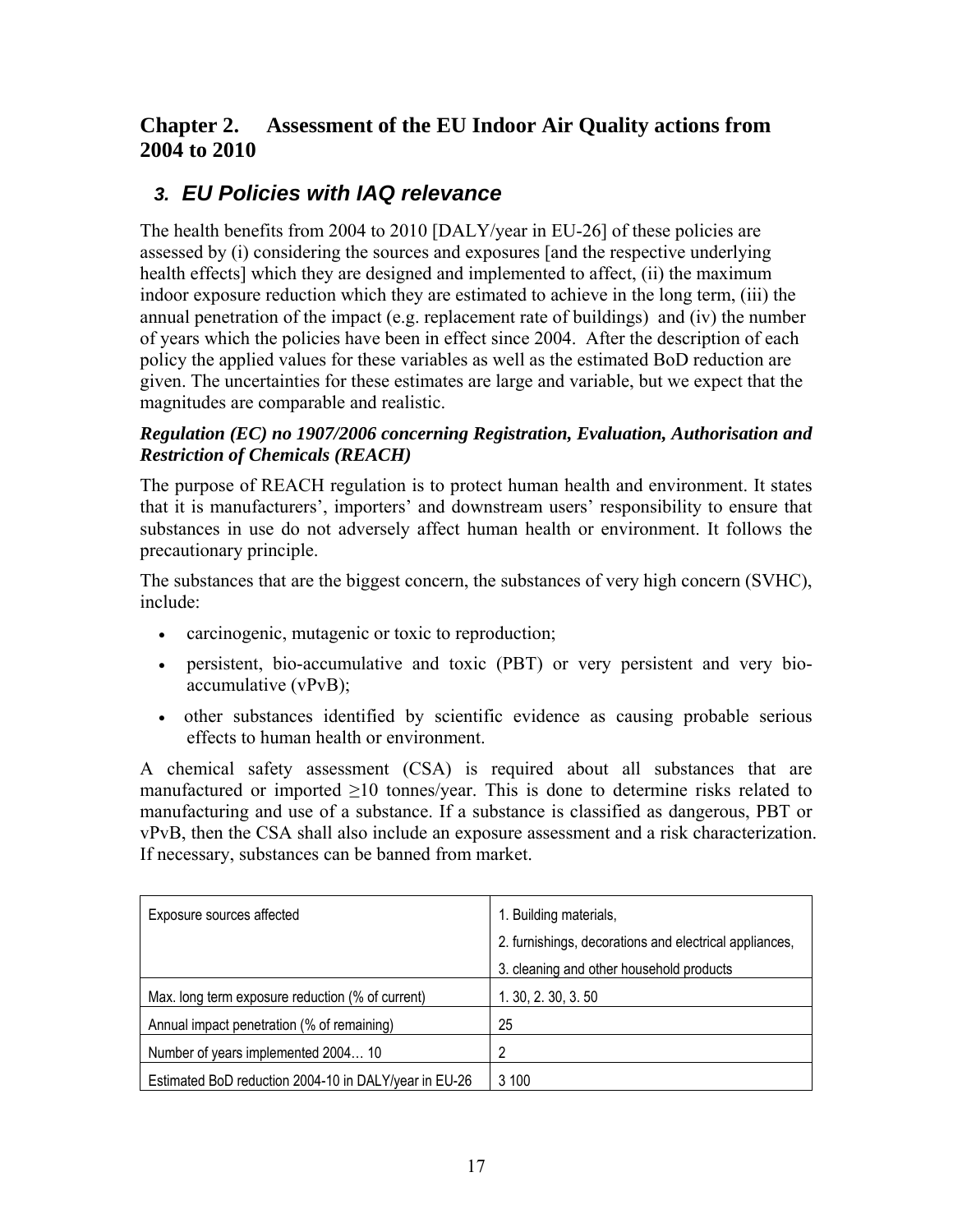## Chapter 2. Assessment of the EU Indoor Air Quality actions from 2004 to 2010

### *3. EU Policies with IAQ relevance*

The health benefits from 2004 to 2010 [DALY/year in EU-26] of these policies are assessed by (i) considering the sources and exposures [and the respective underlying health effects] which they are designed and implemented to affect, (ii) the maximum indoor exposure reduction which they are estimated to achieve in the long term, (iii) the annual penetration of the impact (e.g. replacement rate of buildings) and (iv) the number of years which the policies have been in effect since 2004. After the description of each policy the applied values for these variables as well as the estimated BoD reduction are given. The uncertainties for these estimates are large and variable, but we expect that the magnitudes are comparable and realistic.

***Regulation (EC) no 1907/2006 concerning Registration, Evaluation, Authorisation and Restriction of Chemicals (REACH)***

The purpose of REACH regulation is to protect human health and environment. It states that it is manufacturers', importers' and downstream users' responsibility to ensure that substances in use do not adversely affect human health or environment. It follows the precautionary principle.

The substances that are the biggest concern, the substances of very high concern (SVHC), include:

- carcinogenic, mutagenic or toxic to reproduction;
- persistent, bio-accumulative and toxic (PBT) or very persistent and very bio-accumulative (vPvB);
- other substances identified by scientific evidence as causing probable serious effects to human health or environment.

A chemical safety assessment (CSA) is required about all substances that are manufactured or imported ≥10 tonnes/year. This is done to determine risks related to manufacturing and use of a substance. If a substance is classified as dangerous, PBT or vPvB, then the CSA shall also include an exposure assessment and a risk characterization. If necessary, substances can be banned from market.

| | |
|---|---|
| Exposure sources affected | 1. Building materials,<br>2. furnishings, decorations and electrical appliances,<br>3. cleaning and other household products |
| Max. long term exposure reduction (% of current) | 1. 30, 2. 30, 3. 50 |
| Annual impact penetration (% of remaining) | 25 |
| Number of years implemented 2004… 10 | 2 |
| Estimated BoD reduction 2004-10 in DALY/year in EU-26 | 3 100 |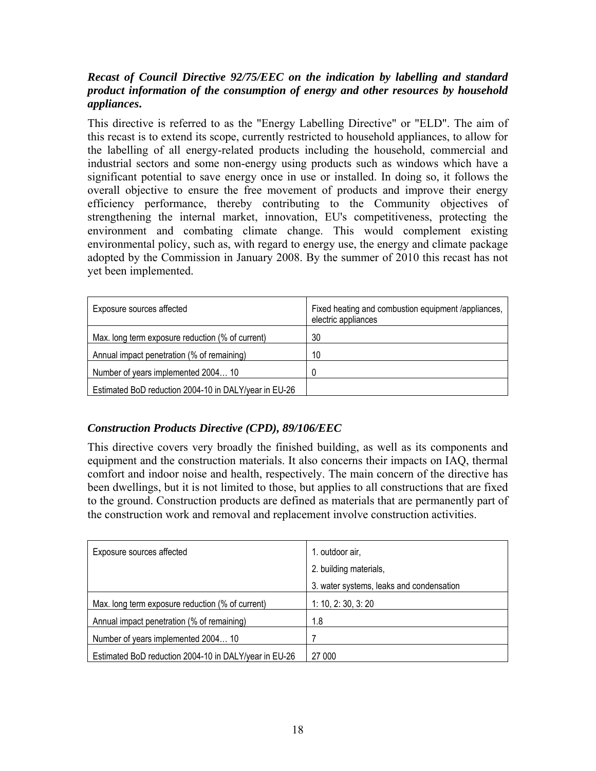***Recast of Council Directive 92/75/EEC on the indication by labelling and standard product information of the consumption of energy and other resources by household appliances.***

This directive is referred to as the "Energy Labelling Directive" or "ELD". The aim of this recast is to extend its scope, currently restricted to household appliances, to allow for the labelling of all energy-related products including the household, commercial and industrial sectors and some non-energy using products such as windows which have a significant potential to save energy once in use or installed. In doing so, it follows the overall objective to ensure the free movement of products and improve their energy efficiency performance, thereby contributing to the Community objectives of strengthening the internal market, innovation, EU's competitiveness, protecting the environment and combating climate change. This would complement existing environmental policy, such as, with regard to energy use, the energy and climate package adopted by the Commission in January 2008. By the summer of 2010 this recast has not yet been implemented.

| | |
|---|---|
| Exposure sources affected | Fixed heating and combustion equipment /appliances, electric appliances |
| Max. long term exposure reduction (% of current) | 30 |
| Annual impact penetration (% of remaining) | 10 |
| Number of years implemented 2004… 10 | 0 |
| Estimated BoD reduction 2004-10 in DALY/year in EU-26 | |

***Construction Products Directive (CPD), 89/106/EEC***

This directive covers very broadly the finished building, as well as its components and equipment and the construction materials. It also concerns their impacts on IAQ, thermal comfort and indoor noise and health, respectively. The main concern of the directive has been dwellings, but it is not limited to those, but applies to all constructions that are fixed to the ground. Construction products are defined as materials that are permanently part of the construction work and removal and replacement involve construction activities.

| | |
|---|---|
| Exposure sources affected | 1. outdoor air,<br>2. building materials,<br>3. water systems, leaks and condensation |
| Max. long term exposure reduction (% of current) | 1: 10, 2: 30, 3: 20 |
| Annual impact penetration (% of remaining) | 1.8 |
| Number of years implemented 2004… 10 | 7 |
| Estimated BoD reduction 2004-10 in DALY/year in EU-26 | 27 000 |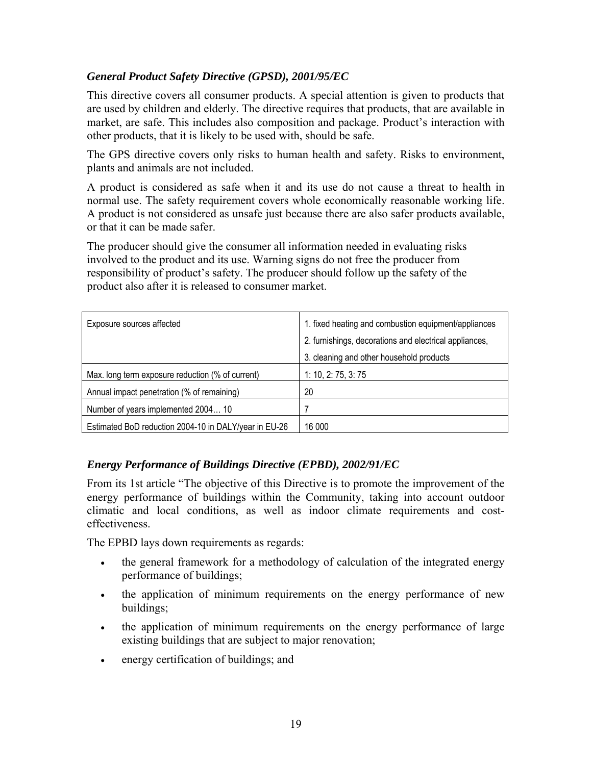### *General Product Safety Directive (GPSD), 2001/95/EC*

This directive covers all consumer products. A special attention is given to products that are used by children and elderly. The directive requires that products, that are available in market, are safe. This includes also composition and package. Product's interaction with other products, that it is likely to be used with, should be safe.

The GPS directive covers only risks to human health and safety. Risks to environment, plants and animals are not included.

A product is considered as safe when it and its use do not cause a threat to health in normal use. The safety requirement covers whole economically reasonable working life. A product is not considered as unsafe just because there are also safer products available, or that it can be made safer.

The producer should give the consumer all information needed in evaluating risks involved to the product and its use. Warning signs do not free the producer from responsibility of product's safety. The producer should follow up the safety of the product also after it is released to consumer market.

| | |
|---|---|
| Exposure sources affected | 1. fixed heating and combustion equipment/appliances<br>2. furnishings, decorations and electrical appliances,<br>3. cleaning and other household products |
| Max. long term exposure reduction (% of current) | 1: 10, 2: 75, 3: 75 |
| Annual impact penetration (% of remaining) | 20 |
| Number of years implemented 2004… 10 | 7 |
| Estimated BoD reduction 2004-10 in DALY/year in EU-26 | 16 000 |

### *Energy Performance of Buildings Directive (EPBD), 2002/91/EC*

From its 1st article "The objective of this Directive is to promote the improvement of the energy performance of buildings within the Community, taking into account outdoor climatic and local conditions, as well as indoor climate requirements and cost-effectiveness.

The EPBD lays down requirements as regards:

- the general framework for a methodology of calculation of the integrated energy performance of buildings;
- the application of minimum requirements on the energy performance of new buildings;
- the application of minimum requirements on the energy performance of large existing buildings that are subject to major renovation;
- energy certification of buildings; and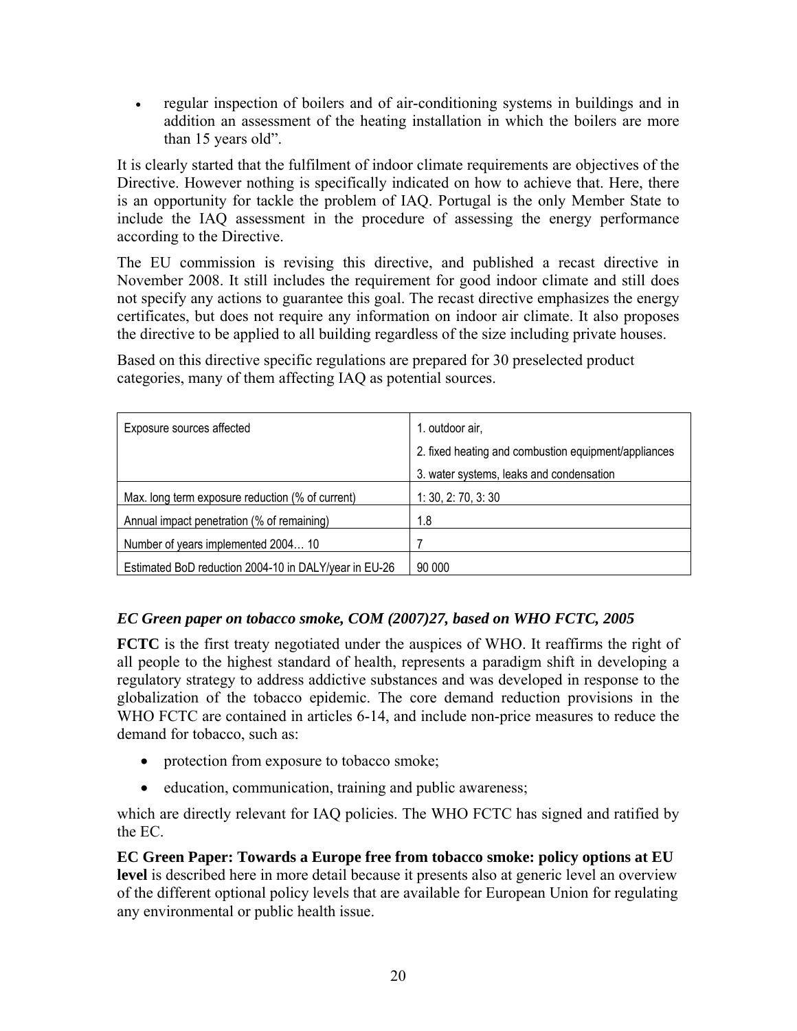- regular inspection of boilers and of air-conditioning systems in buildings and in addition an assessment of the heating installation in which the boilers are more than 15 years old".

It is clearly started that the fulfilment of indoor climate requirements are objectives of the Directive. However nothing is specifically indicated on how to achieve that. Here, there is an opportunity for tackle the problem of IAQ. Portugal is the only Member State to include the IAQ assessment in the procedure of assessing the energy performance according to the Directive.

The EU commission is revising this directive, and published a recast directive in November 2008. It still includes the requirement for good indoor climate and still does not specify any actions to guarantee this goal. The recast directive emphasizes the energy certificates, but does not require any information on indoor air climate. It also proposes the directive to be applied to all building regardless of the size including private houses.

Based on this directive specific regulations are prepared for 30 preselected product categories, many of them affecting IAQ as potential sources.

| | |
|---|---|
| Exposure sources affected | 1. outdoor air,<br>2. fixed heating and combustion equipment/appliances<br>3. water systems, leaks and condensation |
| Max. long term exposure reduction (% of current) | 1: 30, 2: 70, 3: 30 |
| Annual impact penetration (% of remaining) | 1.8 |
| Number of years implemented 2004… 10 | 7 |
| Estimated BoD reduction 2004-10 in DALY/year in EU-26 | 90 000 |

### *EC Green paper on tobacco smoke, COM (2007)27, based on WHO FCTC, 2005*

**FCTC** is the first treaty negotiated under the auspices of WHO. It reaffirms the right of all people to the highest standard of health, represents a paradigm shift in developing a regulatory strategy to address addictive substances and was developed in response to the globalization of the tobacco epidemic. The core demand reduction provisions in the WHO FCTC are contained in articles 6-14, and include non-price measures to reduce the demand for tobacco, such as:

- protection from exposure to tobacco smoke;
- education, communication, training and public awareness;

which are directly relevant for IAQ policies. The WHO FCTC has signed and ratified by the EC.

**EC Green Paper: Towards a Europe free from tobacco smoke: policy options at EU level** is described here in more detail because it presents also at generic level an overview of the different optional policy levels that are available for European Union for regulating any environmental or public health issue.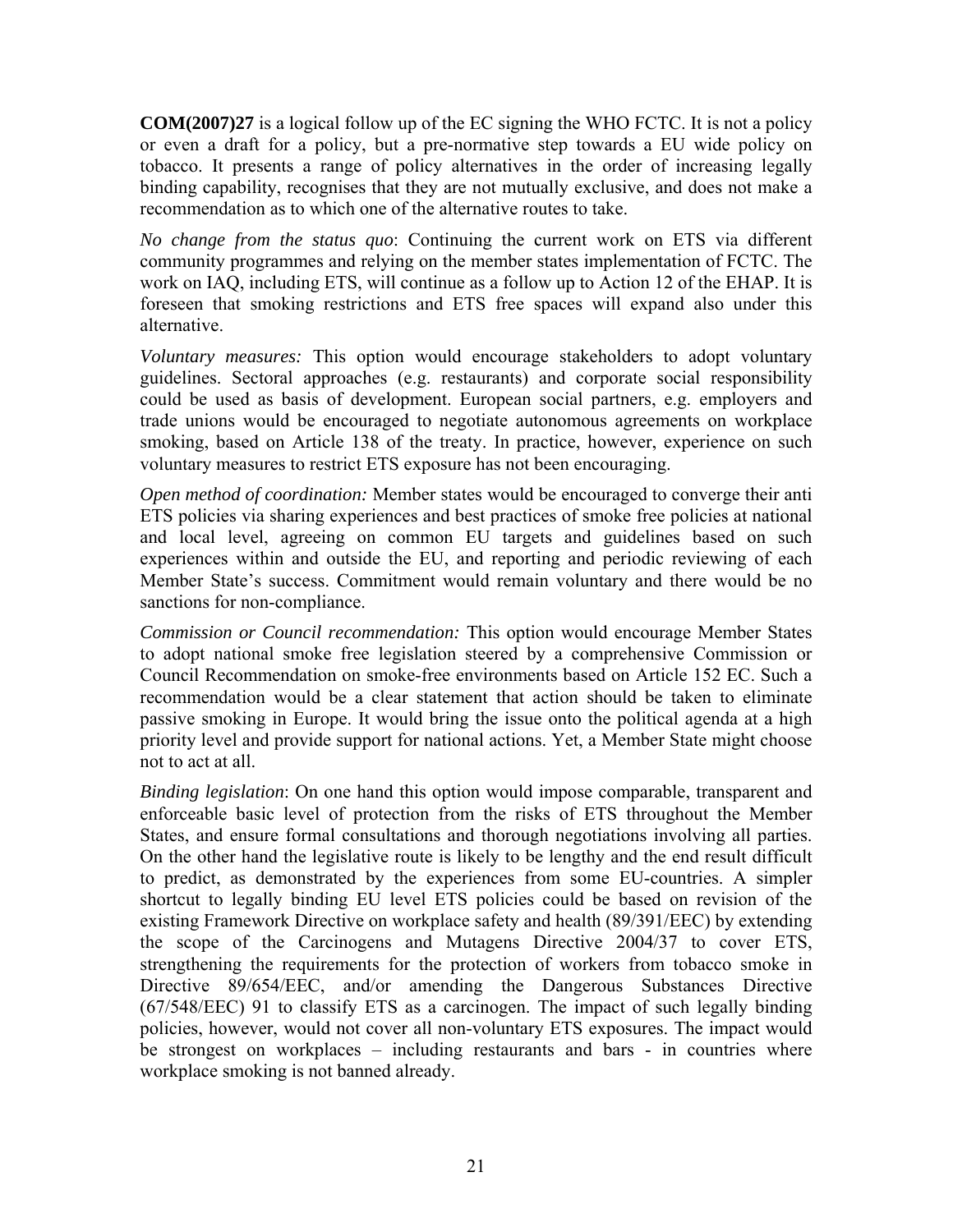**COM(2007)27** is a logical follow up of the EC signing the WHO FCTC. It is not a policy or even a draft for a policy, but a pre-normative step towards a EU wide policy on tobacco. It presents a range of policy alternatives in the order of increasing legally binding capability, recognises that they are not mutually exclusive, and does not make a recommendation as to which one of the alternative routes to take.

*No change from the status quo*: Continuing the current work on ETS via different community programmes and relying on the member states implementation of FCTC. The work on IAQ, including ETS, will continue as a follow up to Action 12 of the EHAP. It is foreseen that smoking restrictions and ETS free spaces will expand also under this alternative.

*Voluntary measures:* This option would encourage stakeholders to adopt voluntary guidelines. Sectoral approaches (e.g. restaurants) and corporate social responsibility could be used as basis of development. European social partners, e.g. employers and trade unions would be encouraged to negotiate autonomous agreements on workplace smoking, based on Article 138 of the treaty. In practice, however, experience on such voluntary measures to restrict ETS exposure has not been encouraging.

*Open method of coordination:* Member states would be encouraged to converge their anti ETS policies via sharing experiences and best practices of smoke free policies at national and local level, agreeing on common EU targets and guidelines based on such experiences within and outside the EU, and reporting and periodic reviewing of each Member State's success. Commitment would remain voluntary and there would be no sanctions for non-compliance.

*Commission or Council recommendation:* This option would encourage Member States to adopt national smoke free legislation steered by a comprehensive Commission or Council Recommendation on smoke-free environments based on Article 152 EC. Such a recommendation would be a clear statement that action should be taken to eliminate passive smoking in Europe. It would bring the issue onto the political agenda at a high priority level and provide support for national actions. Yet, a Member State might choose not to act at all.

*Binding legislation*: On one hand this option would impose comparable, transparent and enforceable basic level of protection from the risks of ETS throughout the Member States, and ensure formal consultations and thorough negotiations involving all parties. On the other hand the legislative route is likely to be lengthy and the end result difficult to predict, as demonstrated by the experiences from some EU-countries. A simpler shortcut to legally binding EU level ETS policies could be based on revision of the existing Framework Directive on workplace safety and health (89/391/EEC) by extending the scope of the Carcinogens and Mutagens Directive 2004/37 to cover ETS, strengthening the requirements for the protection of workers from tobacco smoke in Directive 89/654/EEC, and/or amending the Dangerous Substances Directive (67/548/EEC) 91 to classify ETS as a carcinogen. The impact of such legally binding policies, however, would not cover all non-voluntary ETS exposures. The impact would be strongest on workplaces – including restaurants and bars - in countries where workplace smoking is not banned already.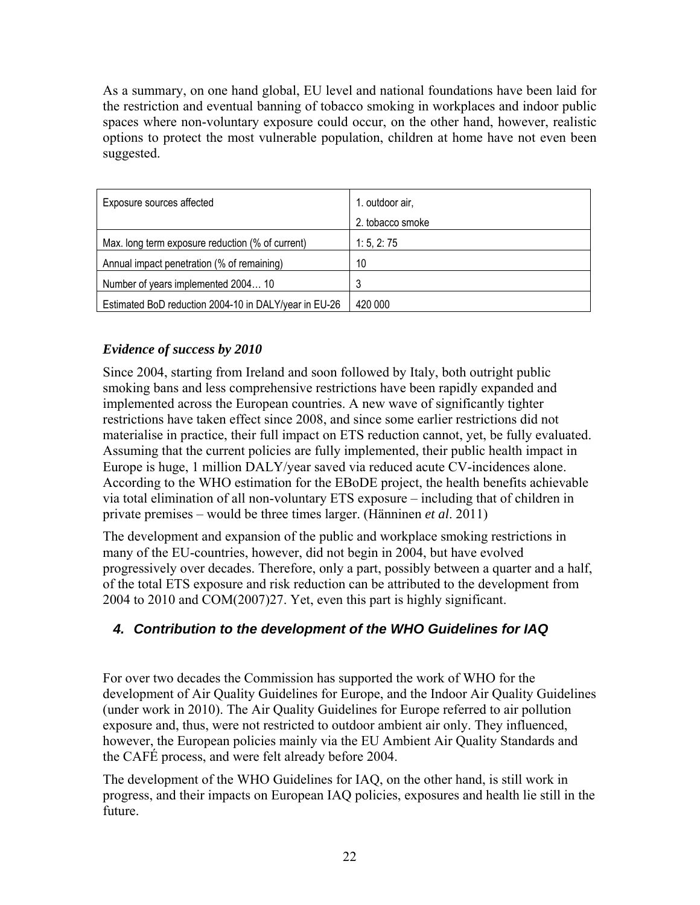As a summary, on one hand global, EU level and national foundations have been laid for the restriction and eventual banning of tobacco smoking in workplaces and indoor public spaces where non-voluntary exposure could occur, on the other hand, however, realistic options to protect the most vulnerable population, children at home have not even been suggested.

| | |
|---|---|
| Exposure sources affected | 1. outdoor air,<br>2. tobacco smoke |
| Max. long term exposure reduction (% of current) | 1: 5, 2: 75 |
| Annual impact penetration (% of remaining) | 10 |
| Number of years implemented 2004… 10 | 3 |
| Estimated BoD reduction 2004-10 in DALY/year in EU-26 | 420 000 |

### *Evidence of success by 2010*

Since 2004, starting from Ireland and soon followed by Italy, both outright public smoking bans and less comprehensive restrictions have been rapidly expanded and implemented across the European countries. A new wave of significantly tighter restrictions have taken effect since 2008, and since some earlier restrictions did not materialise in practice, their full impact on ETS reduction cannot, yet, be fully evaluated. Assuming that the current policies are fully implemented, their public health impact in Europe is huge, 1 million DALY/year saved via reduced acute CV-incidences alone. According to the WHO estimation for the EBoDE project, the health benefits achievable via total elimination of all non-voluntary ETS exposure – including that of children in private premises – would be three times larger. (Hänninen *et al*. 2011)

The development and expansion of the public and workplace smoking restrictions in many of the EU-countries, however, did not begin in 2004, but have evolved progressively over decades. Therefore, only a part, possibly between a quarter and a half, of the total ETS exposure and risk reduction can be attributed to the development from 2004 to 2010 and COM(2007)27. Yet, even this part is highly significant.

## *4. Contribution to the development of the WHO Guidelines for IAQ*

For over two decades the Commission has supported the work of WHO for the development of Air Quality Guidelines for Europe, and the Indoor Air Quality Guidelines (under work in 2010). The Air Quality Guidelines for Europe referred to air pollution exposure and, thus, were not restricted to outdoor ambient air only. They influenced, however, the European policies mainly via the EU Ambient Air Quality Standards and the CAFÉ process, and were felt already before 2004.

The development of the WHO Guidelines for IAQ, on the other hand, is still work in progress, and their impacts on European IAQ policies, exposures and health lie still in the future.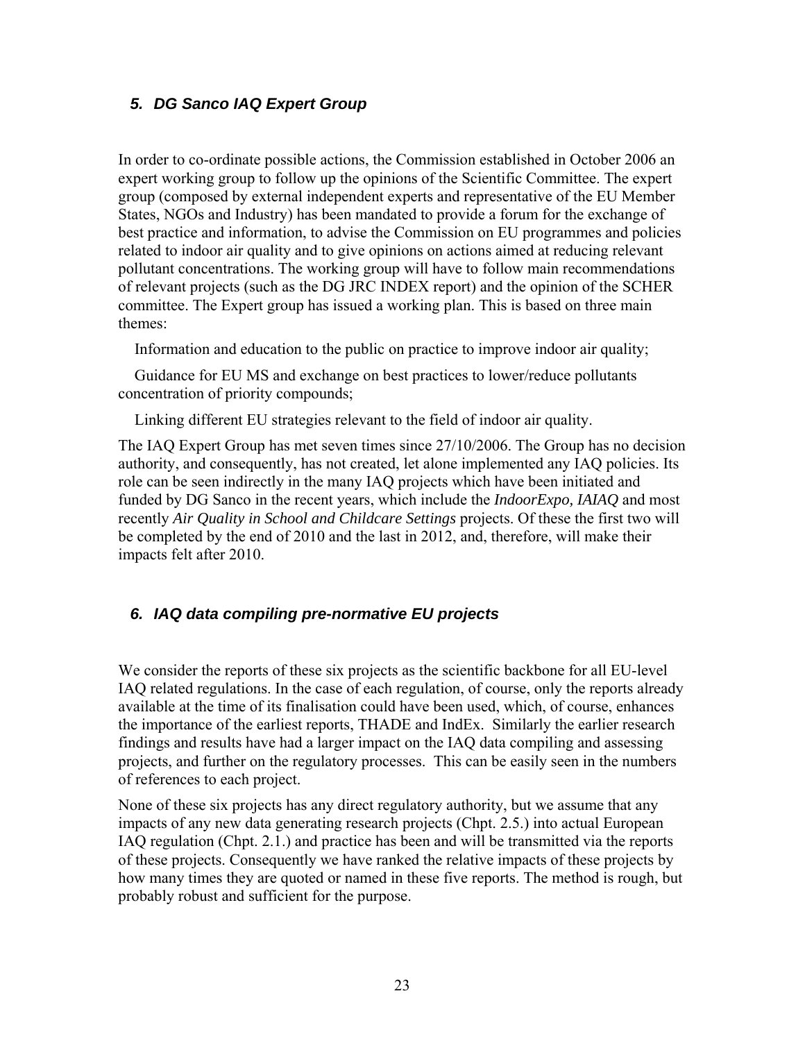### *5. DG Sanco IAQ Expert Group*

In order to co-ordinate possible actions, the Commission established in October 2006 an expert working group to follow up the opinions of the Scientific Committee. The expert group (composed by external independent experts and representative of the EU Member States, NGOs and Industry) has been mandated to provide a forum for the exchange of best practice and information, to advise the Commission on EU programmes and policies related to indoor air quality and to give opinions on actions aimed at reducing relevant pollutant concentrations. The working group will have to follow main recommendations of relevant projects (such as the DG JRC INDEX report) and the opinion of the SCHER committee. The Expert group has issued a working plan. This is based on three main themes:

Information and education to the public on practice to improve indoor air quality;

Guidance for EU MS and exchange on best practices to lower/reduce pollutants concentration of priority compounds;

Linking different EU strategies relevant to the field of indoor air quality.

The IAQ Expert Group has met seven times since 27/10/2006. The Group has no decision authority, and consequently, has not created, let alone implemented any IAQ policies. Its role can be seen indirectly in the many IAQ projects which have been initiated and funded by DG Sanco in the recent years, which include the *IndoorExpo, IAIAQ* and most recently *Air Quality in School and Childcare Settings* projects. Of these the first two will be completed by the end of 2010 and the last in 2012, and, therefore, will make their impacts felt after 2010.

### *6. IAQ data compiling pre-normative EU projects*

We consider the reports of these six projects as the scientific backbone for all EU-level IAQ related regulations. In the case of each regulation, of course, only the reports already available at the time of its finalisation could have been used, which, of course, enhances the importance of the earliest reports, THADE and IndEx. Similarly the earlier research findings and results have had a larger impact on the IAQ data compiling and assessing projects, and further on the regulatory processes. This can be easily seen in the numbers of references to each project.

None of these six projects has any direct regulatory authority, but we assume that any impacts of any new data generating research projects (Chpt. 2.5.) into actual European IAQ regulation (Chpt. 2.1.) and practice has been and will be transmitted via the reports of these projects. Consequently we have ranked the relative impacts of these projects by how many times they are quoted or named in these five reports. The method is rough, but probably robust and sufficient for the purpose.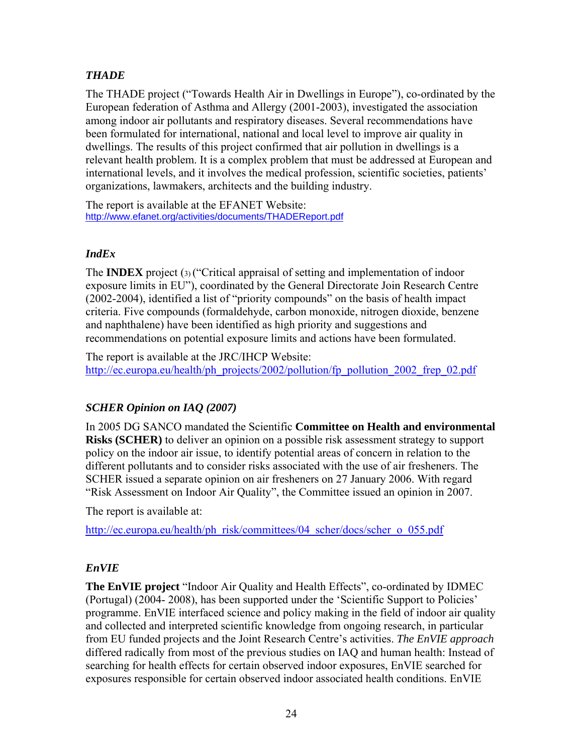### *THADE*

The THADE project ("Towards Health Air in Dwellings in Europe"), co-ordinated by the European federation of Asthma and Allergy (2001-2003), investigated the association among indoor air pollutants and respiratory diseases. Several recommendations have been formulated for international, national and local level to improve air quality in dwellings. The results of this project confirmed that air pollution in dwellings is a relevant health problem. It is a complex problem that must be addressed at European and international levels, and it involves the medical profession, scientific societies, patients' organizations, lawmakers, architects and the building industry.

The report is available at the EFANET Website:
http://www.efanet.org/activities/documents/THADEReport.pdf

### *IndEx*

The **INDEX** project (3) ("Critical appraisal of setting and implementation of indoor exposure limits in EU"), coordinated by the General Directorate Join Research Centre (2002-2004), identified a list of "priority compounds" on the basis of health impact criteria. Five compounds (formaldehyde, carbon monoxide, nitrogen dioxide, benzene and naphthalene) have been identified as high priority and suggestions and recommendations on potential exposure limits and actions have been formulated.

The report is available at the JRC/IHCP Website:
http://ec.europa.eu/health/ph_projects/2002/pollution/fp_pollution_2002_frep_02.pdf

### *SCHER Opinion on IAQ (2007)*

In 2005 DG SANCO mandated the Scientific **Committee on Health and environmental Risks (SCHER)** to deliver an opinion on a possible risk assessment strategy to support policy on the indoor air issue, to identify potential areas of concern in relation to the different pollutants and to consider risks associated with the use of air fresheners. The SCHER issued a separate opinion on air fresheners on 27 January 2006. With regard "Risk Assessment on Indoor Air Quality", the Committee issued an opinion in 2007.

The report is available at:

http://ec.europa.eu/health/ph_risk/committees/04_scher/docs/scher_o_055.pdf

### *EnVIE*

**The EnVIE project** "Indoor Air Quality and Health Effects", co-ordinated by IDMEC (Portugal) (2004- 2008), has been supported under the 'Scientific Support to Policies' programme. EnVIE interfaced science and policy making in the field of indoor air quality and collected and interpreted scientific knowledge from ongoing research, in particular from EU funded projects and the Joint Research Centre's activities. *The EnVIE approach* differed radically from most of the previous studies on IAQ and human health: Instead of searching for health effects for certain observed indoor exposures, EnVIE searched for exposures responsible for certain observed indoor associated health conditions. EnVIE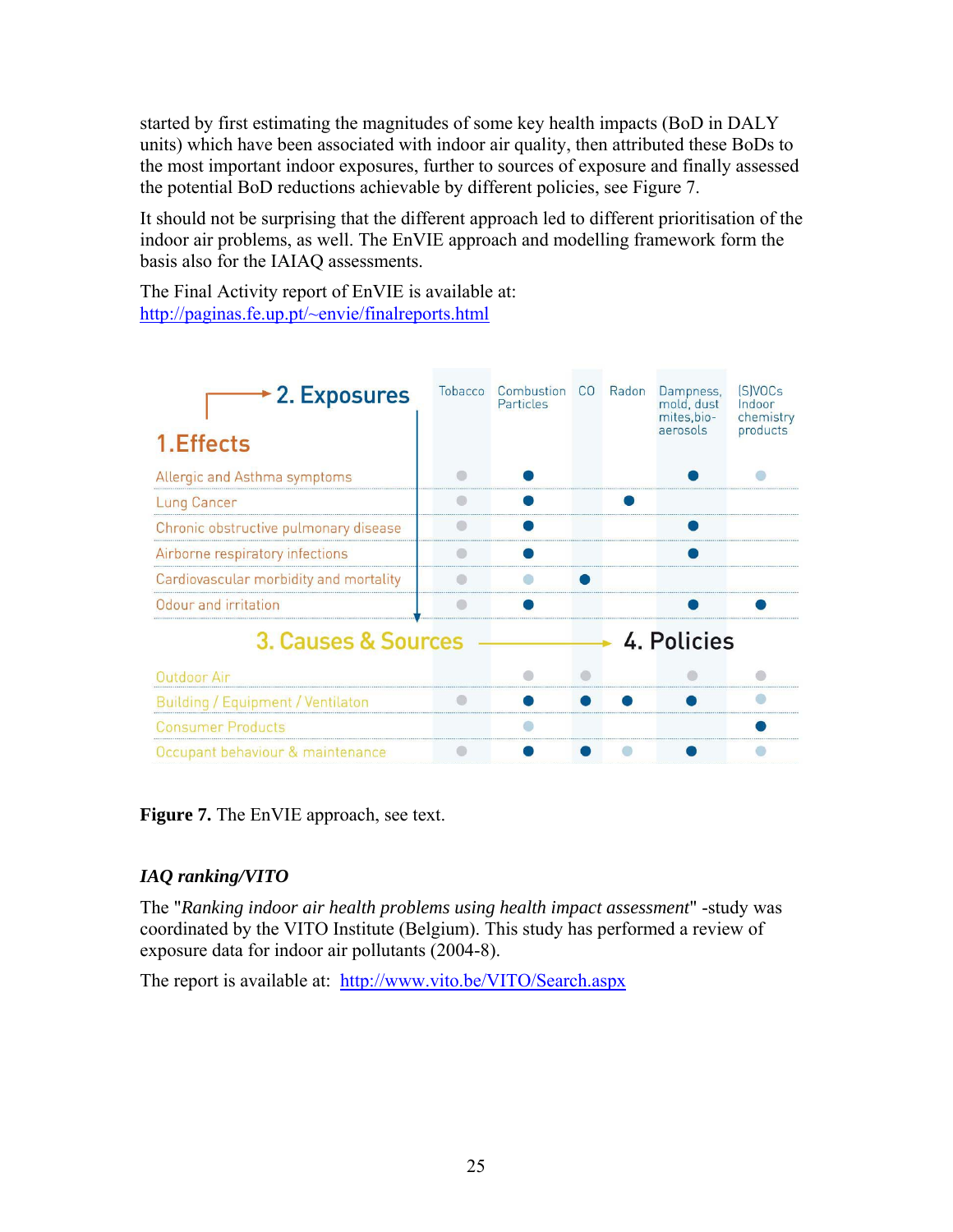started by first estimating the magnitudes of some key health impacts (BoD in DALY units) which have been associated with indoor air quality, then attributed these BoDs to the most important indoor exposures, further to sources of exposure and finally assessed the potential BoD reductions achievable by different policies, see Figure 7.

It should not be surprising that the different approach led to different prioritisation of the indoor air problems, as well. The EnVIE approach and modelling framework form the basis also for the IAIAQ assessments.

The Final Activity report of EnVIE is available at:
http://paginas.fe.up.pt/~envie/finalreports.html

2. Exposures

Tobacco

Combustion Particles

CO

Radon

Dampness, mold, dust mites, bio-aerosols

(S)VOCs Indoor chemistry products

1. Effects

Allergic and Asthma symptoms

Lung Cancer

Chronic obstructive pulmonary disease

Airborne respiratory infections

Cardiovascular morbidity and mortality

Odour and irritation

3. Causes & Sources

4. Policies

Outdoor Air

Building / Equipment / Ventilaton

Consumer Products

Occupant behaviour & maintenance

**Figure 7.** The EnVIE approach, see text.

### *IAQ ranking/VITO*

The "*Ranking indoor air health problems using health impact assessment*" -study was coordinated by the VITO Institute (Belgium). This study has performed a review of exposure data for indoor air pollutants (2004-8).

The report is available at: http://www.vito.be/VITO/Search.aspx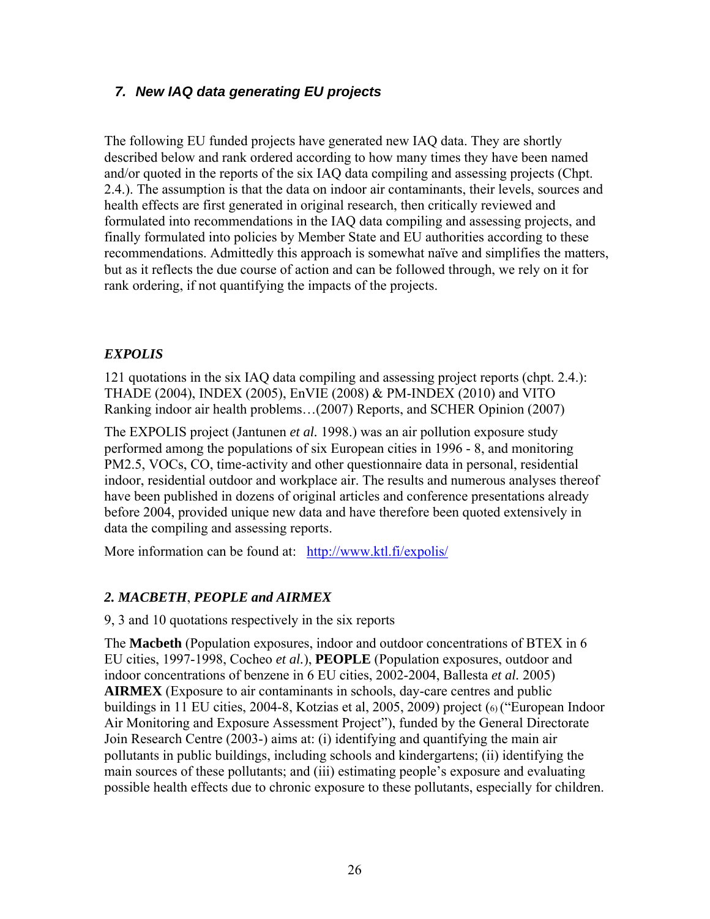## *7. New IAQ data generating EU projects*

The following EU funded projects have generated new IAQ data. They are shortly described below and rank ordered according to how many times they have been named and/or quoted in the reports of the six IAQ data compiling and assessing projects (Chpt. 2.4.). The assumption is that the data on indoor air contaminants, their levels, sources and health effects are first generated in original research, then critically reviewed and formulated into recommendations in the IAQ data compiling and assessing projects, and finally formulated into policies by Member State and EU authorities according to these recommendations. Admittedly this approach is somewhat naïve and simplifies the matters, but as it reflects the due course of action and can be followed through, we rely on it for rank ordering, if not quantifying the impacts of the projects.

### *EXPOLIS*

121 quotations in the six IAQ data compiling and assessing project reports (chpt. 2.4.): THADE (2004), INDEX (2005), EnVIE (2008) & PM-INDEX (2010) and VITO Ranking indoor air health problems…(2007) Reports, and SCHER Opinion (2007)

The EXPOLIS project (Jantunen *et al.* 1998.) was an air pollution exposure study performed among the populations of six European cities in 1996 - 8, and monitoring PM2.5, VOCs, CO, time-activity and other questionnaire data in personal, residential indoor, residential outdoor and workplace air. The results and numerous analyses thereof have been published in dozens of original articles and conference presentations already before 2004, provided unique new data and have therefore been quoted extensively in data the compiling and assessing reports.

More information can be found at: http://www.ktl.fi/expolis/

### *2. MACBETH, PEOPLE and AIRMEX*

9, 3 and 10 quotations respectively in the six reports

The **Macbeth** (Population exposures, indoor and outdoor concentrations of BTEX in 6 EU cities, 1997-1998, Cocheo *et al.*), **PEOPLE** (Population exposures, outdoor and indoor concentrations of benzene in 6 EU cities, 2002-2004, Ballesta *et al.* 2005) **AIRMEX** (Exposure to air contaminants in schools, day-care centres and public buildings in 11 EU cities, 2004-8, Kotzias et al, 2005, 2009) project (6) ("European Indoor Air Monitoring and Exposure Assessment Project"), funded by the General Directorate Join Research Centre (2003-) aims at: (i) identifying and quantifying the main air pollutants in public buildings, including schools and kindergartens; (ii) identifying the main sources of these pollutants; and (iii) estimating people's exposure and evaluating possible health effects due to chronic exposure to these pollutants, especially for children.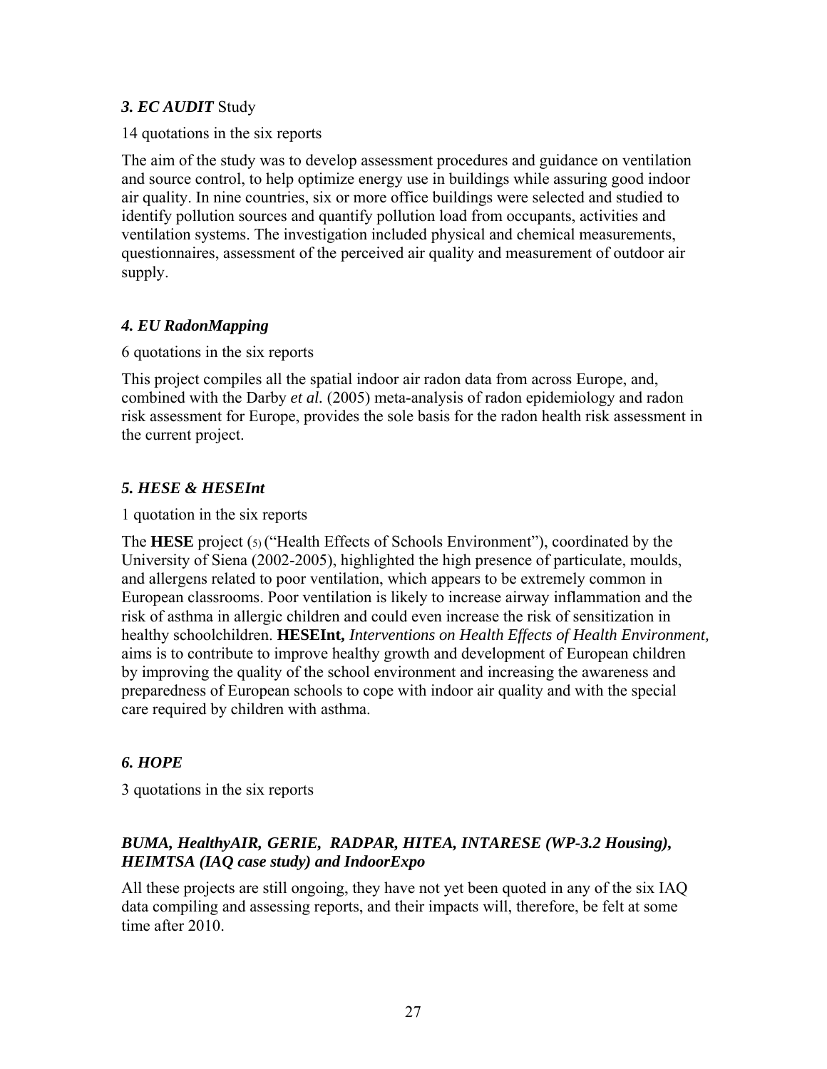### *3. EC AUDIT* Study

14 quotations in the six reports

The aim of the study was to develop assessment procedures and guidance on ventilation and source control, to help optimize energy use in buildings while assuring good indoor air quality. In nine countries, six or more office buildings were selected and studied to identify pollution sources and quantify pollution load from occupants, activities and ventilation systems. The investigation included physical and chemical measurements, questionnaires, assessment of the perceived air quality and measurement of outdoor air supply.

### *4. EU RadonMapping*

6 quotations in the six reports

This project compiles all the spatial indoor air radon data from across Europe, and, combined with the Darby *et al.* (2005) meta-analysis of radon epidemiology and radon risk assessment for Europe, provides the sole basis for the radon health risk assessment in the current project.

### *5. HESE & HESEInt*

1 quotation in the six reports

The **HESE** project (5) ("Health Effects of Schools Environment"), coordinated by the University of Siena (2002-2005), highlighted the high presence of particulate, moulds, and allergens related to poor ventilation, which appears to be extremely common in European classrooms. Poor ventilation is likely to increase airway inflammation and the risk of asthma in allergic children and could even increase the risk of sensitization in healthy schoolchildren. **HESEInt,** *Interventions on Health Effects of Health Environment,* aims is to contribute to improve healthy growth and development of European children by improving the quality of the school environment and increasing the awareness and preparedness of European schools to cope with indoor air quality and with the special care required by children with asthma.

### *6. HOPE*

3 quotations in the six reports

### *BUMA, HealthyAIR, GERIE, RADPAR, HITEA, INTARESE (WP-3.2 Housing), HEIMTSA (IAQ case study) and IndoorExpo*

All these projects are still ongoing, they have not yet been quoted in any of the six IAQ data compiling and assessing reports, and their impacts will, therefore, be felt at some time after 2010.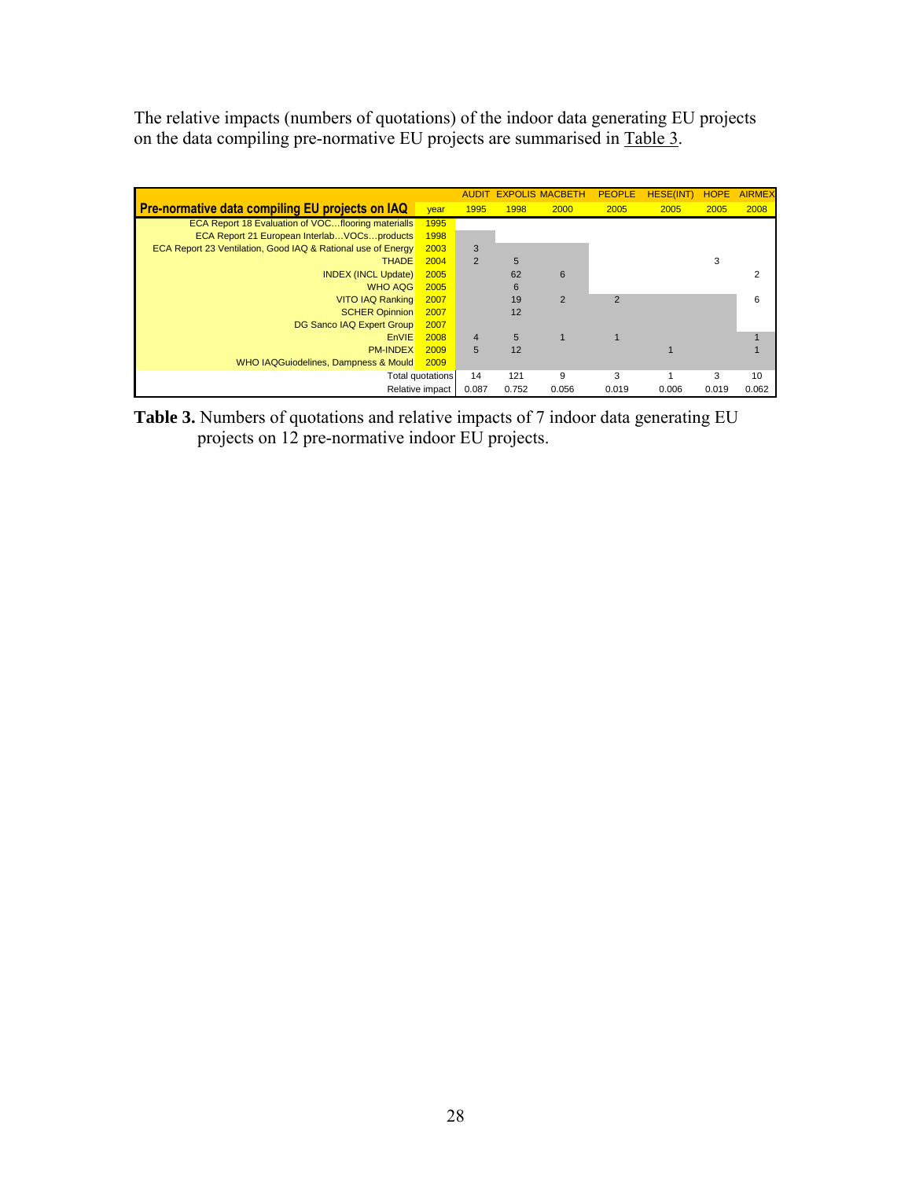The relative impacts (numbers of quotations) of the indoor data generating EU projects on the data compiling pre-normative EU projects are summarised in Table 3.

| | | AUDIT | EXPOLIS | MACBETH | PEOPLE | HESE(INT) | HOPE | AIRMEX |
|---|---|---|---|---|---|---|---|---|
| **Pre-normative data compiling EU projects on IAQ** | year | 1995 | 1998 | 2000 | 2005 | 2005 | 2005 | 2008 |
| ECA Report 18 Evaluation of VOC…flooring materialls | 1995 | | | | | | | |
| ECA Report 21 European Interlab…VOCs…products | 1998 | | | | | | | |
| ECA Report 23 Ventilation, Good IAQ & Rational use of Energy | 2003 | 3 | | | | | | |
| THADE | 2004 | 2 | 5 | | | | 3 | |
| INDEX (INCL Update) | 2005 | | 62 | 6 | | | | 2 |
| WHO AQG | 2005 | | 6 | | | | | |
| VITO IAQ Ranking | 2007 | | 19 | 2 | 2 | | | 6 |
| SCHER Opinnion | 2007 | | 12 | | | | | |
| DG Sanco IAQ Expert Group | 2007 | | | | | | | |
| EnVIE | 2008 | 4 | 5 | 1 | 1 | | | 1 |
| PM-INDEX | 2009 | 5 | 12 | | | 1 | | 1 |
| WHO IAQGuiodelines, Dampness & Mould | 2009 | | | | | | | |
| Total quotations | | 14 | 121 | 9 | 3 | 1 | 3 | 10 |
| Relative impact | | 0.087 | 0.752 | 0.056 | 0.019 | 0.006 | 0.019 | 0.062 |

**Table 3.** Numbers of quotations and relative impacts of 7 indoor data generating EU projects on 12 pre-normative indoor EU projects.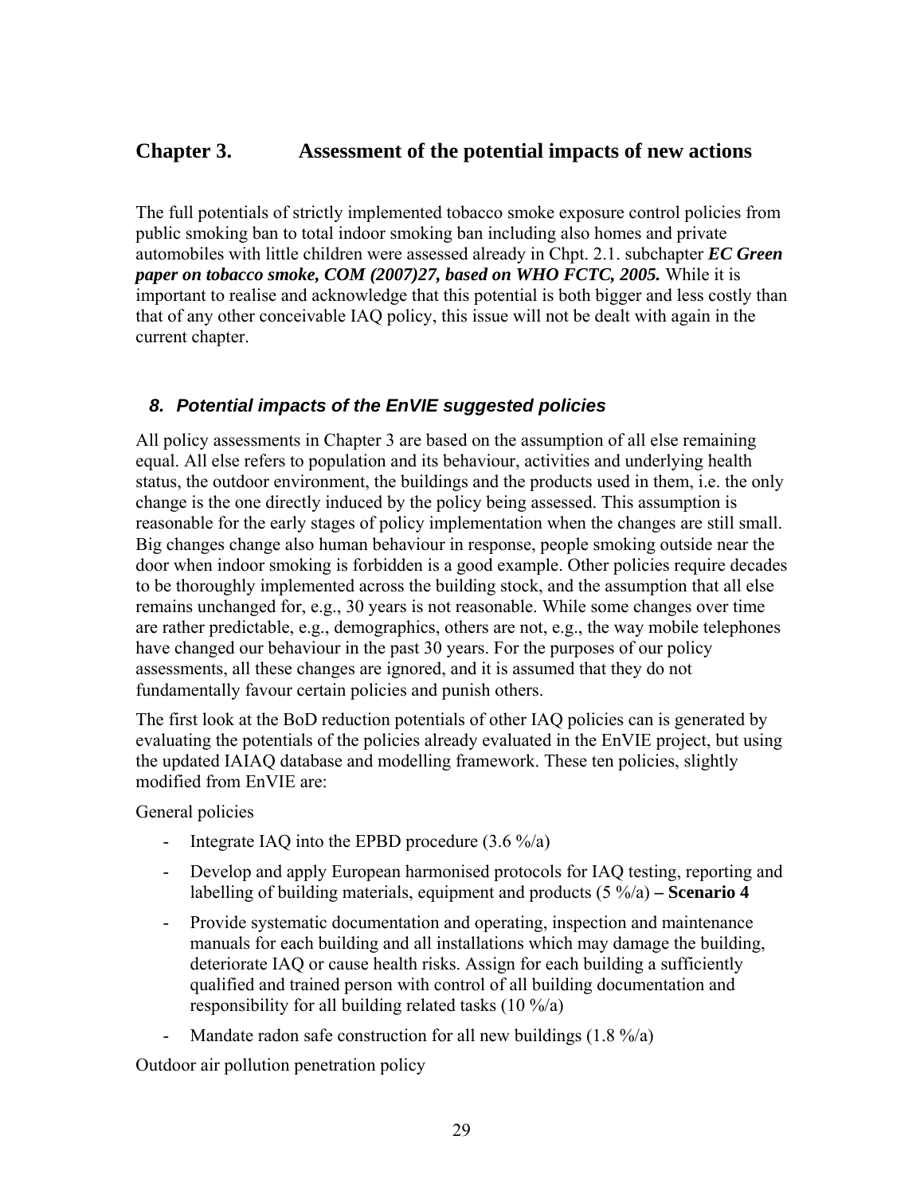# Chapter 3. Assessment of the potential impacts of new actions

The full potentials of strictly implemented tobacco smoke exposure control policies from public smoking ban to total indoor smoking ban including also homes and private automobiles with little children were assessed already in Chpt. 2.1. subchapter ***EC Green paper on tobacco smoke, COM (2007)27, based on WHO FCTC, 2005.*** While it is important to realise and acknowledge that this potential is both bigger and less costly than that of any other conceivable IAQ policy, this issue will not be dealt with again in the current chapter.

## *8. Potential impacts of the EnVIE suggested policies*

All policy assessments in Chapter 3 are based on the assumption of all else remaining equal. All else refers to population and its behaviour, activities and underlying health status, the outdoor environment, the buildings and the products used in them, i.e. the only change is the one directly induced by the policy being assessed. This assumption is reasonable for the early stages of policy implementation when the changes are still small. Big changes change also human behaviour in response, people smoking outside near the door when indoor smoking is forbidden is a good example. Other policies require decades to be thoroughly implemented across the building stock, and the assumption that all else remains unchanged for, e.g., 30 years is not reasonable. While some changes over time are rather predictable, e.g., demographics, others are not, e.g., the way mobile telephones have changed our behaviour in the past 30 years. For the purposes of our policy assessments, all these changes are ignored, and it is assumed that they do not fundamentally favour certain policies and punish others.

The first look at the BoD reduction potentials of other IAQ policies can is generated by evaluating the potentials of the policies already evaluated in the EnVIE project, but using the updated IAIAQ database and modelling framework. These ten policies, slightly modified from EnVIE are:

General policies

- Integrate IAQ into the EPBD procedure (3.6 %/a)
- Develop and apply European harmonised protocols for IAQ testing, reporting and labelling of building materials, equipment and products (5 %/a) **– Scenario 4**
- Provide systematic documentation and operating, inspection and maintenance manuals for each building and all installations which may damage the building, deteriorate IAQ or cause health risks. Assign for each building a sufficiently qualified and trained person with control of all building documentation and responsibility for all building related tasks (10 %/a)
- Mandate radon safe construction for all new buildings (1.8 %/a)

Outdoor air pollution penetration policy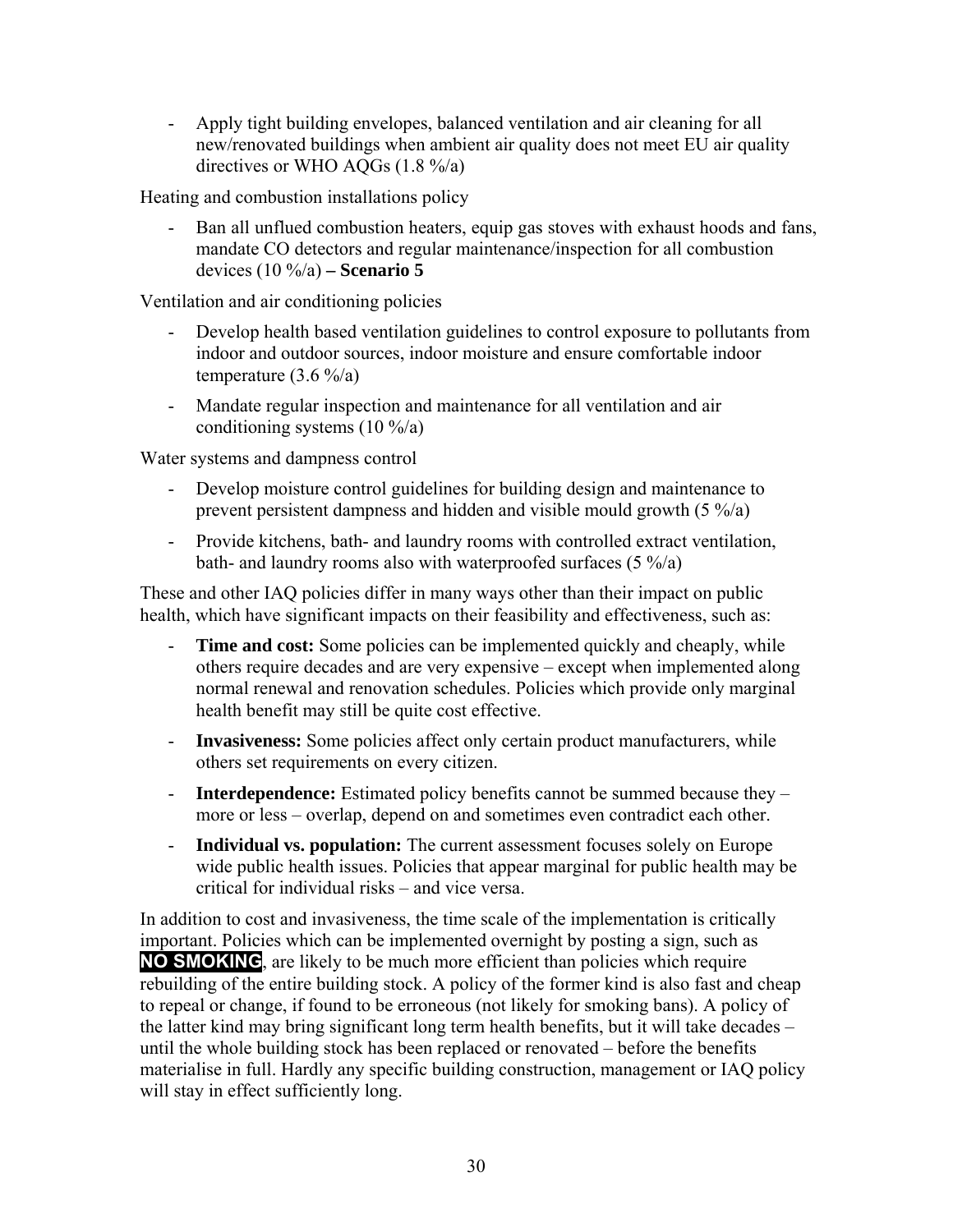- Apply tight building envelopes, balanced ventilation and air cleaning for all new/renovated buildings when ambient air quality does not meet EU air quality directives or WHO AQGs (1.8 %/a)

Heating and combustion installations policy

- Ban all unflued combustion heaters, equip gas stoves with exhaust hoods and fans, mandate CO detectors and regular maintenance/inspection for all combustion devices (10 %/a) **– Scenario 5**

Ventilation and air conditioning policies

- Develop health based ventilation guidelines to control exposure to pollutants from indoor and outdoor sources, indoor moisture and ensure comfortable indoor temperature (3.6 %/a)
- Mandate regular inspection and maintenance for all ventilation and air conditioning systems (10 %/a)

Water systems and dampness control

- Develop moisture control guidelines for building design and maintenance to prevent persistent dampness and hidden and visible mould growth (5 %/a)
- Provide kitchens, bath- and laundry rooms with controlled extract ventilation, bath- and laundry rooms also with waterproofed surfaces (5 %/a)

These and other IAQ policies differ in many ways other than their impact on public health, which have significant impacts on their feasibility and effectiveness, such as:

- **Time and cost:** Some policies can be implemented quickly and cheaply, while others require decades and are very expensive – except when implemented along normal renewal and renovation schedules. Policies which provide only marginal health benefit may still be quite cost effective.
- **Invasiveness:** Some policies affect only certain product manufacturers, while others set requirements on every citizen.
- **Interdependence:** Estimated policy benefits cannot be summed because they – more or less – overlap, depend on and sometimes even contradict each other.
- **Individual vs. population:** The current assessment focuses solely on Europe wide public health issues. Policies that appear marginal for public health may be critical for individual risks – and vice versa.

In addition to cost and invasiveness, the time scale of the implementation is critically important. Policies which can be implemented overnight by posting a sign, such as **NO SMOKING**, are likely to be much more efficient than policies which require rebuilding of the entire building stock. A policy of the former kind is also fast and cheap to repeal or change, if found to be erroneous (not likely for smoking bans). A policy of the latter kind may bring significant long term health benefits, but it will take decades – until the whole building stock has been replaced or renovated – before the benefits materialise in full. Hardly any specific building construction, management or IAQ policy will stay in effect sufficiently long.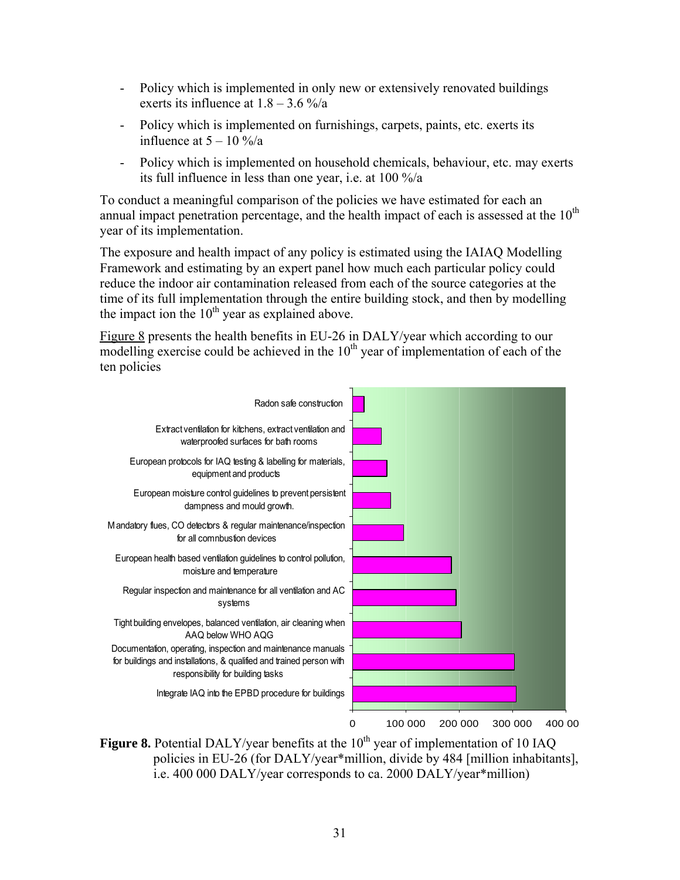- Policy which is implemented in only new or extensively renovated buildings exerts its influence at 1.8 – 3.6 %/a
- Policy which is implemented on furnishings, carpets, paints, etc. exerts its influence at 5 – 10 %/a
- Policy which is implemented on household chemicals, behaviour, etc. may exerts its full influence in less than one year, i.e. at 100 %/a

To conduct a meaningful comparison of the policies we have estimated for each an annual impact penetration percentage, and the health impact of each is assessed at the 10th year of its implementation.

The exposure and health impact of any policy is estimated using the IAIAQ Modelling Framework and estimating by an expert panel how much each particular policy could reduce the indoor air contamination released from each of the source categories at the time of its full implementation through the entire building stock, and then by modelling the impact ion the 10th year as explained above.

Figure 8 presents the health benefits in EU-26 in DALY/year which according to our modelling exercise could be achieved in the 10th year of implementation of each of the ten policies

Radon safe construction
Extract ventilation for kitchens, extract ventilation and waterproofed surfaces for bath rooms
European protocols for IAQ testing & labelling for materials, equipment and products
European moisture control guidelines to prevent persistent dampness and mould growth.
Mandatory flues, CO detectors & regular maintenance/inspection for all comnbustion devices
European health based ventilation guidelines to control pollution, moisture and temperature
Regular inspection and maintenance for all ventilation and AC systems
Tight building envelopes, balanced ventilation, air cleaning when AAQ below WHO AQG
Documentation, operating, inspection and maintenance manuals for buildings and installations, & qualified and trained person with responsibility for building tasks
Integrate IAQ into the EPBD procedure for buildings

0
100 000
200 000
300 000
400 00

**Figure 8.** Potential DALY/year benefits at the 10th year of implementation of 10 IAQ policies in EU-26 (for DALY/year*million, divide by 484 [million inhabitants], i.e. 400 000 DALY/year corresponds to ca. 2000 DALY/year*million)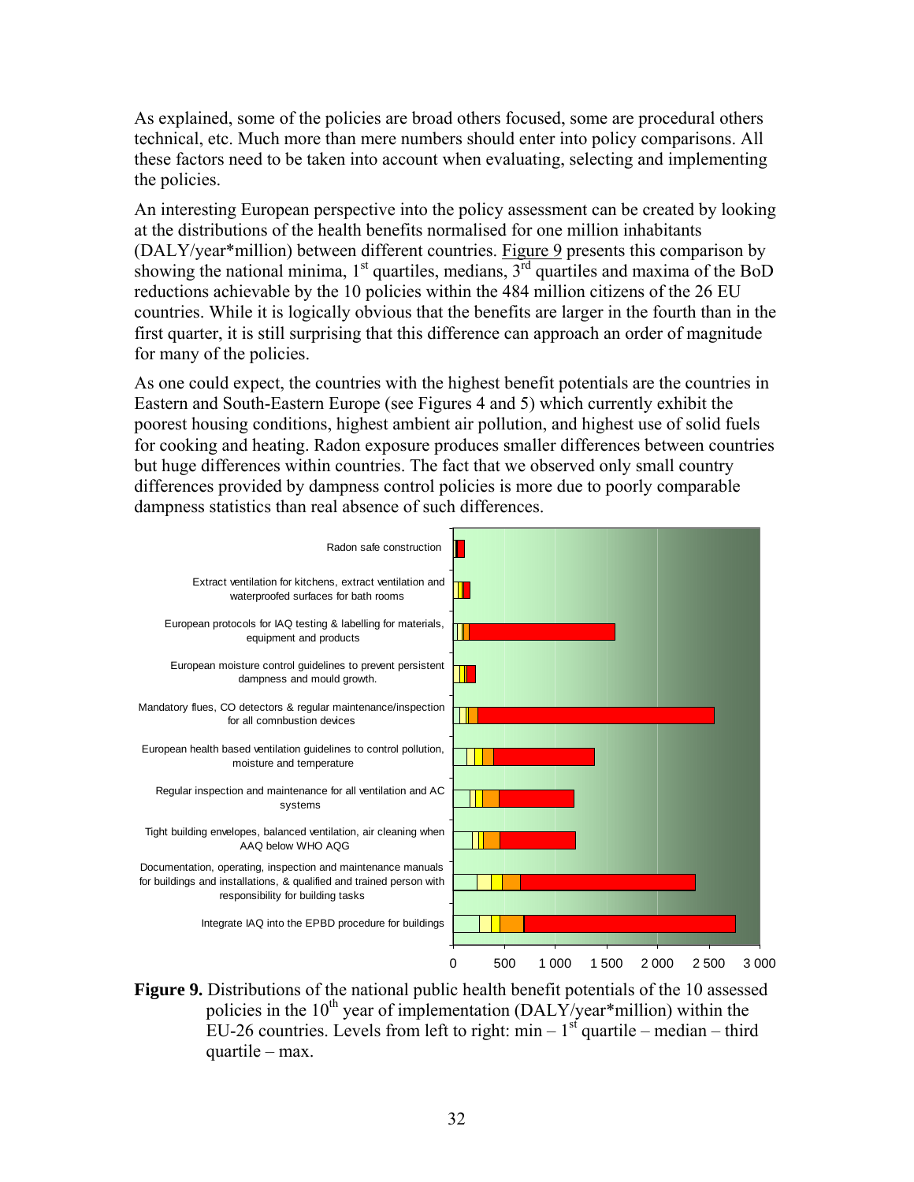As explained, some of the policies are broad others focused, some are procedural others technical, etc. Much more than mere numbers should enter into policy comparisons. All these factors need to be taken into account when evaluating, selecting and implementing the policies.

An interesting European perspective into the policy assessment can be created by looking at the distributions of the health benefits normalised for one million inhabitants (DALY/year*million) between different countries. Figure 9 presents this comparison by showing the national minima, 1st quartiles, medians, 3rd quartiles and maxima of the BoD reductions achievable by the 10 policies within the 484 million citizens of the 26 EU countries. While it is logically obvious that the benefits are larger in the fourth than in the first quarter, it is still surprising that this difference can approach an order of magnitude for many of the policies.

As one could expect, the countries with the highest benefit potentials are the countries in Eastern and South-Eastern Europe (see Figures 4 and 5) which currently exhibit the poorest housing conditions, highest ambient air pollution, and highest use of solid fuels for cooking and heating. Radon exposure produces smaller differences between countries but huge differences within countries. The fact that we observed only small country differences provided by dampness control policies is more due to poorly comparable dampness statistics than real absence of such differences.

Radon safe construction

Extract ventilation for kitchens, extract ventilation and waterproofed surfaces for bath rooms

European protocols for IAQ testing & labelling for materials, equipment and products

European moisture control guidelines to prevent persistent dampness and mould growth.

Mandatory flues, CO detectors & regular maintenance/inspection for all comnbustion devices

European health based ventilation guidelines to control pollution, moisture and temperature

Regular inspection and maintenance for all ventilation and AC systems

Tight building envelopes, balanced ventilation, air cleaning when AAQ below WHO AQG

Documentation, operating, inspection and maintenance manuals for buildings and installations, & qualified and trained person with responsibility for building tasks

Integrate IAQ into the EPBD procedure for buildings

0 500 1 000 1 500 2 000 2 500 3 000

**Figure 9.** Distributions of the national public health benefit potentials of the 10 assessed policies in the 10th year of implementation (DALY/year*million) within the EU-26 countries. Levels from left to right: min – 1st quartile – median – third quartile – max.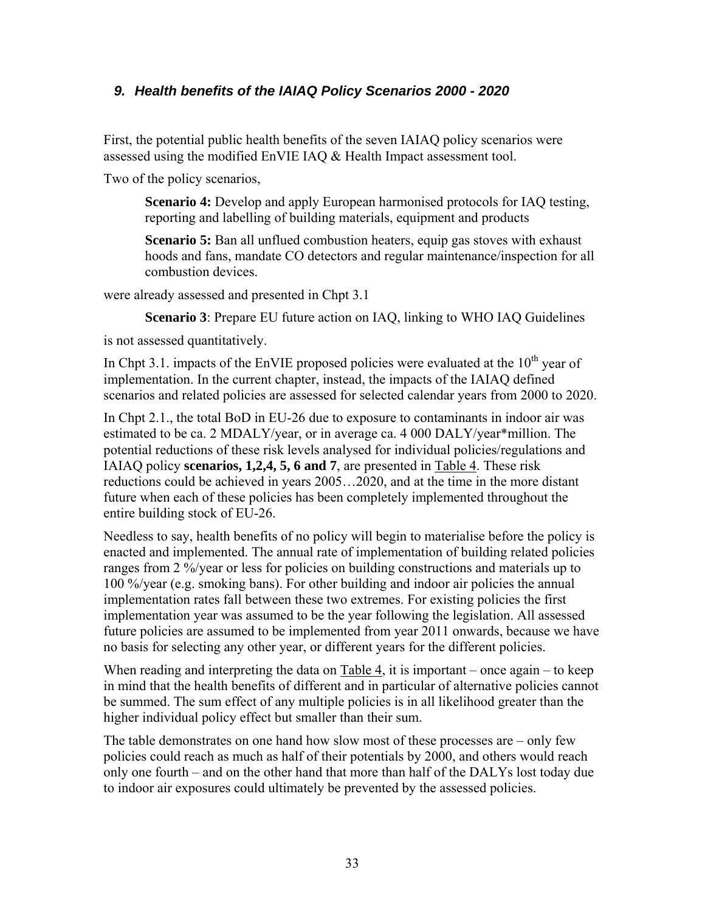## *9. Health benefits of the IAIAQ Policy Scenarios 2000 - 2020*

First, the potential public health benefits of the seven IAIAQ policy scenarios were assessed using the modified EnVIE IAQ & Health Impact assessment tool.

Two of the policy scenarios,

> **Scenario 4:** Develop and apply European harmonised protocols for IAQ testing, reporting and labelling of building materials, equipment and products
>
> **Scenario 5:** Ban all unflued combustion heaters, equip gas stoves with exhaust hoods and fans, mandate CO detectors and regular maintenance/inspection for all combustion devices.

were already assessed and presented in Chpt 3.1

> **Scenario 3**: Prepare EU future action on IAQ, linking to WHO IAQ Guidelines

is not assessed quantitatively.

In Chpt 3.1. impacts of the EnVIE proposed policies were evaluated at the 10th year of implementation. In the current chapter, instead, the impacts of the IAIAQ defined scenarios and related policies are assessed for selected calendar years from 2000 to 2020.

In Chpt 2.1., the total BoD in EU-26 due to exposure to contaminants in indoor air was estimated to be ca. 2 MDALY/year, or in average ca. 4 000 DALY/year*million. The potential reductions of these risk levels analysed for individual policies/regulations and IAIAQ policy **scenarios, 1,2,4, 5, 6 and 7**, are presented in Table 4. These risk reductions could be achieved in years 2005…2020, and at the time in the more distant future when each of these policies has been completely implemented throughout the entire building stock of EU-26.

Needless to say, health benefits of no policy will begin to materialise before the policy is enacted and implemented. The annual rate of implementation of building related policies ranges from 2 %/year or less for policies on building constructions and materials up to 100 %/year (e.g. smoking bans). For other building and indoor air policies the annual implementation rates fall between these two extremes. For existing policies the first implementation year was assumed to be the year following the legislation. All assessed future policies are assumed to be implemented from year 2011 onwards, because we have no basis for selecting any other year, or different years for the different policies.

When reading and interpreting the data on Table 4, it is important – once again – to keep in mind that the health benefits of different and in particular of alternative policies cannot be summed. The sum effect of any multiple policies is in all likelihood greater than the higher individual policy effect but smaller than their sum.

The table demonstrates on one hand how slow most of these processes are – only few policies could reach as much as half of their potentials by 2000, and others would reach only one fourth – and on the other hand that more than half of the DALYs lost today due to indoor air exposures could ultimately be prevented by the assessed policies.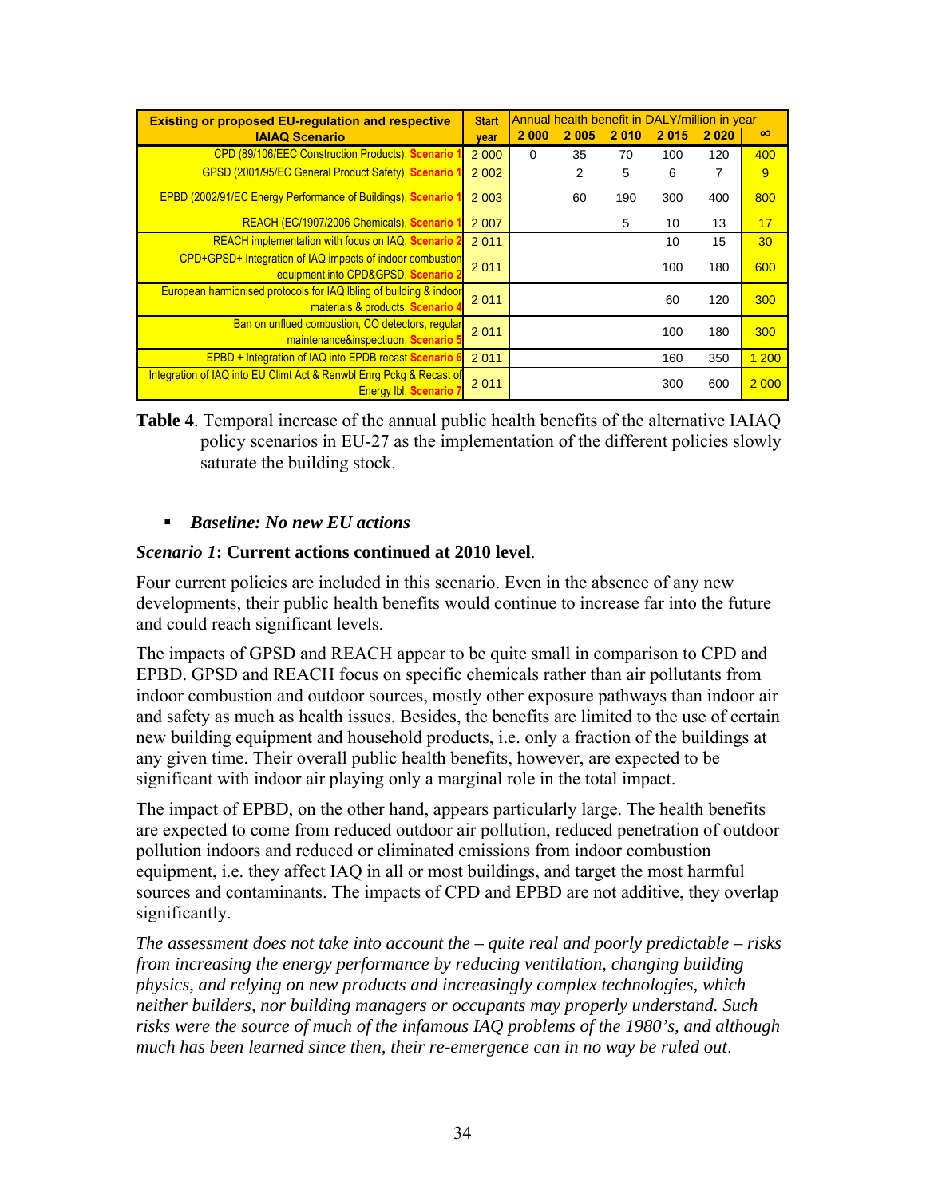| Existing or proposed EU-regulation and respective IAIAQ Scenario | Start year | Annual health benefit in DALY/million in year | | | | | |
|---|---|---|---|---|---|---|---|
| | | 2 000 | 2 005 | 2 010 | 2 015 | 2 020 | ∞ |
| CPD (89/106/EEC Construction Products), Scenario 1 | 2 000 | 0 | 35 | 70 | 100 | 120 | 400 |
| GPSD (2001/95/EC General Product Safety), Scenario 1 | 2 002 | | 2 | 5 | 6 | 7 | 9 |
| EPBD (2002/91/EC Energy Performance of Buildings), Scenario 1 | 2 003 | | 60 | 190 | 300 | 400 | 800 |
| REACH (EC/1907/2006 Chemicals), Scenario 1 | 2 007 | | | 5 | 10 | 13 | 17 |
| REACH implementation with focus on IAQ, Scenario 2 | 2 011 | | | | 10 | 15 | 30 |
| CPD+GPSD+ Integration of IAQ impacts of indoor combustion equipment into CPD&GPSD, Scenario 2 | 2 011 | | | | 100 | 180 | 600 |
| European harmonised protocols for IAQ lbling of building & indoor materials & products, Scenario 4 | 2 011 | | | | 60 | 120 | 300 |
| Ban on unflued combustion, CO detectors, regular maintenance&inspectiuon, Scenario 5 | 2 011 | | | | 100 | 180 | 300 |
| EPBD + Integration of IAQ into EPDB recast Scenario 6 | 2 011 | | | | 160 | 350 | 1 200 |
| Integration of IAQ into EU Climt Act & Renwbl Enrg Pckg & Recast of Energy lbl. Scenario 7 | 2 011 | | | | 300 | 600 | 2 000 |

**Table 4**. Temporal increase of the annual public health benefits of the alternative IAIAQ policy scenarios in EU-27 as the implementation of the different policies slowly saturate the building stock.

- ***Baseline: No new EU actions***

***Scenario 1*****: Current actions continued at 2010 level**.

Four current policies are included in this scenario. Even in the absence of any new developments, their public health benefits would continue to increase far into the future and could reach significant levels.

The impacts of GPSD and REACH appear to be quite small in comparison to CPD and EPBD. GPSD and REACH focus on specific chemicals rather than air pollutants from indoor combustion and outdoor sources, mostly other exposure pathways than indoor air and safety as much as health issues. Besides, the benefits are limited to the use of certain new building equipment and household products, i.e. only a fraction of the buildings at any given time. Their overall public health benefits, however, are expected to be significant with indoor air playing only a marginal role in the total impact.

The impact of EPBD, on the other hand, appears particularly large. The health benefits are expected to come from reduced outdoor air pollution, reduced penetration of outdoor pollution indoors and reduced or eliminated emissions from indoor combustion equipment, i.e. they affect IAQ in all or most buildings, and target the most harmful sources and contaminants. The impacts of CPD and EPBD are not additive, they overlap significantly.

*The assessment does not take into account the – quite real and poorly predictable – risks from increasing the energy performance by reducing ventilation, changing building physics, and relying on new products and increasingly complex technologies, which neither builders, nor building managers or occupants may properly understand. Such risks were the source of much of the infamous IAQ problems of the 1980's, and although much has been learned since then, their re-emergence can in no way be ruled out*.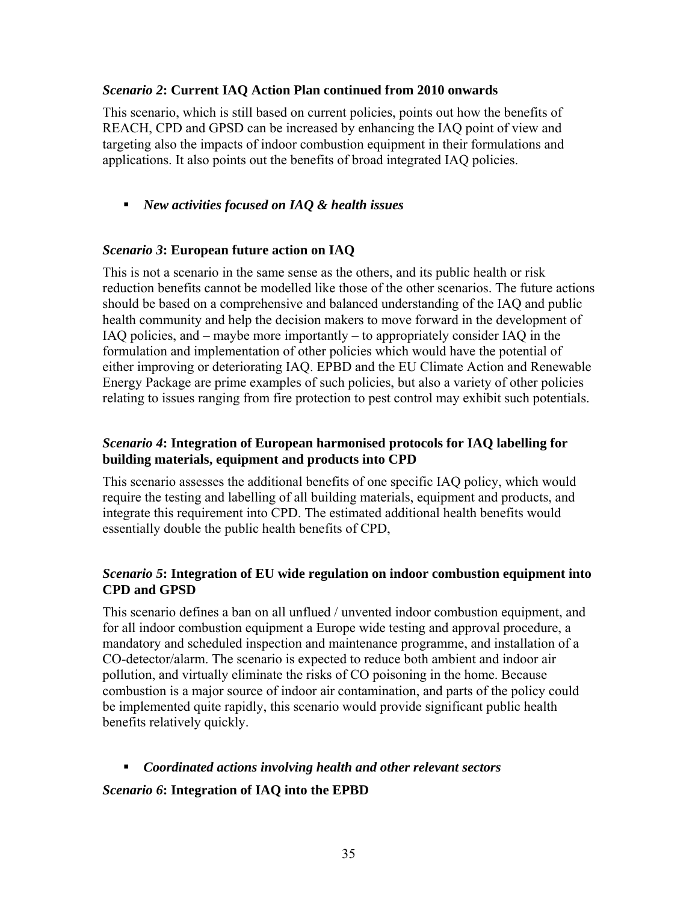***Scenario 2*: Current IAQ Action Plan continued from 2010 onwards**

This scenario, which is still based on current policies, points out how the benefits of REACH, CPD and GPSD can be increased by enhancing the IAQ point of view and targeting also the impacts of indoor combustion equipment in their formulations and applications. It also points out the benefits of broad integrated IAQ policies.

- ***New activities focused on IAQ & health issues***

***Scenario 3*: European future action on IAQ**

This is not a scenario in the same sense as the others, and its public health or risk reduction benefits cannot be modelled like those of the other scenarios. The future actions should be based on a comprehensive and balanced understanding of the IAQ and public health community and help the decision makers to move forward in the development of IAQ policies, and – maybe more importantly – to appropriately consider IAQ in the formulation and implementation of other policies which would have the potential of either improving or deteriorating IAQ. EPBD and the EU Climate Action and Renewable Energy Package are prime examples of such policies, but also a variety of other policies relating to issues ranging from fire protection to pest control may exhibit such potentials.

***Scenario 4*: Integration of European harmonised protocols for IAQ labelling for building materials, equipment and products into CPD**

This scenario assesses the additional benefits of one specific IAQ policy, which would require the testing and labelling of all building materials, equipment and products, and integrate this requirement into CPD. The estimated additional health benefits would essentially double the public health benefits of CPD,

***Scenario 5*: Integration of EU wide regulation on indoor combustion equipment into CPD and GPSD**

This scenario defines a ban on all unflued / unvented indoor combustion equipment, and for all indoor combustion equipment a Europe wide testing and approval procedure, a mandatory and scheduled inspection and maintenance programme, and installation of a CO-detector/alarm. The scenario is expected to reduce both ambient and indoor air pollution, and virtually eliminate the risks of CO poisoning in the home. Because combustion is a major source of indoor air contamination, and parts of the policy could be implemented quite rapidly, this scenario would provide significant public health benefits relatively quickly.

- ***Coordinated actions involving health and other relevant sectors***

***Scenario 6*: Integration of IAQ into the EPBD**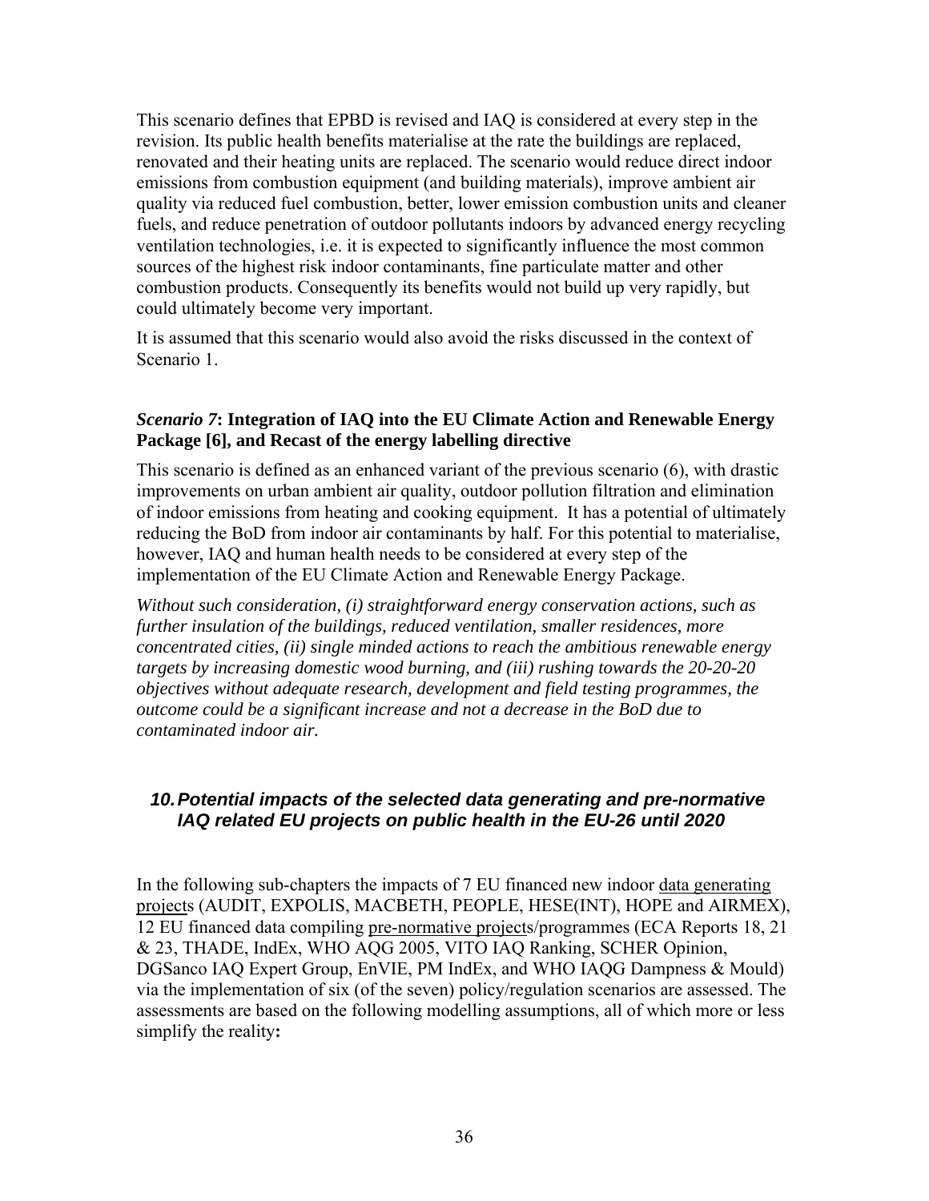This scenario defines that EPBD is revised and IAQ is considered at every step in the revision. Its public health benefits materialise at the rate the buildings are replaced, renovated and their heating units are replaced. The scenario would reduce direct indoor emissions from combustion equipment (and building materials), improve ambient air quality via reduced fuel combustion, better, lower emission combustion units and cleaner fuels, and reduce penetration of outdoor pollutants indoors by advanced energy recycling ventilation technologies, i.e. it is expected to significantly influence the most common sources of the highest risk indoor contaminants, fine particulate matter and other combustion products. Consequently its benefits would not build up very rapidly, but could ultimately become very important.

It is assumed that this scenario would also avoid the risks discussed in the context of Scenario 1.

***Scenario 7*: Integration of IAQ into the EU Climate Action and Renewable Energy Package [6], and Recast of the energy labelling directive**

This scenario is defined as an enhanced variant of the previous scenario (6), with drastic improvements on urban ambient air quality, outdoor pollution filtration and elimination of indoor emissions from heating and cooking equipment. It has a potential of ultimately reducing the BoD from indoor air contaminants by half. For this potential to materialise, however, IAQ and human health needs to be considered at every step of the implementation of the EU Climate Action and Renewable Energy Package.

*Without such consideration, (i) straightforward energy conservation actions, such as further insulation of the buildings, reduced ventilation, smaller residences, more concentrated cities, (ii) single minded actions to reach the ambitious renewable energy targets by increasing domestic wood burning, and (iii) rushing towards the 20-20-20 objectives without adequate research, development and field testing programmes, the outcome could be a significant increase and not a decrease in the BoD due to contaminated indoor air.*

## 10. *Potential impacts of the selected data generating and pre-normative IAQ related EU projects on public health in the EU-26 until 2020*

In the following sub-chapters the impacts of 7 EU financed new indoor data generating projects (AUDIT, EXPOLIS, MACBETH, PEOPLE, HESE(INT), HOPE and AIRMEX), 12 EU financed data compiling pre-normative projects/programmes (ECA Reports 18, 21 & 23, THADE, IndEx, WHO AQG 2005, VITO IAQ Ranking, SCHER Opinion, DGSanco IAQ Expert Group, EnVIE, PM IndEx, and WHO IAQG Dampness & Mould) via the implementation of six (of the seven) policy/regulation scenarios are assessed. The assessments are based on the following modelling assumptions, all of which more or less simplify the reality**:**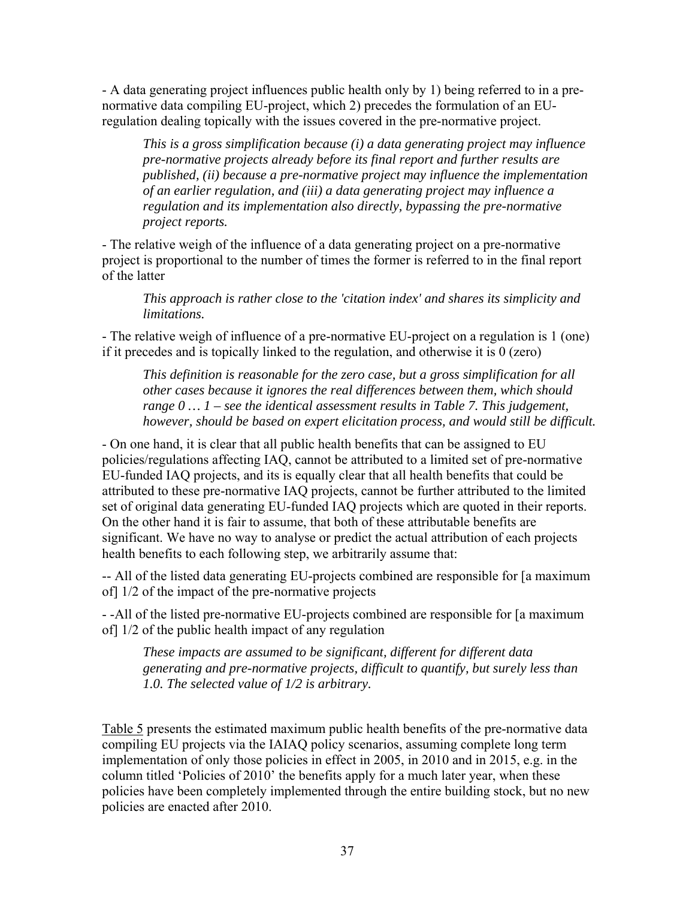- A data generating project influences public health only by 1) being referred to in a pre-normative data compiling EU-project, which 2) precedes the formulation of an EU-regulation dealing topically with the issues covered in the pre-normative project.

> *This is a gross simplification because (i) a data generating project may influence pre-normative projects already before its final report and further results are published, (ii) because a pre-normative project may influence the implementation of an earlier regulation, and (iii) a data generating project may influence a regulation and its implementation also directly, bypassing the pre-normative project reports.*

- The relative weigh of the influence of a data generating project on a pre-normative project is proportional to the number of times the former is referred to in the final report of the latter

> *This approach is rather close to the 'citation index' and shares its simplicity and limitations.*

- The relative weigh of influence of a pre-normative EU-project on a regulation is 1 (one) if it precedes and is topically linked to the regulation, and otherwise it is 0 (zero)

> *This definition is reasonable for the zero case, but a gross simplification for all other cases because it ignores the real differences between them, which should range 0 … 1 – see the identical assessment results in Table 7. This judgement, however, should be based on expert elicitation process, and would still be difficult.*

- On one hand, it is clear that all public health benefits that can be assigned to EU policies/regulations affecting IAQ, cannot be attributed to a limited set of pre-normative EU-funded IAQ projects, and its is equally clear that all health benefits that could be attributed to these pre-normative IAQ projects, cannot be further attributed to the limited set of original data generating EU-funded IAQ projects which are quoted in their reports. On the other hand it is fair to assume, that both of these attributable benefits are significant. We have no way to analyse or predict the actual attribution of each projects health benefits to each following step, we arbitrarily assume that:

-- All of the listed data generating EU-projects combined are responsible for [a maximum of] 1/2 of the impact of the pre-normative projects

- -All of the listed pre-normative EU-projects combined are responsible for [a maximum of] 1/2 of the public health impact of any regulation

> *These impacts are assumed to be significant, different for different data generating and pre-normative projects, difficult to quantify, but surely less than 1.0. The selected value of 1/2 is arbitrary.*

Table 5 presents the estimated maximum public health benefits of the pre-normative data compiling EU projects via the IAIAQ policy scenarios, assuming complete long term implementation of only those policies in effect in 2005, in 2010 and in 2015, e.g. in the column titled 'Policies of 2010' the benefits apply for a much later year, when these policies have been completely implemented through the entire building stock, but no new policies are enacted after 2010.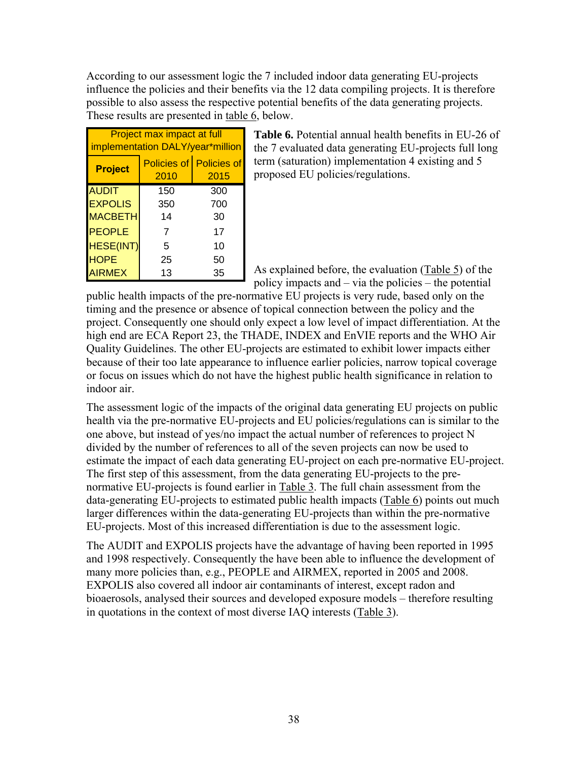According to our assessment logic the 7 included indoor data generating EU-projects influence the policies and their benefits via the 12 data compiling projects. It is therefore possible to also assess the respective potential benefits of the data generating projects. These results are presented in table 6, below.

| Project max impact at full implementation DALY/year*million | | |
|---|---|---|
| **Project** | Policies of 2010 | Policies of 2015 |
| AUDIT | 150 | 300 |
| EXPOLIS | 350 | 700 |
| MACBETH | 14 | 30 |
| PEOPLE | 7 | 17 |
| HESE(INT) | 5 | 10 |
| HOPE | 25 | 50 |
| AIRMEX | 13 | 35 |

**Table 6.** Potential annual health benefits in EU-26 of the 7 evaluated data generating EU-projects full long term (saturation) implementation 4 existing and 5 proposed EU policies/regulations.

As explained before, the evaluation (Table 5) of the policy impacts and – via the policies – the potential public health impacts of the pre-normative EU projects is very rude, based only on the timing and the presence or absence of topical connection between the policy and the project. Consequently one should only expect a low level of impact differentiation. At the high end are ECA Report 23, the THADE, INDEX and EnVIE reports and the WHO Air Quality Guidelines. The other EU-projects are estimated to exhibit lower impacts either because of their too late appearance to influence earlier policies, narrow topical coverage or focus on issues which do not have the highest public health significance in relation to indoor air.

The assessment logic of the impacts of the original data generating EU projects on public health via the pre-normative EU-projects and EU policies/regulations can is similar to the one above, but instead of yes/no impact the actual number of references to project N divided by the number of references to all of the seven projects can now be used to estimate the impact of each data generating EU-project on each pre-normative EU-project. The first step of this assessment, from the data generating EU-projects to the pre-normative EU-projects is found earlier in Table 3. The full chain assessment from the data-generating EU-projects to estimated public health impacts (Table 6) points out much larger differences within the data-generating EU-projects than within the pre-normative EU-projects. Most of this increased differentiation is due to the assessment logic.

The AUDIT and EXPOLIS projects have the advantage of having been reported in 1995 and 1998 respectively. Consequently the have been able to influence the development of many more policies than, e.g., PEOPLE and AIRMEX, reported in 2005 and 2008. EXPOLIS also covered all indoor air contaminants of interest, except radon and bioaerosols, analysed their sources and developed exposure models – therefore resulting in quotations in the context of most diverse IAQ interests (Table 3).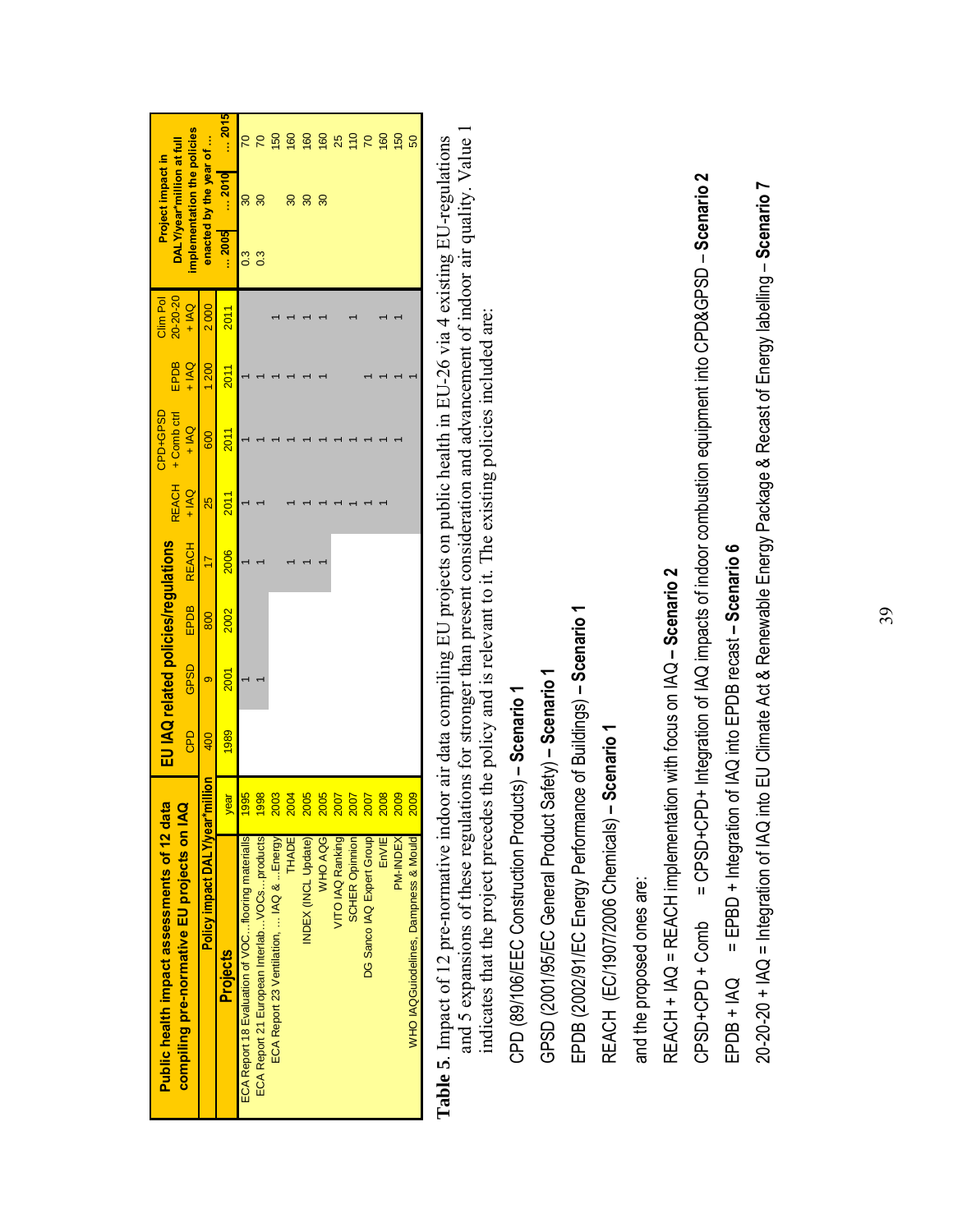| Public health impact assessments of 12 data compiling pre-normative EU projects on IAQ | | EU IAQ related policies/regulations | | | | | | | | Project impact in DALY/year*million at full implementation the policies enacted by the year of ... | | |
|---|---|---|---|---|---|---|---|---|---|---|---|---|
| | | CPD | GPSD | EPDB | REACH | REACH + IAQ | CPD+GPSD + Comb ctrl + IAQ | EPDB + IAQ | Clim Pol 20-20-20 + IAQ | | | |
| Policy impact DALY/year*million | | 400 | 9 | 800 | 17 | 25 | 600 | 1 200 | 2 000 | | | |
| **Projects** | year | 1989 | 2001 | 2002 | 2006 | 2011 | 2011 | 2011 | 2011 | ... 2005 | ... 2010 | ... 2015 |
| ECA Report 18 Evaluation of VOC....flooring materialls | 1995 | | 1 | | 1 | 1 | 1 | 1 | | 0.3 | 30 | 70 |
| ECA Report 21 European Interlab....VOCs...products | 1998 | | 1 | | 1 | 1 | 1 | 1 | | 0.3 | 30 | 70 |
| ECA Report 23 Ventilation, ... IAQ & ...Energy | 2003 | | | | | | 1 | 1 | 1 | | | 150 |
| THADE | 2004 | | | | 1 | 1 | 1 | 1 | 1 | | 30 | 160 |
| INDEX (INCL Update) | 2005 | | | | 1 | 1 | 1 | 1 | 1 | | 30 | 160 |
| WHO AQG | 2005 | | | | 1 | 1 | 1 | 1 | 1 | | 30 | 160 |
| VITO IAQ Ranking | 2007 | | | | | 1 | 1 | | | | | 25 |
| SCHER Opinnion | 2007 | | | | | 1 | 1 | | 1 | | | 110 |
| DG Sanco IAQ Expert Group | 2007 | | | | | 1 | 1 | 1 | | | | 70 |
| EnVIE | 2008 | | | | | 1 | 1 | 1 | 1 | | | 160 |
| PM-INDEX | 2009 | | | | | | 1 | 1 | 1 | | | 150 |
| WHO IAQGuiodelines, Dampness & Mould | 2009 | | | | | | | 1 | | | | 50 |

**Table 5**. Impact of 12 pre-normative indoor air data compiling EU projects on public health in EU-26 via 4 existing EU-regulations and 5 expansions of these regulations for stronger than present consideration and advancement of indoor air quality. Value 1 indicates that the project precedes the policy and is relevant to it. The existing policies included are:

CPD (89/106/EEC Construction Products) **– Scenario 1**

GPSD (2001/95/EC General Product Safety) **– Scenario 1**

EPDB (2002/91/EC Energy Performance of Buildings) **– Scenario 1**

REACH (EC/1907/2006 Chemicals) **– Scenario 1**

and the proposed ones are:

REACH + IAQ = REACH implementation with focus on IAQ **– Scenario 2**

CPSD+CPD + Comb = CPSD+CPD+ Integration of IAQ impacts of indoor combustion equipment into CPD&GPSD **– Scenario 2**

EPDB + IAQ = EPBD + Integration of IAQ into EPDB recast **– Scenario 6**

20-20-20 + IAQ = Integration of IAQ into EU Climate Act & Renewable Energy Package & Recast of Energy labelling **– Scenario 7**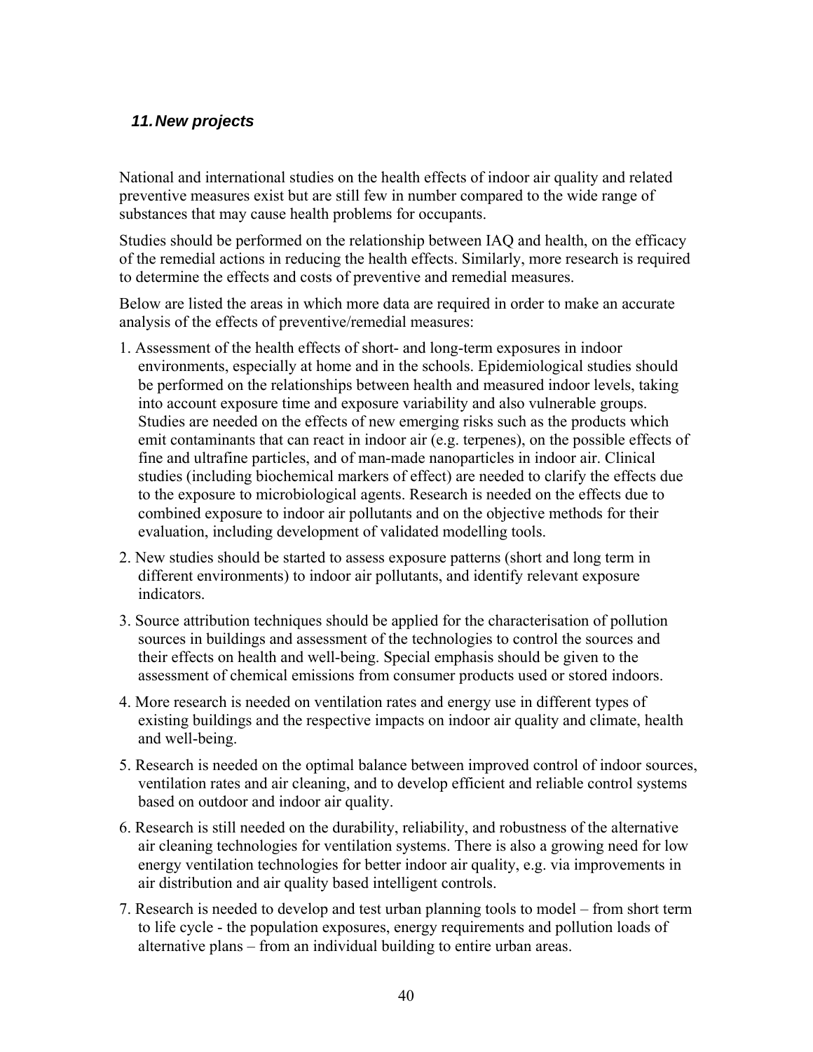## *11. New projects*

National and international studies on the health effects of indoor air quality and related preventive measures exist but are still few in number compared to the wide range of substances that may cause health problems for occupants.

Studies should be performed on the relationship between IAQ and health, on the efficacy of the remedial actions in reducing the health effects. Similarly, more research is required to determine the effects and costs of preventive and remedial measures.

Below are listed the areas in which more data are required in order to make an accurate analysis of the effects of preventive/remedial measures:

1. Assessment of the health effects of short- and long-term exposures in indoor environments, especially at home and in the schools. Epidemiological studies should be performed on the relationships between health and measured indoor levels, taking into account exposure time and exposure variability and also vulnerable groups. Studies are needed on the effects of new emerging risks such as the products which emit contaminants that can react in indoor air (e.g. terpenes), on the possible effects of fine and ultrafine particles, and of man-made nanoparticles in indoor air. Clinical studies (including biochemical markers of effect) are needed to clarify the effects due to the exposure to microbiological agents. Research is needed on the effects due to combined exposure to indoor air pollutants and on the objective methods for their evaluation, including development of validated modelling tools.
2. New studies should be started to assess exposure patterns (short and long term in different environments) to indoor air pollutants, and identify relevant exposure indicators.
3. Source attribution techniques should be applied for the characterisation of pollution sources in buildings and assessment of the technologies to control the sources and their effects on health and well-being. Special emphasis should be given to the assessment of chemical emissions from consumer products used or stored indoors.
4. More research is needed on ventilation rates and energy use in different types of existing buildings and the respective impacts on indoor air quality and climate, health and well-being.
5. Research is needed on the optimal balance between improved control of indoor sources, ventilation rates and air cleaning, and to develop efficient and reliable control systems based on outdoor and indoor air quality.
6. Research is still needed on the durability, reliability, and robustness of the alternative air cleaning technologies for ventilation systems. There is also a growing need for low energy ventilation technologies for better indoor air quality, e.g. via improvements in air distribution and air quality based intelligent controls.
7. Research is needed to develop and test urban planning tools to model – from short term to life cycle - the population exposures, energy requirements and pollution loads of alternative plans – from an individual building to entire urban areas.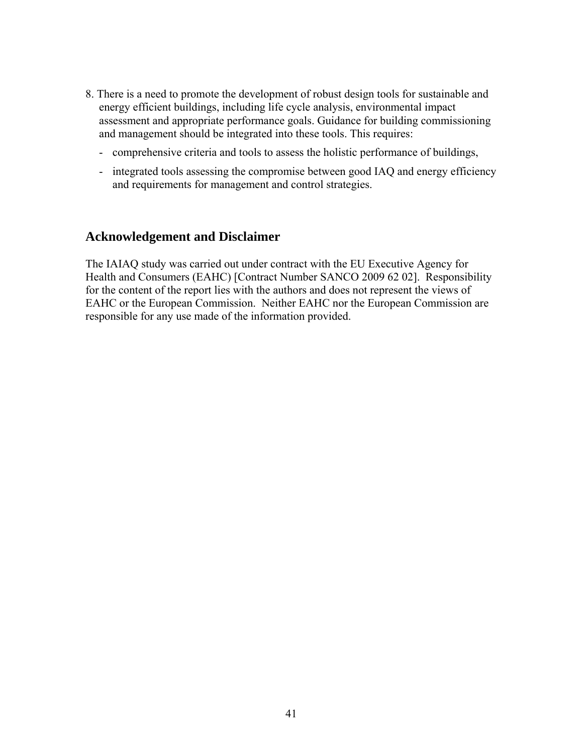8. There is a need to promote the development of robust design tools for sustainable and energy efficient buildings, including life cycle analysis, environmental impact assessment and appropriate performance goals. Guidance for building commissioning and management should be integrated into these tools. This requires:
   - comprehensive criteria and tools to assess the holistic performance of buildings,
   - integrated tools assessing the compromise between good IAQ and energy efficiency and requirements for management and control strategies.

## Acknowledgement and Disclaimer

The IAIAQ study was carried out under contract with the EU Executive Agency for Health and Consumers (EAHC) [Contract Number SANCO 2009 62 02]. Responsibility for the content of the report lies with the authors and does not represent the views of EAHC or the European Commission. Neither EAHC nor the European Commission are responsible for any use made of the information provided.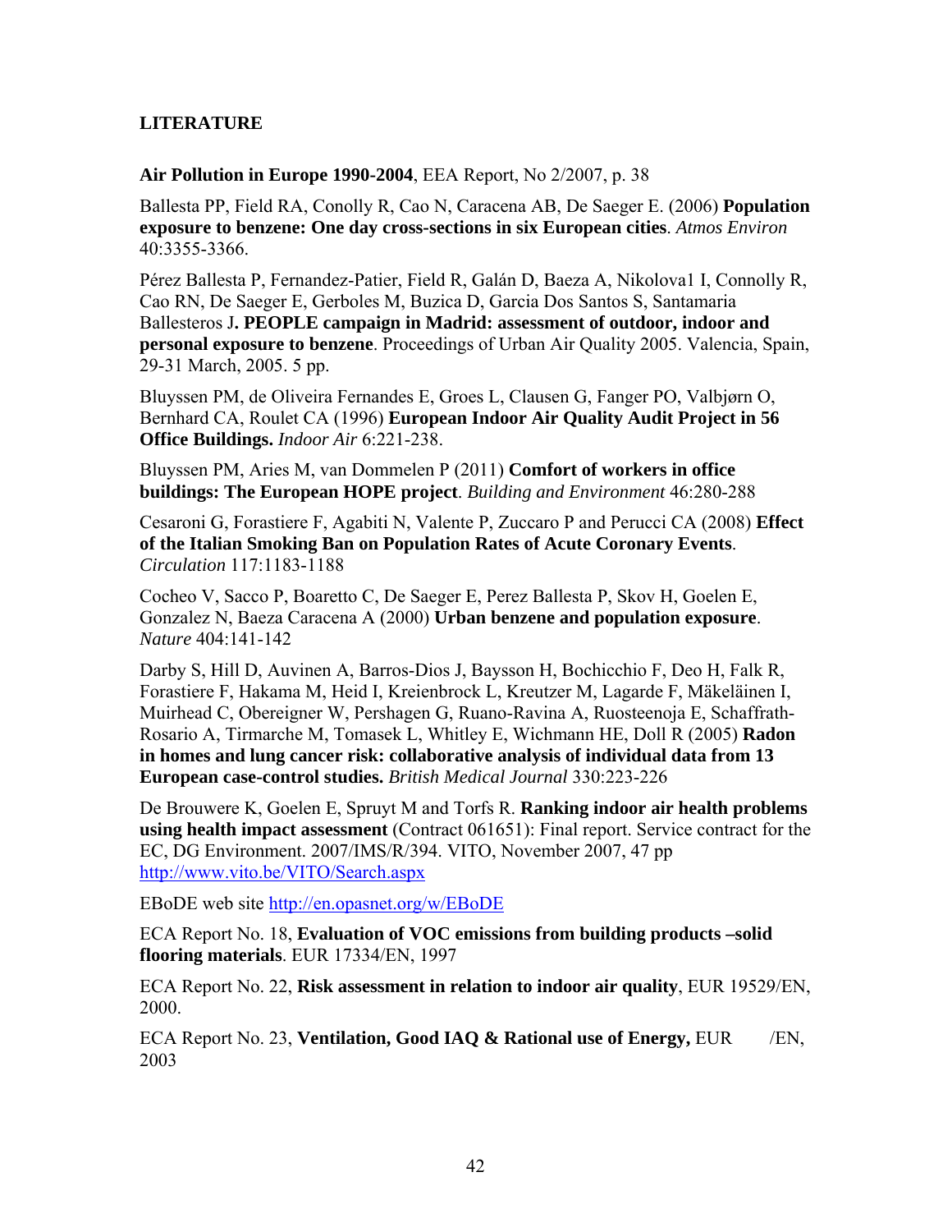## LITERATURE

**Air Pollution in Europe 1990-2004**, EEA Report, No 2/2007, p. 38

Ballesta PP, Field RA, Conolly R, Cao N, Caracena AB, De Saeger E. (2006) **Population exposure to benzene: One day cross-sections in six European cities**. *Atmos Environ* 40:3355-3366.

Pérez Ballesta P, Fernandez-Patier, Field R, Galán D, Baeza A, Nikolova1 I, Connolly R, Cao RN, De Saeger E, Gerboles M, Buzica D, Garcia Dos Santos S, Santamaria Ballesteros J**. PEOPLE campaign in Madrid: assessment of outdoor, indoor and personal exposure to benzene**. Proceedings of Urban Air Quality 2005. Valencia, Spain, 29-31 March, 2005. 5 pp.

Bluyssen PM, de Oliveira Fernandes E, Groes L, Clausen G, Fanger PO, Valbjørn O, Bernhard CA, Roulet CA (1996) **European Indoor Air Quality Audit Project in 56 Office Buildings.** *Indoor Air* 6:221-238.

Bluyssen PM, Aries M, van Dommelen P (2011) **Comfort of workers in office buildings: The European HOPE project**. *Building and Environment* 46:280-288

Cesaroni G, Forastiere F, Agabiti N, Valente P, Zuccaro P and Perucci CA (2008) **Effect of the Italian Smoking Ban on Population Rates of Acute Coronary Events**. *Circulation* 117:1183-1188

Cocheo V, Sacco P, Boaretto C, De Saeger E, Perez Ballesta P, Skov H, Goelen E, Gonzalez N, Baeza Caracena A (2000) **Urban benzene and population exposure**. *Nature* 404:141-142

Darby S, Hill D, Auvinen A, Barros-Dios J, Baysson H, Bochicchio F, Deo H, Falk R, Forastiere F, Hakama M, Heid I, Kreienbrock L, Kreutzer M, Lagarde F, Mäkeläinen I, Muirhead C, Obereigner W, Pershagen G, Ruano-Ravina A, Ruosteenoja E, Schaffrath-Rosario A, Tirmarche M, Tomasek L, Whitley E, Wichmann HE, Doll R (2005) **Radon in homes and lung cancer risk: collaborative analysis of individual data from 13 European case-control studies.** *British Medical Journal* 330:223-226

De Brouwere K, Goelen E, Spruyt M and Torfs R. **Ranking indoor air health problems using health impact assessment** (Contract 061651): Final report. Service contract for the EC, DG Environment. 2007/IMS/R/394. VITO, November 2007, 47 pp http://www.vito.be/VITO/Search.aspx

EBoDE web site http://en.opasnet.org/w/EBoDE

ECA Report No. 18, **Evaluation of VOC emissions from building products –solid flooring materials**. EUR 17334/EN, 1997

ECA Report No. 22, **Risk assessment in relation to indoor air quality**, EUR 19529/EN, 2000.

ECA Report No. 23, **Ventilation, Good IAQ & Rational use of Energy,** EUR /EN, 2003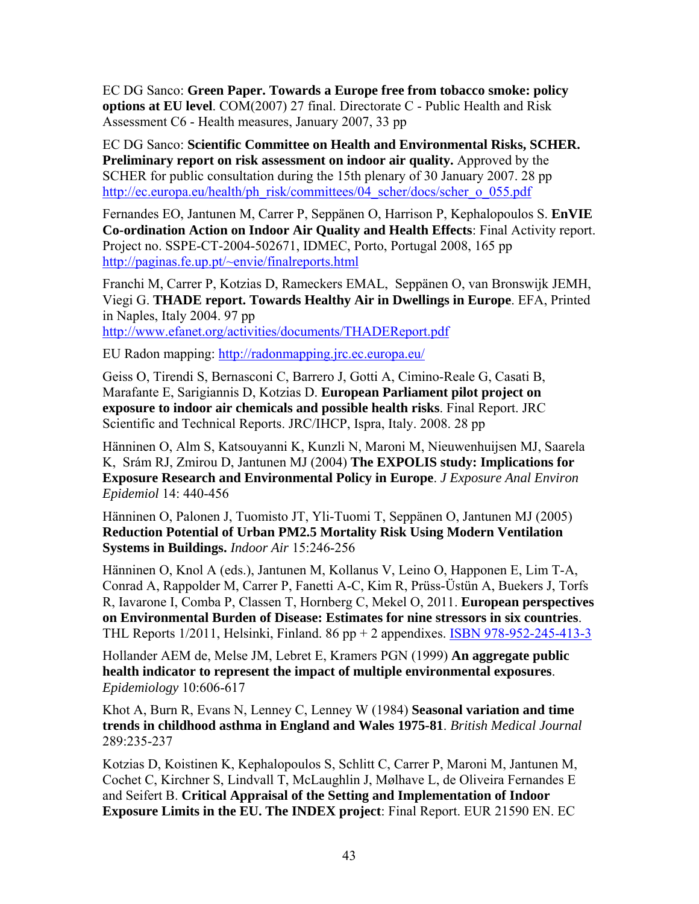EC DG Sanco: **Green Paper. Towards a Europe free from tobacco smoke: policy options at EU level**. COM(2007) 27 final. Directorate C - Public Health and Risk Assessment C6 - Health measures, January 2007, 33 pp

EC DG Sanco: **Scientific Committee on Health and Environmental Risks, SCHER. Preliminary report on risk assessment on indoor air quality.** Approved by the SCHER for public consultation during the 15th plenary of 30 January 2007. 28 pp http://ec.europa.eu/health/ph_risk/committees/04_scher/docs/scher_o_055.pdf

Fernandes EO, Jantunen M, Carrer P, Seppänen O, Harrison P, Kephalopoulos S. **EnVIE Co-ordination Action on Indoor Air Quality and Health Effects**: Final Activity report. Project no. SSPE-CT-2004-502671, IDMEC, Porto, Portugal 2008, 165 pp http://paginas.fe.up.pt/~envie/finalreports.html

Franchi M, Carrer P, Kotzias D, Rameckers EMAL, Seppänen O, van Bronswijk JEMH, Viegi G. **THADE report. Towards Healthy Air in Dwellings in Europe**. EFA, Printed in Naples, Italy 2004. 97 pp
http://www.efanet.org/activities/documents/THADEReport.pdf

EU Radon mapping: http://radonmapping.jrc.ec.europa.eu/

Geiss O, Tirendi S, Bernasconi C, Barrero J, Gotti A, Cimino-Reale G, Casati B, Marafante E, Sarigiannis D, Kotzias D. **European Parliament pilot project on exposure to indoor air chemicals and possible health risks**. Final Report. JRC Scientific and Technical Reports. JRC/IHCP, Ispra, Italy. 2008. 28 pp

Hänninen O, Alm S, Katsouyanni K, Kunzli N, Maroni M, Nieuwenhuijsen MJ, Saarela K, Srám RJ, Zmirou D, Jantunen MJ (2004) **The EXPOLIS study: Implications for Exposure Research and Environmental Policy in Europe**. *J Exposure Anal Environ Epidemiol* 14: 440-456

Hänninen O, Palonen J, Tuomisto JT, Yli-Tuomi T, Seppänen O, Jantunen MJ (2005) **Reduction Potential of Urban PM2.5 Mortality Risk Using Modern Ventilation Systems in Buildings.** *Indoor Air* 15:246-256

Hänninen O, Knol A (eds.), Jantunen M, Kollanus V, Leino O, Happonen E, Lim T-A, Conrad A, Rappolder M, Carrer P, Fanetti A-C, Kim R, Prüss-Üstün A, Buekers J, Torfs R, Iavarone I, Comba P, Classen T, Hornberg C, Mekel O, 2011. **European perspectives on Environmental Burden of Disease: Estimates for nine stressors in six countries**. THL Reports 1/2011, Helsinki, Finland. 86 pp + 2 appendixes. ISBN 978-952-245-413-3

Hollander AEM de, Melse JM, Lebret E, Kramers PGN (1999) **An aggregate public health indicator to represent the impact of multiple environmental exposures**. *Epidemiology* 10:606-617

Khot A, Burn R, Evans N, Lenney C, Lenney W (1984) **Seasonal variation and time trends in childhood asthma in England and Wales 1975-81**. *British Medical Journal* 289:235-237

Kotzias D, Koistinen K, Kephalopoulos S, Schlitt C, Carrer P, Maroni M, Jantunen M, Cochet C, Kirchner S, Lindvall T, McLaughlin J, Mølhave L, de Oliveira Fernandes E and Seifert B. **Critical Appraisal of the Setting and Implementation of Indoor Exposure Limits in the EU. The INDEX project**: Final Report. EUR 21590 EN. EC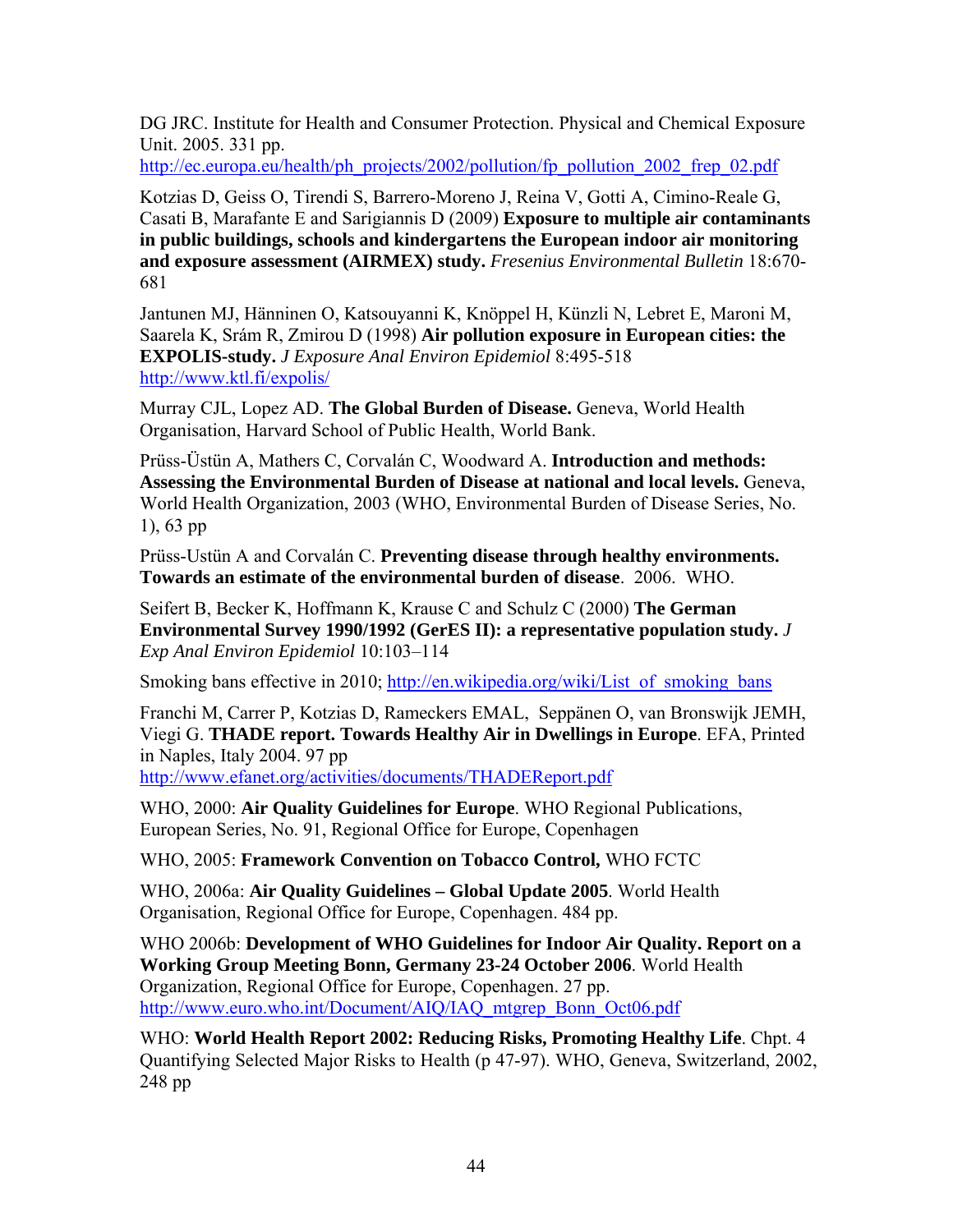DG JRC. Institute for Health and Consumer Protection. Physical and Chemical Exposure Unit. 2005. 331 pp.
http://ec.europa.eu/health/ph_projects/2002/pollution/fp_pollution_2002_frep_02.pdf

Kotzias D, Geiss O, Tirendi S, Barrero-Moreno J, Reina V, Gotti A, Cimino-Reale G, Casati B, Marafante E and Sarigiannis D (2009) **Exposure to multiple air contaminants in public buildings, schools and kindergartens the European indoor air monitoring and exposure assessment (AIRMEX) study.** *Fresenius Environmental Bulletin* 18:670-681

Jantunen MJ, Hänninen O, Katsouyanni K, Knöppel H, Künzli N, Lebret E, Maroni M, Saarela K, Srám R, Zmirou D (1998) **Air pollution exposure in European cities: the EXPOLIS-study.** *J Exposure Anal Environ Epidemiol* 8:495-518
http://www.ktl.fi/expolis/

Murray CJL, Lopez AD. **The Global Burden of Disease.** Geneva, World Health Organisation, Harvard School of Public Health, World Bank.

Prüss-Üstün A, Mathers C, Corvalán C, Woodward A. **Introduction and methods: Assessing the Environmental Burden of Disease at national and local levels.** Geneva, World Health Organization, 2003 (WHO, Environmental Burden of Disease Series, No. 1), 63 pp

Prüss-Ustün A and Corvalán C. **Preventing disease through healthy environments. Towards an estimate of the environmental burden of disease**. 2006. WHO.

Seifert B, Becker K, Hoffmann K, Krause C and Schulz C (2000) **The German Environmental Survey 1990/1992 (GerES II): a representative population study.** *J Exp Anal Environ Epidemiol* 10:103–114

Smoking bans effective in 2010; http://en.wikipedia.org/wiki/List_of_smoking_bans

Franchi M, Carrer P, Kotzias D, Rameckers EMAL, Seppänen O, van Bronswijk JEMH, Viegi G. **THADE report. Towards Healthy Air in Dwellings in Europe**. EFA, Printed in Naples, Italy 2004. 97 pp
http://www.efanet.org/activities/documents/THADEReport.pdf

WHO, 2000: **Air Quality Guidelines for Europe**. WHO Regional Publications, European Series, No. 91, Regional Office for Europe, Copenhagen

WHO, 2005: **Framework Convention on Tobacco Control,** WHO FCTC

WHO, 2006a: **Air Quality Guidelines – Global Update 2005**. World Health Organisation, Regional Office for Europe, Copenhagen. 484 pp.

WHO 2006b: **Development of WHO Guidelines for Indoor Air Quality. Report on a Working Group Meeting Bonn, Germany 23-24 October 2006**. World Health Organization, Regional Office for Europe, Copenhagen. 27 pp.
http://www.euro.who.int/Document/AIQ/IAQ_mtgrep_Bonn_Oct06.pdf

WHO: **World Health Report 2002: Reducing Risks, Promoting Healthy Life**. Chpt. 4 Quantifying Selected Major Risks to Health (p 47-97). WHO, Geneva, Switzerland, 2002, 248 pp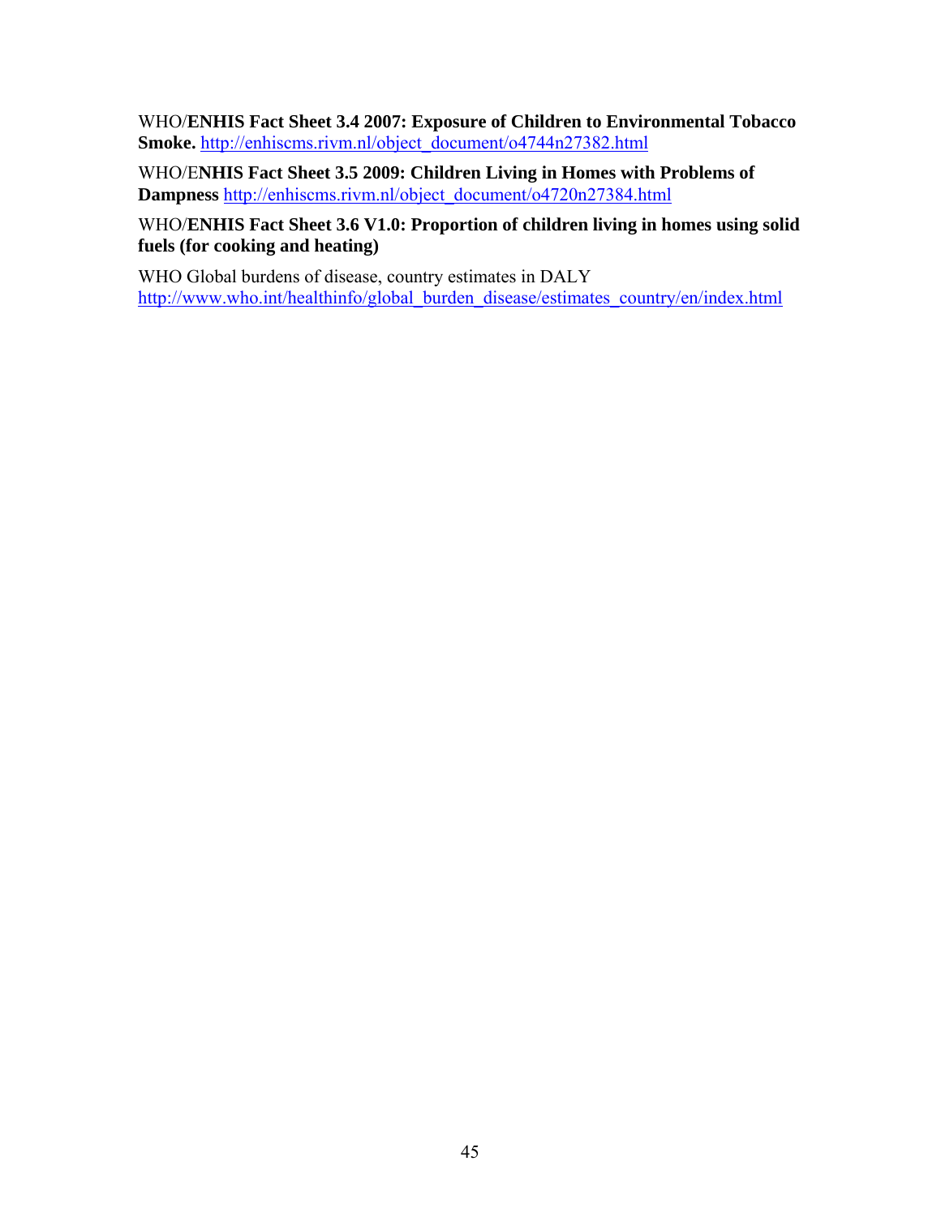WHO/**ENHIS Fact Sheet 3.4 2007: Exposure of Children to Environmental Tobacco Smoke.** http://enhiscms.rivm.nl/object_document/o4744n27382.html

WHO/E**NHIS Fact Sheet 3.5 2009: Children Living in Homes with Problems of Dampness** http://enhiscms.rivm.nl/object_document/o4720n27384.html

WHO/**ENHIS Fact Sheet 3.6 V1.0: Proportion of children living in homes using solid fuels (for cooking and heating)**

WHO Global burdens of disease, country estimates in DALY http://www.who.int/healthinfo/global_burden_disease/estimates_country/en/index.html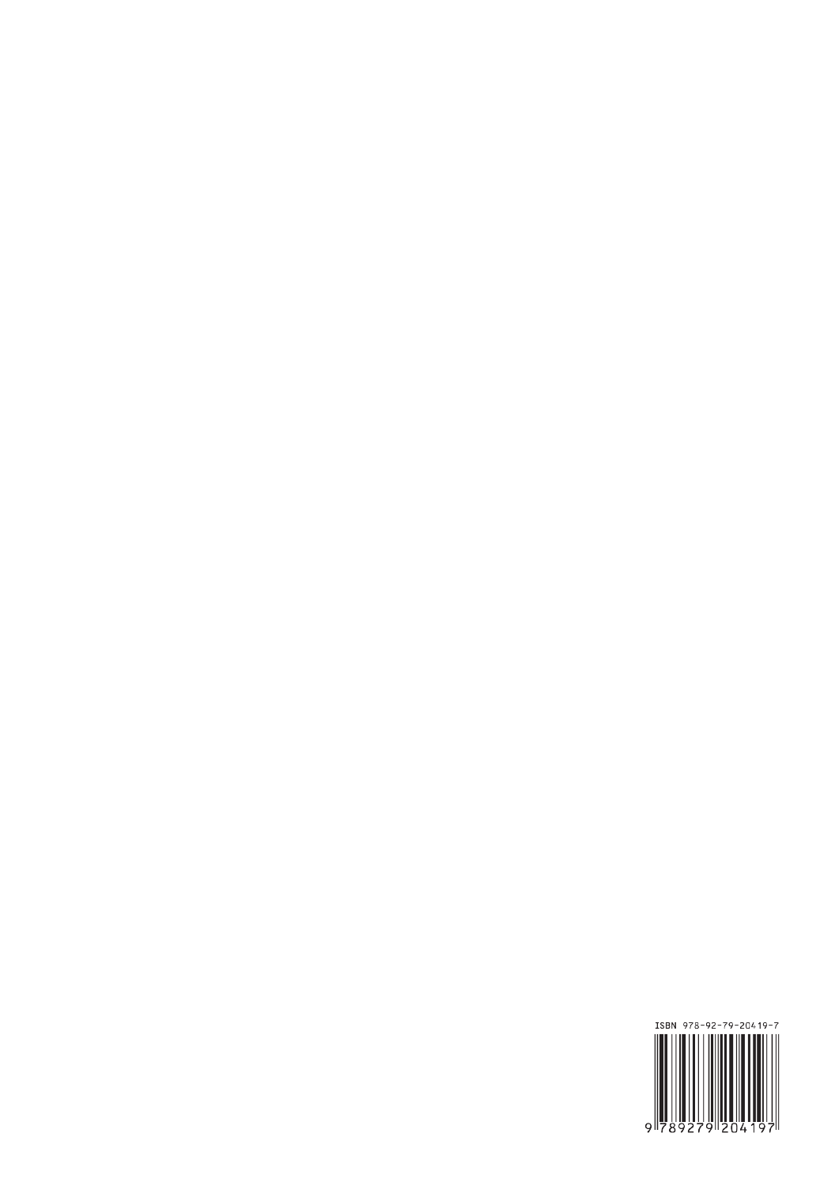ISBN 978-92-79-20419-7

9 789279 204197